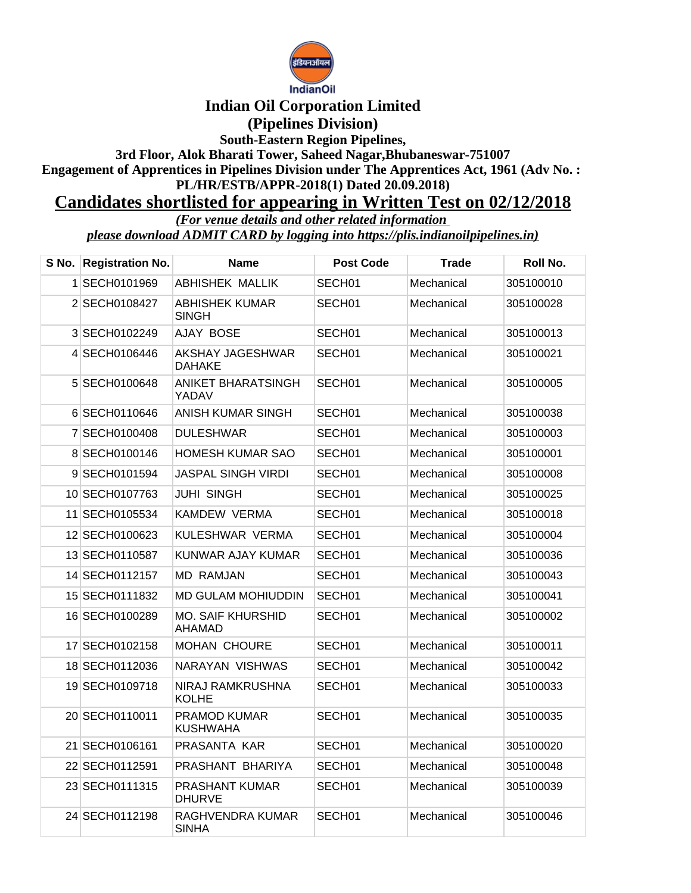IndianOil

# Indian Oil Corporation Limited

## (Pipelines Division)

**South-Eastern Region Pipelines,**

**3rd Floor, Alok Bharati Tower, Saheed Nagar,Bhubaneswar-751007**

**Engagement of Apprentices in Pipelines Division under The Apprentices Act, 1961 (Adv No. : PL/HR/ESTB/APPR-2018(1) Dated 20.09.2018)**

## Candidates shortlisted for appearing in Written Test on 02/12/2018

*(For venue details and other related information please download ADMIT CARD by logging into https://plis.indianoilpipelines.in)*

| S No. | Registration No. | Name | Post Code | Trade | Roll No. |
|---|---|---|---|---|---|
| 1 | SECH0101969 | ABHISHEK MALLIK | SECH01 | Mechanical | 305100010 |
| 2 | SECH0108427 | ABHISHEK KUMAR SINGH | SECH01 | Mechanical | 305100028 |
| 3 | SECH0102249 | AJAY BOSE | SECH01 | Mechanical | 305100013 |
| 4 | SECH0106446 | AKSHAY JAGESHWAR DAHAKE | SECH01 | Mechanical | 305100021 |
| 5 | SECH0100648 | ANIKET BHARATSINGH YADAV | SECH01 | Mechanical | 305100005 |
| 6 | SECH0110646 | ANISH KUMAR SINGH | SECH01 | Mechanical | 305100038 |
| 7 | SECH0100408 | DULESHWAR | SECH01 | Mechanical | 305100003 |
| 8 | SECH0100146 | HOMESH KUMAR SAO | SECH01 | Mechanical | 305100001 |
| 9 | SECH0101594 | JASPAL SINGH VIRDI | SECH01 | Mechanical | 305100008 |
| 10 | SECH0107763 | JUHI SINGH | SECH01 | Mechanical | 305100025 |
| 11 | SECH0105534 | KAMDEW VERMA | SECH01 | Mechanical | 305100018 |
| 12 | SECH0100623 | KULESHWAR VERMA | SECH01 | Mechanical | 305100004 |
| 13 | SECH0110587 | KUNWAR AJAY KUMAR | SECH01 | Mechanical | 305100036 |
| 14 | SECH0112157 | MD RAMJAN | SECH01 | Mechanical | 305100043 |
| 15 | SECH0111832 | MD GULAM MOHIUDDIN | SECH01 | Mechanical | 305100041 |
| 16 | SECH0100289 | MO. SAIF KHURSHID AHAMAD | SECH01 | Mechanical | 305100002 |
| 17 | SECH0102158 | MOHAN CHOURE | SECH01 | Mechanical | 305100011 |
| 18 | SECH0112036 | NARAYAN VISHWAS | SECH01 | Mechanical | 305100042 |
| 19 | SECH0109718 | NIRAJ RAMKRUSHNA KOLHE | SECH01 | Mechanical | 305100033 |
| 20 | SECH0110011 | PRAMOD KUMAR KUSHWAHA | SECH01 | Mechanical | 305100035 |
| 21 | SECH0106161 | PRASANTA KAR | SECH01 | Mechanical | 305100020 |
| 22 | SECH0112591 | PRASHANT BHARIYA | SECH01 | Mechanical | 305100048 |
| 23 | SECH0111315 | PRASHANT KUMAR DHURVE | SECH01 | Mechanical | 305100039 |
| 24 | SECH0112198 | RAGHVENDRA KUMAR SINHA | SECH01 | Mechanical | 305100046 |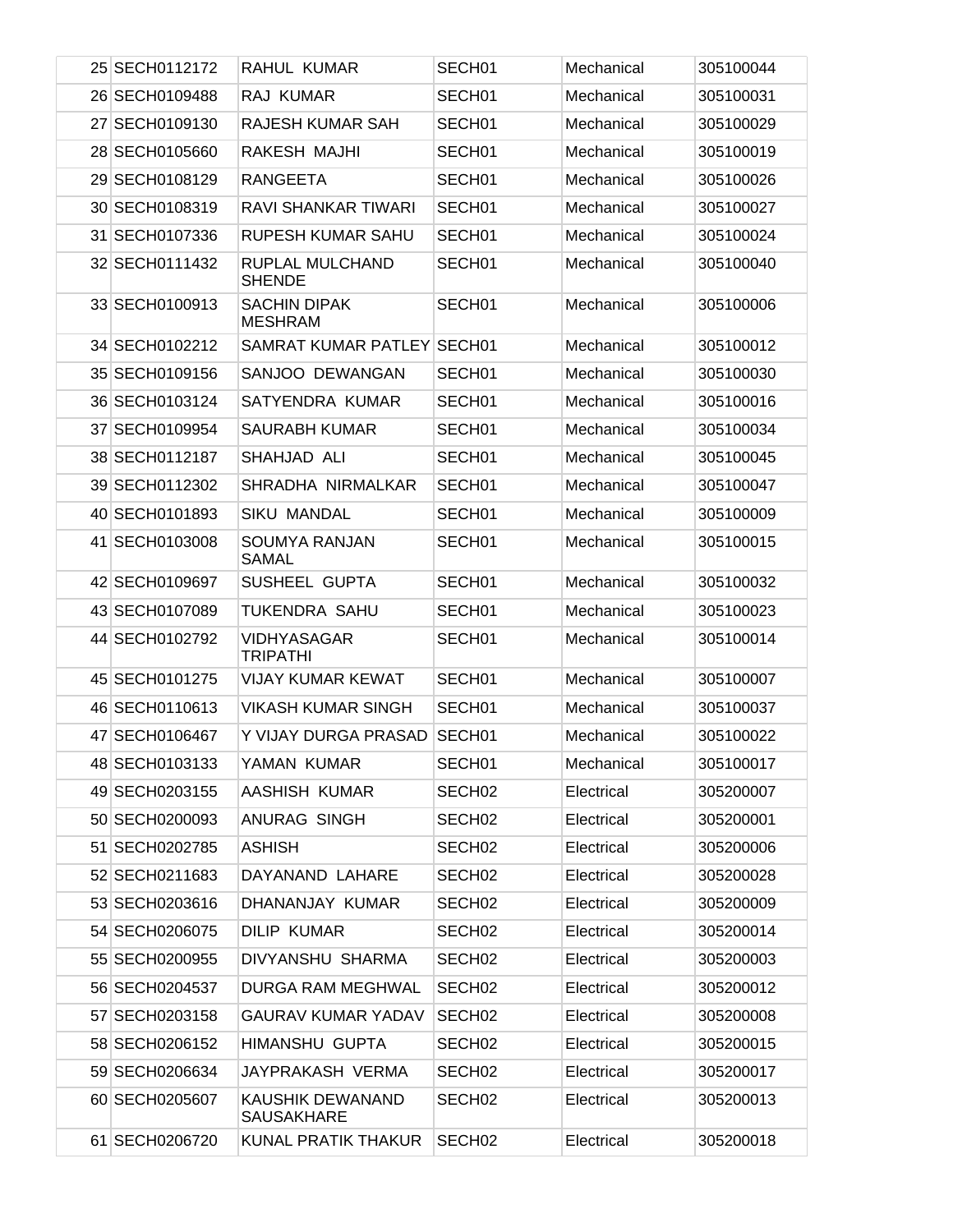| | | | | | |
|---|---|---|---|---|---|
| 25 | SECH0112172 | RAHUL KUMAR | SECH01 | Mechanical | 305100044 |
| 26 | SECH0109488 | RAJ KUMAR | SECH01 | Mechanical | 305100031 |
| 27 | SECH0109130 | RAJESH KUMAR SAH | SECH01 | Mechanical | 305100029 |
| 28 | SECH0105660 | RAKESH MAJHI | SECH01 | Mechanical | 305100019 |
| 29 | SECH0108129 | RANGEETA | SECH01 | Mechanical | 305100026 |
| 30 | SECH0108319 | RAVI SHANKAR TIWARI | SECH01 | Mechanical | 305100027 |
| 31 | SECH0107336 | RUPESH KUMAR SAHU | SECH01 | Mechanical | 305100024 |
| 32 | SECH0111432 | RUPLAL MULCHAND SHENDE | SECH01 | Mechanical | 305100040 |
| 33 | SECH0100913 | SACHIN DIPAK MESHRAM | SECH01 | Mechanical | 305100006 |
| 34 | SECH0102212 | SAMRAT KUMAR PATLEY | SECH01 | Mechanical | 305100012 |
| 35 | SECH0109156 | SANJOO DEWANGAN | SECH01 | Mechanical | 305100030 |
| 36 | SECH0103124 | SATYENDRA KUMAR | SECH01 | Mechanical | 305100016 |
| 37 | SECH0109954 | SAURABH KUMAR | SECH01 | Mechanical | 305100034 |
| 38 | SECH0112187 | SHAHJAD ALI | SECH01 | Mechanical | 305100045 |
| 39 | SECH0112302 | SHRADHA NIRMALKAR | SECH01 | Mechanical | 305100047 |
| 40 | SECH0101893 | SIKU MANDAL | SECH01 | Mechanical | 305100009 |
| 41 | SECH0103008 | SOUMYA RANJAN SAMAL | SECH01 | Mechanical | 305100015 |
| 42 | SECH0109697 | SUSHEEL GUPTA | SECH01 | Mechanical | 305100032 |
| 43 | SECH0107089 | TUKENDRA SAHU | SECH01 | Mechanical | 305100023 |
| 44 | SECH0102792 | VIDHYASAGAR TRIPATHI | SECH01 | Mechanical | 305100014 |
| 45 | SECH0101275 | VIJAY KUMAR KEWAT | SECH01 | Mechanical | 305100007 |
| 46 | SECH0110613 | VIKASH KUMAR SINGH | SECH01 | Mechanical | 305100037 |
| 47 | SECH0106467 | Y VIJAY DURGA PRASAD | SECH01 | Mechanical | 305100022 |
| 48 | SECH0103133 | YAMAN KUMAR | SECH01 | Mechanical | 305100017 |
| 49 | SECH0203155 | AASHISH KUMAR | SECH02 | Electrical | 305200007 |
| 50 | SECH0200093 | ANURAG SINGH | SECH02 | Electrical | 305200001 |
| 51 | SECH0202785 | ASHISH | SECH02 | Electrical | 305200006 |
| 52 | SECH0211683 | DAYANAND LAHARE | SECH02 | Electrical | 305200028 |
| 53 | SECH0203616 | DHANANJAY KUMAR | SECH02 | Electrical | 305200009 |
| 54 | SECH0206075 | DILIP KUMAR | SECH02 | Electrical | 305200014 |
| 55 | SECH0200955 | DIVYANSHU SHARMA | SECH02 | Electrical | 305200003 |
| 56 | SECH0204537 | DURGA RAM MEGHWAL | SECH02 | Electrical | 305200012 |
| 57 | SECH0203158 | GAURAV KUMAR YADAV | SECH02 | Electrical | 305200008 |
| 58 | SECH0206152 | HIMANSHU GUPTA | SECH02 | Electrical | 305200015 |
| 59 | SECH0206634 | JAYPRAKASH VERMA | SECH02 | Electrical | 305200017 |
| 60 | SECH0205607 | KAUSHIK DEWANAND SAUSAKHARE | SECH02 | Electrical | 305200013 |
| 61 | SECH0206720 | KUNAL PRATIK THAKUR | SECH02 | Electrical | 305200018 |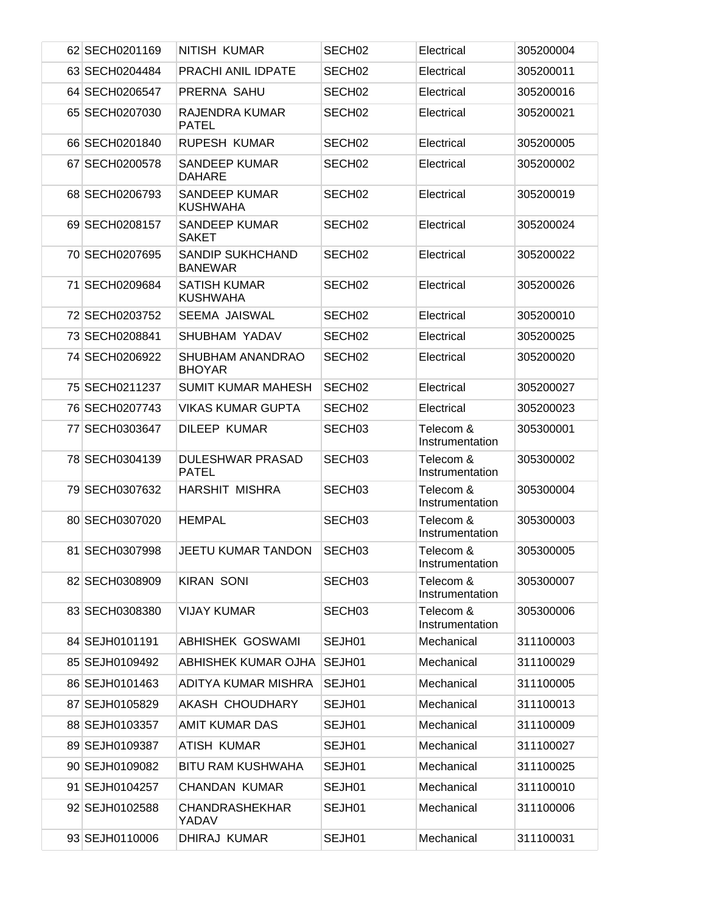| 62 | SECH0201169 | NITISH KUMAR | SECH02 | Electrical | 305200004 |
|---|---|---|---|---|---|
| 63 | SECH0204484 | PRACHI ANIL IDPATE | SECH02 | Electrical | 305200011 |
| 64 | SECH0206547 | PRERNA SAHU | SECH02 | Electrical | 305200016 |
| 65 | SECH0207030 | RAJENDRA KUMAR PATEL | SECH02 | Electrical | 305200021 |
| 66 | SECH0201840 | RUPESH KUMAR | SECH02 | Electrical | 305200005 |
| 67 | SECH0200578 | SANDEEP KUMAR DAHARE | SECH02 | Electrical | 305200002 |
| 68 | SECH0206793 | SANDEEP KUMAR KUSHWAHA | SECH02 | Electrical | 305200019 |
| 69 | SECH0208157 | SANDEEP KUMAR SAKET | SECH02 | Electrical | 305200024 |
| 70 | SECH0207695 | SANDIP SUKHCHAND BANEWAR | SECH02 | Electrical | 305200022 |
| 71 | SECH0209684 | SATISH KUMAR KUSHWAHA | SECH02 | Electrical | 305200026 |
| 72 | SECH0203752 | SEEMA JAISWAL | SECH02 | Electrical | 305200010 |
| 73 | SECH0208841 | SHUBHAM YADAV | SECH02 | Electrical | 305200025 |
| 74 | SECH0206922 | SHUBHAM ANANDRAO BHOYAR | SECH02 | Electrical | 305200020 |
| 75 | SECH0211237 | SUMIT KUMAR MAHESH | SECH02 | Electrical | 305200027 |
| 76 | SECH0207743 | VIKAS KUMAR GUPTA | SECH02 | Electrical | 305200023 |
| 77 | SECH0303647 | DILEEP KUMAR | SECH03 | Telecom & Instrumentation | 305300001 |
| 78 | SECH0304139 | DULESHWAR PRASAD PATEL | SECH03 | Telecom & Instrumentation | 305300002 |
| 79 | SECH0307632 | HARSHIT MISHRA | SECH03 | Telecom & Instrumentation | 305300004 |
| 80 | SECH0307020 | HEMPAL | SECH03 | Telecom & Instrumentation | 305300003 |
| 81 | SECH0307998 | JEETU KUMAR TANDON | SECH03 | Telecom & Instrumentation | 305300005 |
| 82 | SECH0308909 | KIRAN SONI | SECH03 | Telecom & Instrumentation | 305300007 |
| 83 | SECH0308380 | VIJAY KUMAR | SECH03 | Telecom & Instrumentation | 305300006 |
| 84 | SEJH0101191 | ABHISHEK GOSWAMI | SEJH01 | Mechanical | 311100003 |
| 85 | SEJH0109492 | ABHISHEK KUMAR OJHA | SEJH01 | Mechanical | 311100029 |
| 86 | SEJH0101463 | ADITYA KUMAR MISHRA | SEJH01 | Mechanical | 311100005 |
| 87 | SEJH0105829 | AKASH CHOUDHARY | SEJH01 | Mechanical | 311100013 |
| 88 | SEJH0103357 | AMIT KUMAR DAS | SEJH01 | Mechanical | 311100009 |
| 89 | SEJH0109387 | ATISH KUMAR | SEJH01 | Mechanical | 311100027 |
| 90 | SEJH0109082 | BITU RAM KUSHWAHA | SEJH01 | Mechanical | 311100025 |
| 91 | SEJH0104257 | CHANDAN KUMAR | SEJH01 | Mechanical | 311100010 |
| 92 | SEJH0102588 | CHANDRASHEKHAR YADAV | SEJH01 | Mechanical | 311100006 |
| 93 | SEJH0110006 | DHIRAJ KUMAR | SEJH01 | Mechanical | 311100031 |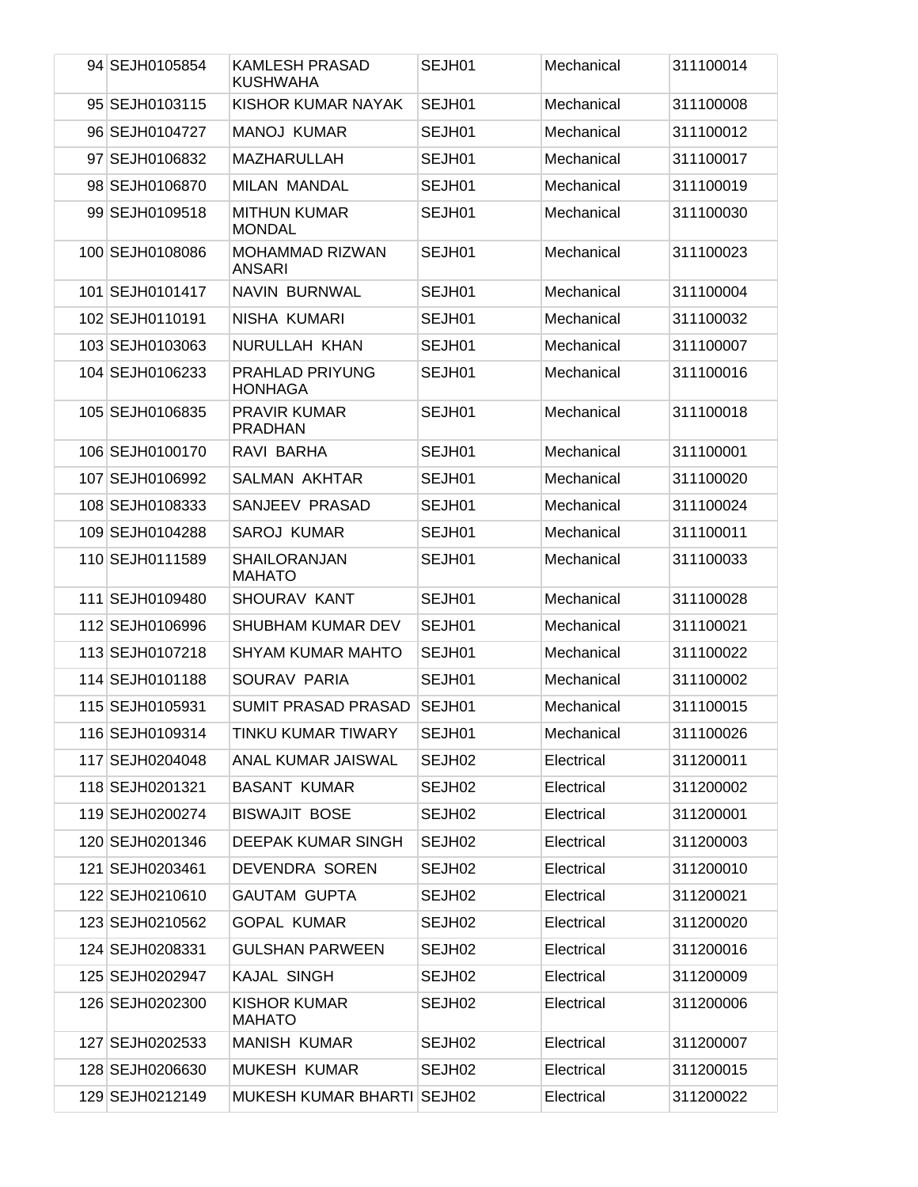| 94 | SEJH0105854 | KAMLESH PRASAD KUSHWAHA | SEJH01 | Mechanical | 311100014 |
|---|---|---|---|---|---|
| 95 | SEJH0103115 | KISHOR KUMAR NAYAK | SEJH01 | Mechanical | 311100008 |
| 96 | SEJH0104727 | MANOJ KUMAR | SEJH01 | Mechanical | 311100012 |
| 97 | SEJH0106832 | MAZHARULLAH | SEJH01 | Mechanical | 311100017 |
| 98 | SEJH0106870 | MILAN MANDAL | SEJH01 | Mechanical | 311100019 |
| 99 | SEJH0109518 | MITHUN KUMAR MONDAL | SEJH01 | Mechanical | 311100030 |
| 100 | SEJH0108086 | MOHAMMAD RIZWAN ANSARI | SEJH01 | Mechanical | 311100023 |
| 101 | SEJH0101417 | NAVIN BURNWAL | SEJH01 | Mechanical | 311100004 |
| 102 | SEJH0110191 | NISHA KUMARI | SEJH01 | Mechanical | 311100032 |
| 103 | SEJH0103063 | NURULLAH KHAN | SEJH01 | Mechanical | 311100007 |
| 104 | SEJH0106233 | PRAHLAD PRIYUNG HONHAGA | SEJH01 | Mechanical | 311100016 |
| 105 | SEJH0106835 | PRAVIR KUMAR PRADHAN | SEJH01 | Mechanical | 311100018 |
| 106 | SEJH0100170 | RAVI BARHA | SEJH01 | Mechanical | 311100001 |
| 107 | SEJH0106992 | SALMAN AKHTAR | SEJH01 | Mechanical | 311100020 |
| 108 | SEJH0108333 | SANJEEV PRASAD | SEJH01 | Mechanical | 311100024 |
| 109 | SEJH0104288 | SAROJ KUMAR | SEJH01 | Mechanical | 311100011 |
| 110 | SEJH0111589 | SHAILORANJAN MAHATO | SEJH01 | Mechanical | 311100033 |
| 111 | SEJH0109480 | SHOURAV KANT | SEJH01 | Mechanical | 311100028 |
| 112 | SEJH0106996 | SHUBHAM KUMAR DEV | SEJH01 | Mechanical | 311100021 |
| 113 | SEJH0107218 | SHYAM KUMAR MAHTO | SEJH01 | Mechanical | 311100022 |
| 114 | SEJH0101188 | SOURAV PARIA | SEJH01 | Mechanical | 311100002 |
| 115 | SEJH0105931 | SUMIT PRASAD PRASAD | SEJH01 | Mechanical | 311100015 |
| 116 | SEJH0109314 | TINKU KUMAR TIWARY | SEJH01 | Mechanical | 311100026 |
| 117 | SEJH0204048 | ANAL KUMAR JAISWAL | SEJH02 | Electrical | 311200011 |
| 118 | SEJH0201321 | BASANT KUMAR | SEJH02 | Electrical | 311200002 |
| 119 | SEJH0200274 | BISWAJIT BOSE | SEJH02 | Electrical | 311200001 |
| 120 | SEJH0201346 | DEEPAK KUMAR SINGH | SEJH02 | Electrical | 311200003 |
| 121 | SEJH0203461 | DEVENDRA SOREN | SEJH02 | Electrical | 311200010 |
| 122 | SEJH0210610 | GAUTAM GUPTA | SEJH02 | Electrical | 311200021 |
| 123 | SEJH0210562 | GOPAL KUMAR | SEJH02 | Electrical | 311200020 |
| 124 | SEJH0208331 | GULSHAN PARWEEN | SEJH02 | Electrical | 311200016 |
| 125 | SEJH0202947 | KAJAL SINGH | SEJH02 | Electrical | 311200009 |
| 126 | SEJH0202300 | KISHOR KUMAR MAHATO | SEJH02 | Electrical | 311200006 |
| 127 | SEJH0202533 | MANISH KUMAR | SEJH02 | Electrical | 311200007 |
| 128 | SEJH0206630 | MUKESH KUMAR | SEJH02 | Electrical | 311200015 |
| 129 | SEJH0212149 | MUKESH KUMAR BHARTI | SEJH02 | Electrical | 311200022 |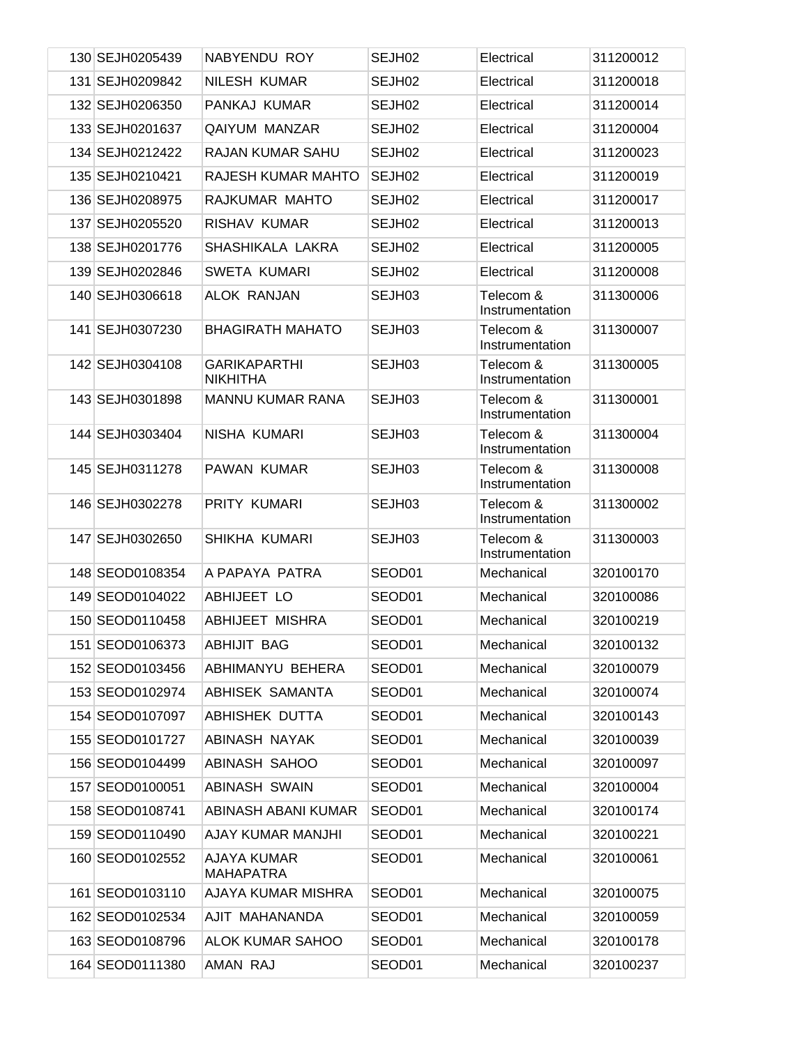| | | | | | |
|---|---|---|---|---|---|
| 130 | SEJH0205439 | NABYENDU ROY | SEJH02 | Electrical | 311200012 |
| 131 | SEJH0209842 | NILESH KUMAR | SEJH02 | Electrical | 311200018 |
| 132 | SEJH0206350 | PANKAJ KUMAR | SEJH02 | Electrical | 311200014 |
| 133 | SEJH0201637 | QAIYUM MANZAR | SEJH02 | Electrical | 311200004 |
| 134 | SEJH0212422 | RAJAN KUMAR SAHU | SEJH02 | Electrical | 311200023 |
| 135 | SEJH0210421 | RAJESH KUMAR MAHTO | SEJH02 | Electrical | 311200019 |
| 136 | SEJH0208975 | RAJKUMAR MAHTO | SEJH02 | Electrical | 311200017 |
| 137 | SEJH0205520 | RISHAV KUMAR | SEJH02 | Electrical | 311200013 |
| 138 | SEJH0201776 | SHASHIKALA LAKRA | SEJH02 | Electrical | 311200005 |
| 139 | SEJH0202846 | SWETA KUMARI | SEJH02 | Electrical | 311200008 |
| 140 | SEJH0306618 | ALOK RANJAN | SEJH03 | Telecom & Instrumentation | 311300006 |
| 141 | SEJH0307230 | BHAGIRATH MAHATO | SEJH03 | Telecom & Instrumentation | 311300007 |
| 142 | SEJH0304108 | GARIKAPARTHI NIKHITHA | SEJH03 | Telecom & Instrumentation | 311300005 |
| 143 | SEJH0301898 | MANNU KUMAR RANA | SEJH03 | Telecom & Instrumentation | 311300001 |
| 144 | SEJH0303404 | NISHA KUMARI | SEJH03 | Telecom & Instrumentation | 311300004 |
| 145 | SEJH0311278 | PAWAN KUMAR | SEJH03 | Telecom & Instrumentation | 311300008 |
| 146 | SEJH0302278 | PRITY KUMARI | SEJH03 | Telecom & Instrumentation | 311300002 |
| 147 | SEJH0302650 | SHIKHA KUMARI | SEJH03 | Telecom & Instrumentation | 311300003 |
| 148 | SEOD0108354 | A PAPAYA PATRA | SEOD01 | Mechanical | 320100170 |
| 149 | SEOD0104022 | ABHIJEET LO | SEOD01 | Mechanical | 320100086 |
| 150 | SEOD0110458 | ABHIJEET MISHRA | SEOD01 | Mechanical | 320100219 |
| 151 | SEOD0106373 | ABHIJIT BAG | SEOD01 | Mechanical | 320100132 |
| 152 | SEOD0103456 | ABHIMANYU BEHERA | SEOD01 | Mechanical | 320100079 |
| 153 | SEOD0102974 | ABHISEK SAMANTA | SEOD01 | Mechanical | 320100074 |
| 154 | SEOD0107097 | ABHISHEK DUTTA | SEOD01 | Mechanical | 320100143 |
| 155 | SEOD0101727 | ABINASH NAYAK | SEOD01 | Mechanical | 320100039 |
| 156 | SEOD0104499 | ABINASH SAHOO | SEOD01 | Mechanical | 320100097 |
| 157 | SEOD0100051 | ABINASH SWAIN | SEOD01 | Mechanical | 320100004 |
| 158 | SEOD0108741 | ABINASH ABANI KUMAR | SEOD01 | Mechanical | 320100174 |
| 159 | SEOD0110490 | AJAY KUMAR MANJHI | SEOD01 | Mechanical | 320100221 |
| 160 | SEOD0102552 | AJAYA KUMAR MAHAPATRA | SEOD01 | Mechanical | 320100061 |
| 161 | SEOD0103110 | AJAYA KUMAR MISHRA | SEOD01 | Mechanical | 320100075 |
| 162 | SEOD0102534 | AJIT MAHANANDA | SEOD01 | Mechanical | 320100059 |
| 163 | SEOD0108796 | ALOK KUMAR SAHOO | SEOD01 | Mechanical | 320100178 |
| 164 | SEOD0111380 | AMAN RAJ | SEOD01 | Mechanical | 320100237 |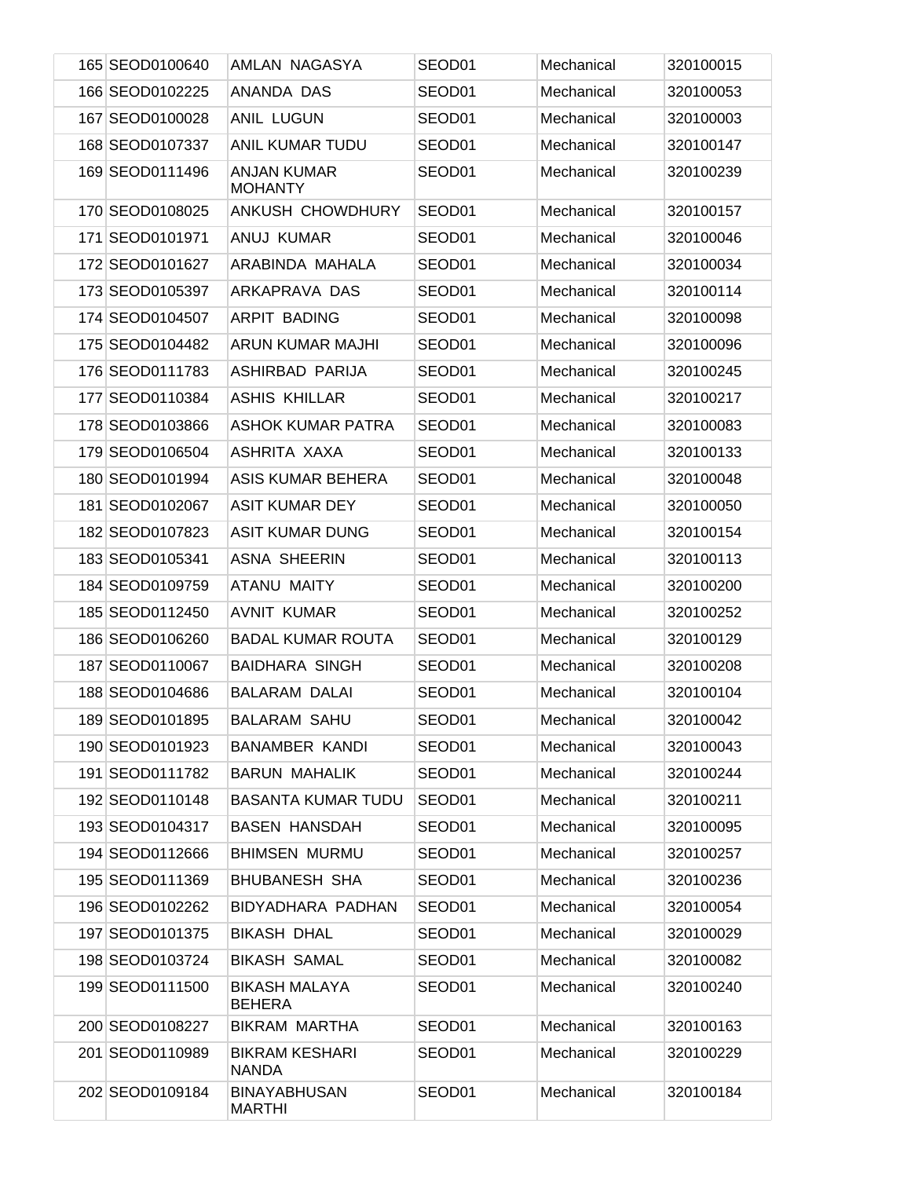| | | | | |
|---|---|---|---|---|
| 165 | SEOD0100640 | AMLAN NAGASYA | SEOD01 | Mechanical | 320100015 |
| 166 | SEOD0102225 | ANANDA DAS | SEOD01 | Mechanical | 320100053 |
| 167 | SEOD0100028 | ANIL LUGUN | SEOD01 | Mechanical | 320100003 |
| 168 | SEOD0107337 | ANIL KUMAR TUDU | SEOD01 | Mechanical | 320100147 |
| 169 | SEOD0111496 | ANJAN KUMAR MOHANTY | SEOD01 | Mechanical | 320100239 |
| 170 | SEOD0108025 | ANKUSH CHOWDHURY | SEOD01 | Mechanical | 320100157 |
| 171 | SEOD0101971 | ANUJ KUMAR | SEOD01 | Mechanical | 320100046 |
| 172 | SEOD0101627 | ARABINDA MAHALA | SEOD01 | Mechanical | 320100034 |
| 173 | SEOD0105397 | ARKAPRAVA DAS | SEOD01 | Mechanical | 320100114 |
| 174 | SEOD0104507 | ARPIT BADING | SEOD01 | Mechanical | 320100098 |
| 175 | SEOD0104482 | ARUN KUMAR MAJHI | SEOD01 | Mechanical | 320100096 |
| 176 | SEOD0111783 | ASHIRBAD PARIJA | SEOD01 | Mechanical | 320100245 |
| 177 | SEOD0110384 | ASHIS KHILLAR | SEOD01 | Mechanical | 320100217 |
| 178 | SEOD0103866 | ASHOK KUMAR PATRA | SEOD01 | Mechanical | 320100083 |
| 179 | SEOD0106504 | ASHRITA XAXA | SEOD01 | Mechanical | 320100133 |
| 180 | SEOD0101994 | ASIS KUMAR BEHERA | SEOD01 | Mechanical | 320100048 |
| 181 | SEOD0102067 | ASIT KUMAR DEY | SEOD01 | Mechanical | 320100050 |
| 182 | SEOD0107823 | ASIT KUMAR DUNG | SEOD01 | Mechanical | 320100154 |
| 183 | SEOD0105341 | ASNA SHEERIN | SEOD01 | Mechanical | 320100113 |
| 184 | SEOD0109759 | ATANU MAITY | SEOD01 | Mechanical | 320100200 |
| 185 | SEOD0112450 | AVNIT KUMAR | SEOD01 | Mechanical | 320100252 |
| 186 | SEOD0106260 | BADAL KUMAR ROUTA | SEOD01 | Mechanical | 320100129 |
| 187 | SEOD0110067 | BAIDHARA SINGH | SEOD01 | Mechanical | 320100208 |
| 188 | SEOD0104686 | BALARAM DALAI | SEOD01 | Mechanical | 320100104 |
| 189 | SEOD0101895 | BALARAM SAHU | SEOD01 | Mechanical | 320100042 |
| 190 | SEOD0101923 | BANAMBER KANDI | SEOD01 | Mechanical | 320100043 |
| 191 | SEOD0111782 | BARUN MAHALIK | SEOD01 | Mechanical | 320100244 |
| 192 | SEOD0110148 | BASANTA KUMAR TUDU | SEOD01 | Mechanical | 320100211 |
| 193 | SEOD0104317 | BASEN HANSDAH | SEOD01 | Mechanical | 320100095 |
| 194 | SEOD0112666 | BHIMSEN MURMU | SEOD01 | Mechanical | 320100257 |
| 195 | SEOD0111369 | BHUBANESH SHA | SEOD01 | Mechanical | 320100236 |
| 196 | SEOD0102262 | BIDYADHARA PADHAN | SEOD01 | Mechanical | 320100054 |
| 197 | SEOD0101375 | BIKASH DHAL | SEOD01 | Mechanical | 320100029 |
| 198 | SEOD0103724 | BIKASH SAMAL | SEOD01 | Mechanical | 320100082 |
| 199 | SEOD0111500 | BIKASH MALAYA BEHERA | SEOD01 | Mechanical | 320100240 |
| 200 | SEOD0108227 | BIKRAM MARTHA | SEOD01 | Mechanical | 320100163 |
| 201 | SEOD0110989 | BIKRAM KESHARI NANDA | SEOD01 | Mechanical | 320100229 |
| 202 | SEOD0109184 | BINAYABHUSAN MARTHI | SEOD01 | Mechanical | 320100184 |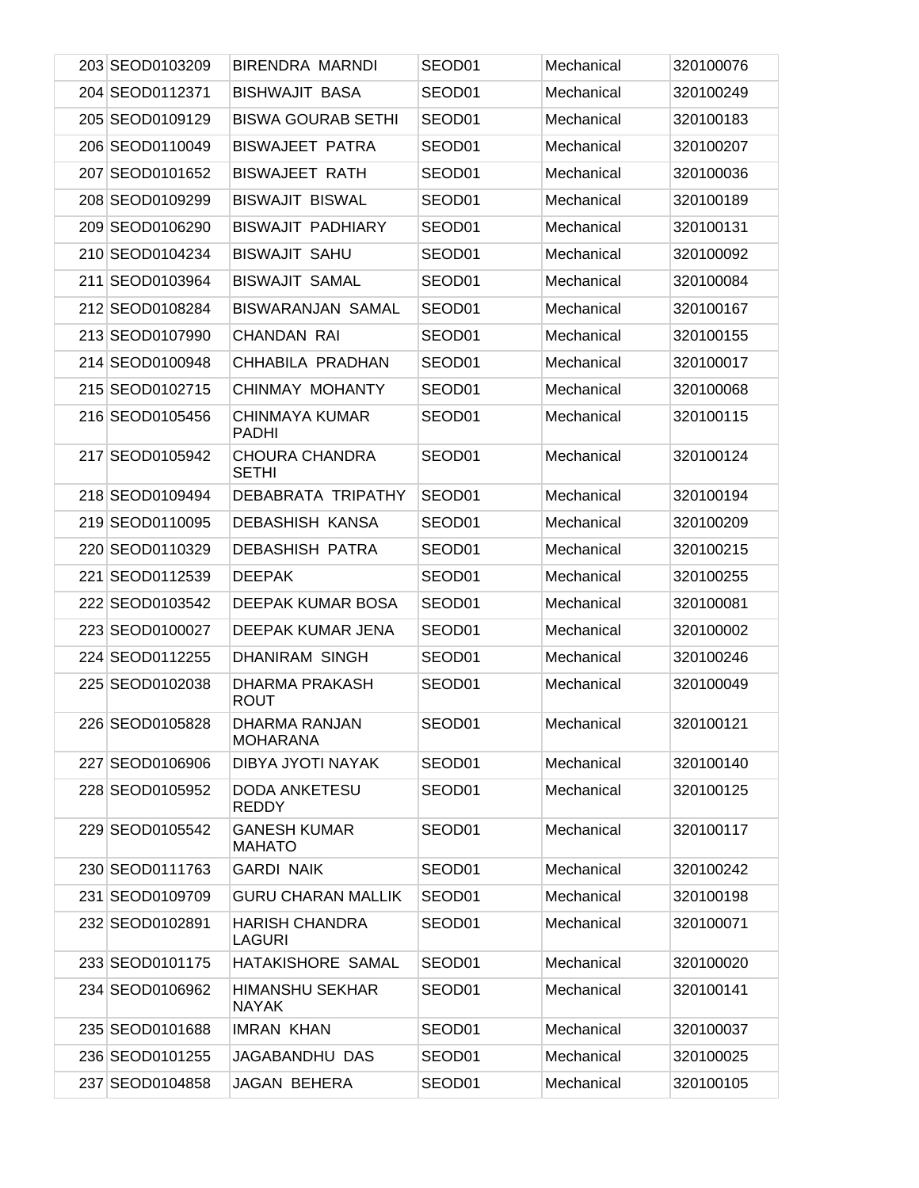| | | | | | |
|---|---|---|---|---|---|
| 203 | SEOD0103209 | BIRENDRA MARNDI | SEOD01 | Mechanical | 320100076 |
| 204 | SEOD0112371 | BISHWAJIT BASA | SEOD01 | Mechanical | 320100249 |
| 205 | SEOD0109129 | BISWA GOURAB SETHI | SEOD01 | Mechanical | 320100183 |
| 206 | SEOD0110049 | BISWAJEET PATRA | SEOD01 | Mechanical | 320100207 |
| 207 | SEOD0101652 | BISWAJEET RATH | SEOD01 | Mechanical | 320100036 |
| 208 | SEOD0109299 | BISWAJIT BISWAL | SEOD01 | Mechanical | 320100189 |
| 209 | SEOD0106290 | BISWAJIT PADHIARY | SEOD01 | Mechanical | 320100131 |
| 210 | SEOD0104234 | BISWAJIT SAHU | SEOD01 | Mechanical | 320100092 |
| 211 | SEOD0103964 | BISWAJIT SAMAL | SEOD01 | Mechanical | 320100084 |
| 212 | SEOD0108284 | BISWARANJAN SAMAL | SEOD01 | Mechanical | 320100167 |
| 213 | SEOD0107990 | CHANDAN RAI | SEOD01 | Mechanical | 320100155 |
| 214 | SEOD0100948 | CHHABILA PRADHAN | SEOD01 | Mechanical | 320100017 |
| 215 | SEOD0102715 | CHINMAY MOHANTY | SEOD01 | Mechanical | 320100068 |
| 216 | SEOD0105456 | CHINMAYA KUMAR PADHI | SEOD01 | Mechanical | 320100115 |
| 217 | SEOD0105942 | CHOURA CHANDRA SETHI | SEOD01 | Mechanical | 320100124 |
| 218 | SEOD0109494 | DEBABRATA TRIPATHY | SEOD01 | Mechanical | 320100194 |
| 219 | SEOD0110095 | DEBASHISH KANSA | SEOD01 | Mechanical | 320100209 |
| 220 | SEOD0110329 | DEBASHISH PATRA | SEOD01 | Mechanical | 320100215 |
| 221 | SEOD0112539 | DEEPAK | SEOD01 | Mechanical | 320100255 |
| 222 | SEOD0103542 | DEEPAK KUMAR BOSA | SEOD01 | Mechanical | 320100081 |
| 223 | SEOD0100027 | DEEPAK KUMAR JENA | SEOD01 | Mechanical | 320100002 |
| 224 | SEOD0112255 | DHANIRAM SINGH | SEOD01 | Mechanical | 320100246 |
| 225 | SEOD0102038 | DHARMA PRAKASH ROUT | SEOD01 | Mechanical | 320100049 |
| 226 | SEOD0105828 | DHARMA RANJAN MOHARANA | SEOD01 | Mechanical | 320100121 |
| 227 | SEOD0106906 | DIBYA JYOTI NAYAK | SEOD01 | Mechanical | 320100140 |
| 228 | SEOD0105952 | DODA ANKETESU REDDY | SEOD01 | Mechanical | 320100125 |
| 229 | SEOD0105542 | GANESH KUMAR MAHATO | SEOD01 | Mechanical | 320100117 |
| 230 | SEOD0111763 | GARDI NAIK | SEOD01 | Mechanical | 320100242 |
| 231 | SEOD0109709 | GURU CHARAN MALLIK | SEOD01 | Mechanical | 320100198 |
| 232 | SEOD0102891 | HARISH CHANDRA LAGURI | SEOD01 | Mechanical | 320100071 |
| 233 | SEOD0101175 | HATAKISHORE SAMAL | SEOD01 | Mechanical | 320100020 |
| 234 | SEOD0106962 | HIMANSHU SEKHAR NAYAK | SEOD01 | Mechanical | 320100141 |
| 235 | SEOD0101688 | IMRAN KHAN | SEOD01 | Mechanical | 320100037 |
| 236 | SEOD0101255 | JAGABANDHU DAS | SEOD01 | Mechanical | 320100025 |
| 237 | SEOD0104858 | JAGAN BEHERA | SEOD01 | Mechanical | 320100105 |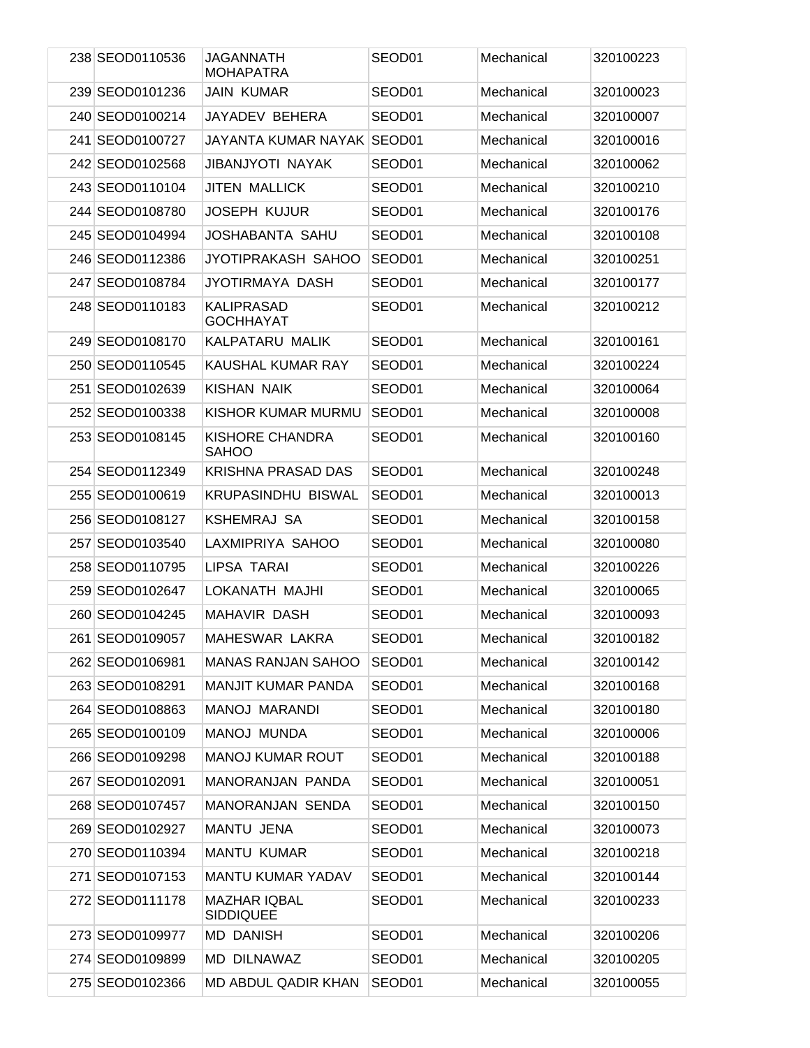| 238 | SEOD0110536 | JAGANNATH MOHAPATRA | SEOD01 | Mechanical | 320100223 |
|---|---|---|---|---|---|
| 239 | SEOD0101236 | JAIN KUMAR | SEOD01 | Mechanical | 320100023 |
| 240 | SEOD0100214 | JAYADEV BEHERA | SEOD01 | Mechanical | 320100007 |
| 241 | SEOD0100727 | JAYANTA KUMAR NAYAK | SEOD01 | Mechanical | 320100016 |
| 242 | SEOD0102568 | JIBANJYOTI NAYAK | SEOD01 | Mechanical | 320100062 |
| 243 | SEOD0110104 | JITEN MALLICK | SEOD01 | Mechanical | 320100210 |
| 244 | SEOD0108780 | JOSEPH KUJUR | SEOD01 | Mechanical | 320100176 |
| 245 | SEOD0104994 | JOSHABANTA SAHU | SEOD01 | Mechanical | 320100108 |
| 246 | SEOD0112386 | JYOTIPRAKASH SAHOO | SEOD01 | Mechanical | 320100251 |
| 247 | SEOD0108784 | JYOTIRMAYA DASH | SEOD01 | Mechanical | 320100177 |
| 248 | SEOD0110183 | KALIPRASAD GOCHHAYAT | SEOD01 | Mechanical | 320100212 |
| 249 | SEOD0108170 | KALPATARU MALIK | SEOD01 | Mechanical | 320100161 |
| 250 | SEOD0110545 | KAUSHAL KUMAR RAY | SEOD01 | Mechanical | 320100224 |
| 251 | SEOD0102639 | KISHAN NAIK | SEOD01 | Mechanical | 320100064 |
| 252 | SEOD0100338 | KISHOR KUMAR MURMU | SEOD01 | Mechanical | 320100008 |
| 253 | SEOD0108145 | KISHORE CHANDRA SAHOO | SEOD01 | Mechanical | 320100160 |
| 254 | SEOD0112349 | KRISHNA PRASAD DAS | SEOD01 | Mechanical | 320100248 |
| 255 | SEOD0100619 | KRUPASINDHU BISWAL | SEOD01 | Mechanical | 320100013 |
| 256 | SEOD0108127 | KSHEMRAJ SA | SEOD01 | Mechanical | 320100158 |
| 257 | SEOD0103540 | LAXMIPRIYA SAHOO | SEOD01 | Mechanical | 320100080 |
| 258 | SEOD0110795 | LIPSA TARAI | SEOD01 | Mechanical | 320100226 |
| 259 | SEOD0102647 | LOKANATH MAJHI | SEOD01 | Mechanical | 320100065 |
| 260 | SEOD0104245 | MAHAVIR DASH | SEOD01 | Mechanical | 320100093 |
| 261 | SEOD0109057 | MAHESWAR LAKRA | SEOD01 | Mechanical | 320100182 |
| 262 | SEOD0106981 | MANAS RANJAN SAHOO | SEOD01 | Mechanical | 320100142 |
| 263 | SEOD0108291 | MANJIT KUMAR PANDA | SEOD01 | Mechanical | 320100168 |
| 264 | SEOD0108863 | MANOJ MARANDI | SEOD01 | Mechanical | 320100180 |
| 265 | SEOD0100109 | MANOJ MUNDA | SEOD01 | Mechanical | 320100006 |
| 266 | SEOD0109298 | MANOJ KUMAR ROUT | SEOD01 | Mechanical | 320100188 |
| 267 | SEOD0102091 | MANORANJAN PANDA | SEOD01 | Mechanical | 320100051 |
| 268 | SEOD0107457 | MANORANJAN SENDA | SEOD01 | Mechanical | 320100150 |
| 269 | SEOD0102927 | MANTU JENA | SEOD01 | Mechanical | 320100073 |
| 270 | SEOD0110394 | MANTU KUMAR | SEOD01 | Mechanical | 320100218 |
| 271 | SEOD0107153 | MANTU KUMAR YADAV | SEOD01 | Mechanical | 320100144 |
| 272 | SEOD0111178 | MAZHAR IQBAL SIDDIQUEE | SEOD01 | Mechanical | 320100233 |
| 273 | SEOD0109977 | MD DANISH | SEOD01 | Mechanical | 320100206 |
| 274 | SEOD0109899 | MD DILNAWAZ | SEOD01 | Mechanical | 320100205 |
| 275 | SEOD0102366 | MD ABDUL QADIR KHAN | SEOD01 | Mechanical | 320100055 |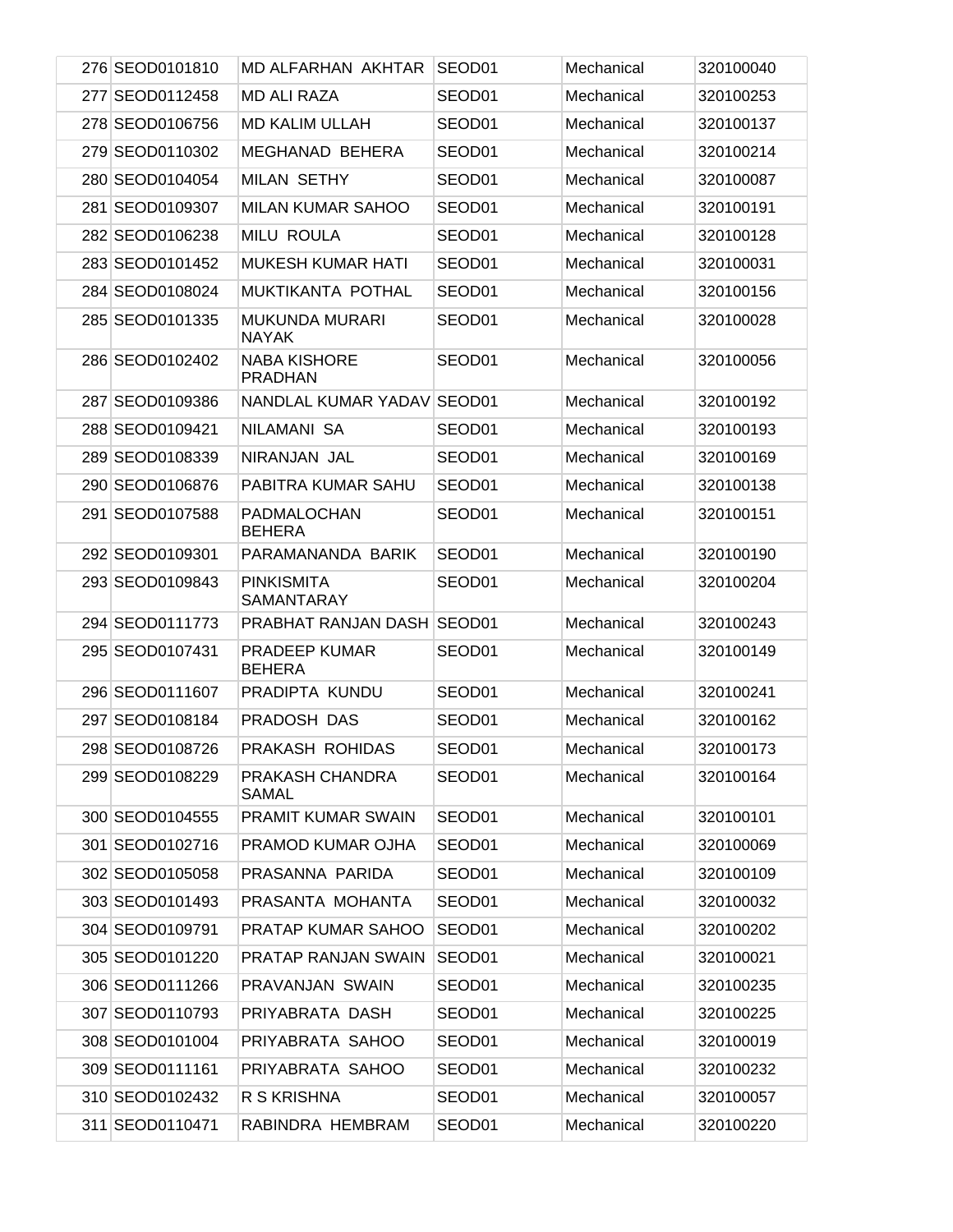| | | | | | |
|---|---|---|---|---|---|
| 276 | SEOD0101810 | MD ALFARHAN AKHTAR | SEOD01 | Mechanical | 320100040 |
| 277 | SEOD0112458 | MD ALI RAZA | SEOD01 | Mechanical | 320100253 |
| 278 | SEOD0106756 | MD KALIM ULLAH | SEOD01 | Mechanical | 320100137 |
| 279 | SEOD0110302 | MEGHANAD BEHERA | SEOD01 | Mechanical | 320100214 |
| 280 | SEOD0104054 | MILAN SETHY | SEOD01 | Mechanical | 320100087 |
| 281 | SEOD0109307 | MILAN KUMAR SAHOO | SEOD01 | Mechanical | 320100191 |
| 282 | SEOD0106238 | MILU ROULA | SEOD01 | Mechanical | 320100128 |
| 283 | SEOD0101452 | MUKESH KUMAR HATI | SEOD01 | Mechanical | 320100031 |
| 284 | SEOD0108024 | MUKTIKANTA POTHAL | SEOD01 | Mechanical | 320100156 |
| 285 | SEOD0101335 | MUKUNDA MURARI NAYAK | SEOD01 | Mechanical | 320100028 |
| 286 | SEOD0102402 | NABA KISHORE PRADHAN | SEOD01 | Mechanical | 320100056 |
| 287 | SEOD0109386 | NANDLAL KUMAR YADAV | SEOD01 | Mechanical | 320100192 |
| 288 | SEOD0109421 | NILAMANI SA | SEOD01 | Mechanical | 320100193 |
| 289 | SEOD0108339 | NIRANJAN JAL | SEOD01 | Mechanical | 320100169 |
| 290 | SEOD0106876 | PABITRA KUMAR SAHU | SEOD01 | Mechanical | 320100138 |
| 291 | SEOD0107588 | PADMALOCHAN BEHERA | SEOD01 | Mechanical | 320100151 |
| 292 | SEOD0109301 | PARAMANANDA BARIK | SEOD01 | Mechanical | 320100190 |
| 293 | SEOD0109843 | PINKISMITA SAMANTARAY | SEOD01 | Mechanical | 320100204 |
| 294 | SEOD0111773 | PRABHAT RANJAN DASH | SEOD01 | Mechanical | 320100243 |
| 295 | SEOD0107431 | PRADEEP KUMAR BEHERA | SEOD01 | Mechanical | 320100149 |
| 296 | SEOD0111607 | PRADIPTA KUNDU | SEOD01 | Mechanical | 320100241 |
| 297 | SEOD0108184 | PRADOSH DAS | SEOD01 | Mechanical | 320100162 |
| 298 | SEOD0108726 | PRAKASH ROHIDAS | SEOD01 | Mechanical | 320100173 |
| 299 | SEOD0108229 | PRAKASH CHANDRA SAMAL | SEOD01 | Mechanical | 320100164 |
| 300 | SEOD0104555 | PRAMIT KUMAR SWAIN | SEOD01 | Mechanical | 320100101 |
| 301 | SEOD0102716 | PRAMOD KUMAR OJHA | SEOD01 | Mechanical | 320100069 |
| 302 | SEOD0105058 | PRASANNA PARIDA | SEOD01 | Mechanical | 320100109 |
| 303 | SEOD0101493 | PRASANTA MOHANTA | SEOD01 | Mechanical | 320100032 |
| 304 | SEOD0109791 | PRATAP KUMAR SAHOO | SEOD01 | Mechanical | 320100202 |
| 305 | SEOD0101220 | PRATAP RANJAN SWAIN | SEOD01 | Mechanical | 320100021 |
| 306 | SEOD0111266 | PRAVANJAN SWAIN | SEOD01 | Mechanical | 320100235 |
| 307 | SEOD0110793 | PRIYABRATA DASH | SEOD01 | Mechanical | 320100225 |
| 308 | SEOD0101004 | PRIYABRATA SAHOO | SEOD01 | Mechanical | 320100019 |
| 309 | SEOD0111161 | PRIYABRATA SAHOO | SEOD01 | Mechanical | 320100232 |
| 310 | SEOD0102432 | R S KRISHNA | SEOD01 | Mechanical | 320100057 |
| 311 | SEOD0110471 | RABINDRA HEMBRAM | SEOD01 | Mechanical | 320100220 |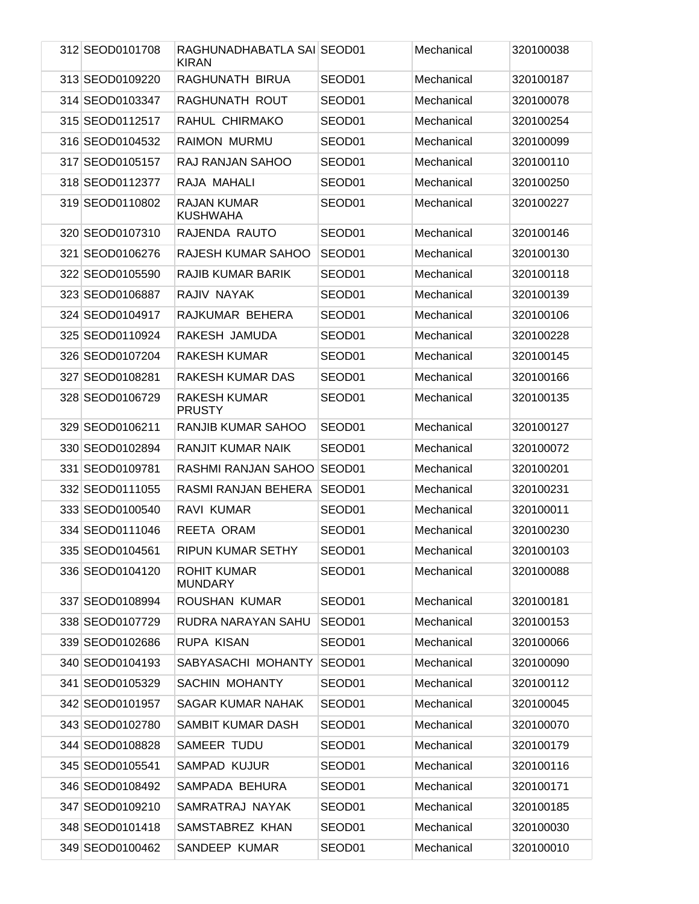| | | | | | |
|---|---|---|---|---|---|
| 312 | SEOD0101708 | RAGHUNADHABATLA SAI KIRAN | SEOD01 | Mechanical | 320100038 |
| 313 | SEOD0109220 | RAGHUNATH BIRUA | SEOD01 | Mechanical | 320100187 |
| 314 | SEOD0103347 | RAGHUNATH ROUT | SEOD01 | Mechanical | 320100078 |
| 315 | SEOD0112517 | RAHUL CHIRMAKO | SEOD01 | Mechanical | 320100254 |
| 316 | SEOD0104532 | RAIMON MURMU | SEOD01 | Mechanical | 320100099 |
| 317 | SEOD0105157 | RAJ RANJAN SAHOO | SEOD01 | Mechanical | 320100110 |
| 318 | SEOD0112377 | RAJA MAHALI | SEOD01 | Mechanical | 320100250 |
| 319 | SEOD0110802 | RAJAN KUMAR KUSHWAHA | SEOD01 | Mechanical | 320100227 |
| 320 | SEOD0107310 | RAJENDA RAUTO | SEOD01 | Mechanical | 320100146 |
| 321 | SEOD0106276 | RAJESH KUMAR SAHOO | SEOD01 | Mechanical | 320100130 |
| 322 | SEOD0105590 | RAJIB KUMAR BARIK | SEOD01 | Mechanical | 320100118 |
| 323 | SEOD0106887 | RAJIV NAYAK | SEOD01 | Mechanical | 320100139 |
| 324 | SEOD0104917 | RAJKUMAR BEHERA | SEOD01 | Mechanical | 320100106 |
| 325 | SEOD0110924 | RAKESH JAMUDA | SEOD01 | Mechanical | 320100228 |
| 326 | SEOD0107204 | RAKESH KUMAR | SEOD01 | Mechanical | 320100145 |
| 327 | SEOD0108281 | RAKESH KUMAR DAS | SEOD01 | Mechanical | 320100166 |
| 328 | SEOD0106729 | RAKESH KUMAR PRUSTY | SEOD01 | Mechanical | 320100135 |
| 329 | SEOD0106211 | RANJIB KUMAR SAHOO | SEOD01 | Mechanical | 320100127 |
| 330 | SEOD0102894 | RANJIT KUMAR NAIK | SEOD01 | Mechanical | 320100072 |
| 331 | SEOD0109781 | RASHMI RANJAN SAHOO | SEOD01 | Mechanical | 320100201 |
| 332 | SEOD0111055 | RASMI RANJAN BEHERA | SEOD01 | Mechanical | 320100231 |
| 333 | SEOD0100540 | RAVI KUMAR | SEOD01 | Mechanical | 320100011 |
| 334 | SEOD0111046 | REETA ORAM | SEOD01 | Mechanical | 320100230 |
| 335 | SEOD0104561 | RIPUN KUMAR SETHY | SEOD01 | Mechanical | 320100103 |
| 336 | SEOD0104120 | ROHIT KUMAR MUNDARY | SEOD01 | Mechanical | 320100088 |
| 337 | SEOD0108994 | ROUSHAN KUMAR | SEOD01 | Mechanical | 320100181 |
| 338 | SEOD0107729 | RUDRA NARAYAN SAHU | SEOD01 | Mechanical | 320100153 |
| 339 | SEOD0102686 | RUPA KISAN | SEOD01 | Mechanical | 320100066 |
| 340 | SEOD0104193 | SABYASACHI MOHANTY | SEOD01 | Mechanical | 320100090 |
| 341 | SEOD0105329 | SACHIN MOHANTY | SEOD01 | Mechanical | 320100112 |
| 342 | SEOD0101957 | SAGAR KUMAR NAHAK | SEOD01 | Mechanical | 320100045 |
| 343 | SEOD0102780 | SAMBIT KUMAR DASH | SEOD01 | Mechanical | 320100070 |
| 344 | SEOD0108828 | SAMEER TUDU | SEOD01 | Mechanical | 320100179 |
| 345 | SEOD0105541 | SAMPAD KUJUR | SEOD01 | Mechanical | 320100116 |
| 346 | SEOD0108492 | SAMPADA BEHURA | SEOD01 | Mechanical | 320100171 |
| 347 | SEOD0109210 | SAMRATRAJ NAYAK | SEOD01 | Mechanical | 320100185 |
| 348 | SEOD0101418 | SAMSTABREZ KHAN | SEOD01 | Mechanical | 320100030 |
| 349 | SEOD0100462 | SANDEEP KUMAR | SEOD01 | Mechanical | 320100010 |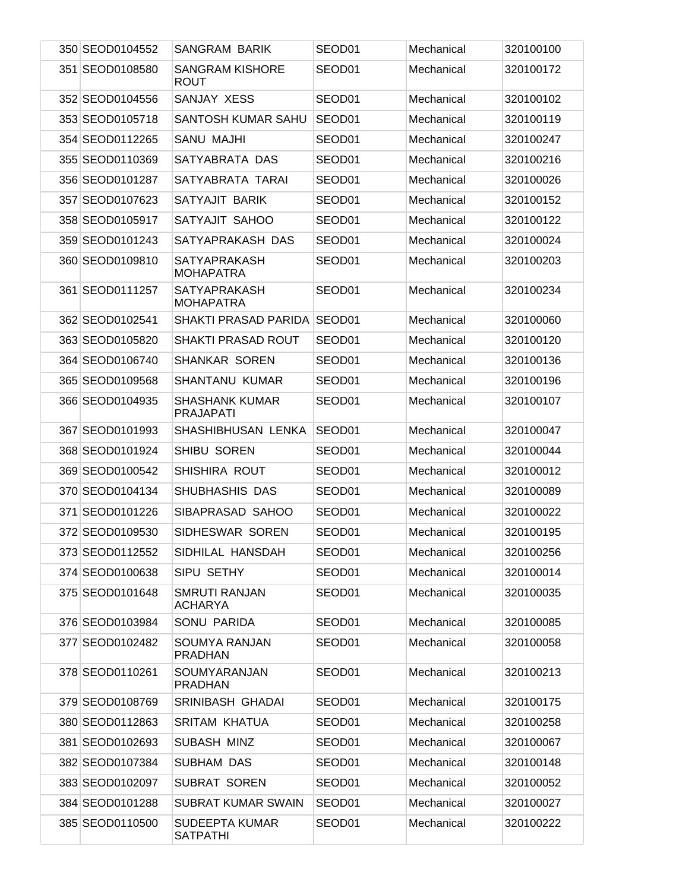| | | | | | |
|---|---|---|---|---|---|
| 350 | SEOD0104552 | SANGRAM BARIK | SEOD01 | Mechanical | 320100100 |
| 351 | SEOD0108580 | SANGRAM KISHORE ROUT | SEOD01 | Mechanical | 320100172 |
| 352 | SEOD0104556 | SANJAY XESS | SEOD01 | Mechanical | 320100102 |
| 353 | SEOD0105718 | SANTOSH KUMAR SAHU | SEOD01 | Mechanical | 320100119 |
| 354 | SEOD0112265 | SANU MAJHI | SEOD01 | Mechanical | 320100247 |
| 355 | SEOD0110369 | SATYABRATA DAS | SEOD01 | Mechanical | 320100216 |
| 356 | SEOD0101287 | SATYABRATA TARAI | SEOD01 | Mechanical | 320100026 |
| 357 | SEOD0107623 | SATYAJIT BARIK | SEOD01 | Mechanical | 320100152 |
| 358 | SEOD0105917 | SATYAJIT SAHOO | SEOD01 | Mechanical | 320100122 |
| 359 | SEOD0101243 | SATYAPRAKASH DAS | SEOD01 | Mechanical | 320100024 |
| 360 | SEOD0109810 | SATYAPRAKASH MOHAPATRA | SEOD01 | Mechanical | 320100203 |
| 361 | SEOD0111257 | SATYAPRAKASH MOHAPATRA | SEOD01 | Mechanical | 320100234 |
| 362 | SEOD0102541 | SHAKTI PRASAD PARIDA | SEOD01 | Mechanical | 320100060 |
| 363 | SEOD0105820 | SHAKTI PRASAD ROUT | SEOD01 | Mechanical | 320100120 |
| 364 | SEOD0106740 | SHANKAR SOREN | SEOD01 | Mechanical | 320100136 |
| 365 | SEOD0109568 | SHANTANU KUMAR | SEOD01 | Mechanical | 320100196 |
| 366 | SEOD0104935 | SHASHANK KUMAR PRAJAPATI | SEOD01 | Mechanical | 320100107 |
| 367 | SEOD0101993 | SHASHIBHUSAN LENKA | SEOD01 | Mechanical | 320100047 |
| 368 | SEOD0101924 | SHIBU SOREN | SEOD01 | Mechanical | 320100044 |
| 369 | SEOD0100542 | SHISHIRA ROUT | SEOD01 | Mechanical | 320100012 |
| 370 | SEOD0104134 | SHUBHASHIS DAS | SEOD01 | Mechanical | 320100089 |
| 371 | SEOD0101226 | SIBAPRASAD SAHOO | SEOD01 | Mechanical | 320100022 |
| 372 | SEOD0109530 | SIDHESWAR SOREN | SEOD01 | Mechanical | 320100195 |
| 373 | SEOD0112552 | SIDHILAL HANSDAH | SEOD01 | Mechanical | 320100256 |
| 374 | SEOD0100638 | SIPU SETHY | SEOD01 | Mechanical | 320100014 |
| 375 | SEOD0101648 | SMRUTI RANJAN ACHARYA | SEOD01 | Mechanical | 320100035 |
| 376 | SEOD0103984 | SONU PARIDA | SEOD01 | Mechanical | 320100085 |
| 377 | SEOD0102482 | SOUMYA RANJAN PRADHAN | SEOD01 | Mechanical | 320100058 |
| 378 | SEOD0110261 | SOUMYARANJAN PRADHAN | SEOD01 | Mechanical | 320100213 |
| 379 | SEOD0108769 | SRINIBASH GHADAI | SEOD01 | Mechanical | 320100175 |
| 380 | SEOD0112863 | SRITAM KHATUA | SEOD01 | Mechanical | 320100258 |
| 381 | SEOD0102693 | SUBASH MINZ | SEOD01 | Mechanical | 320100067 |
| 382 | SEOD0107384 | SUBHAM DAS | SEOD01 | Mechanical | 320100148 |
| 383 | SEOD0102097 | SUBRAT SOREN | SEOD01 | Mechanical | 320100052 |
| 384 | SEOD0101288 | SUBRAT KUMAR SWAIN | SEOD01 | Mechanical | 320100027 |
| 385 | SEOD0110500 | SUDEEPTA KUMAR SATPATHI | SEOD01 | Mechanical | 320100222 |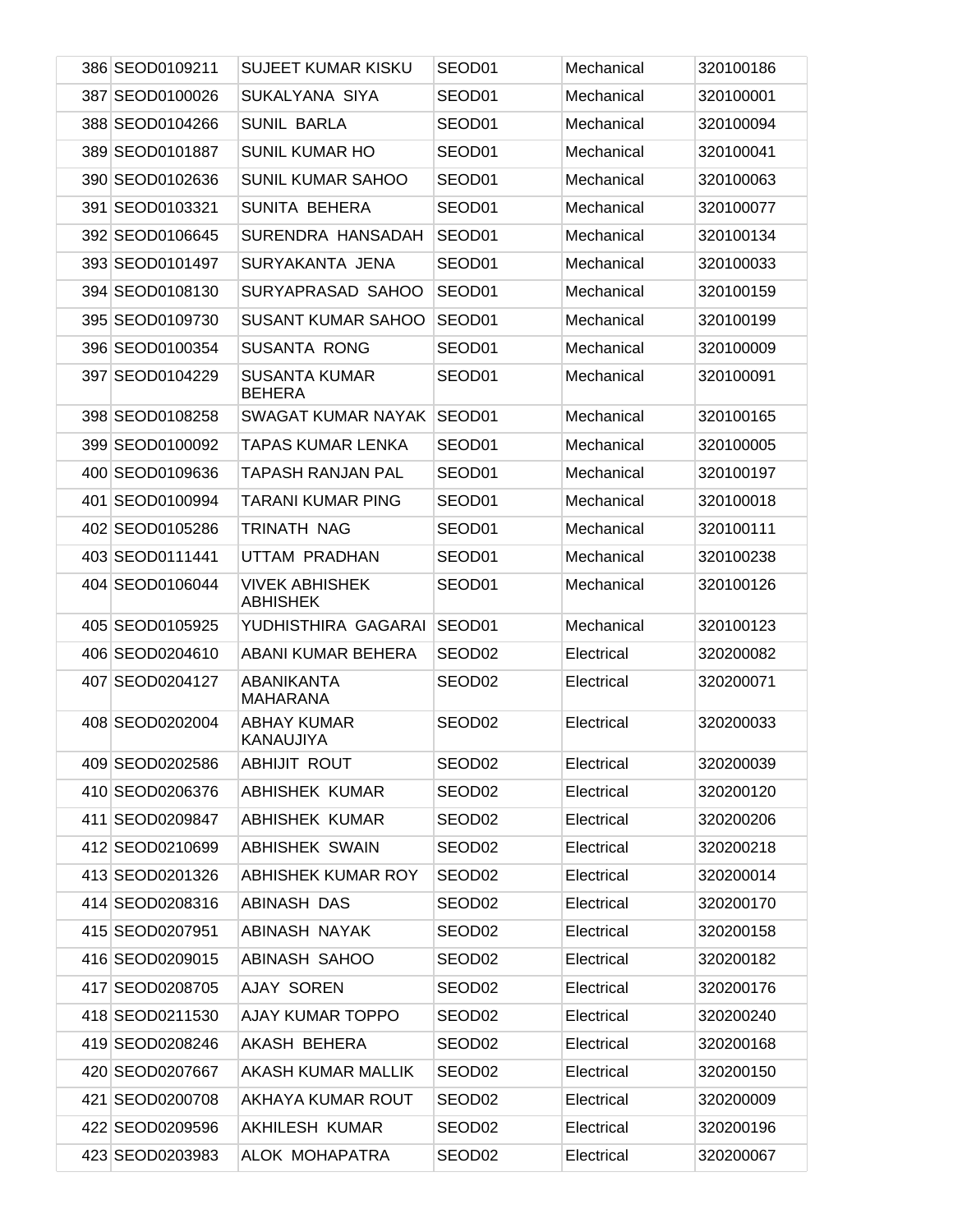| 386 | SEOD0109211 | SUJEET KUMAR KISKU | SEOD01 | Mechanical | 320100186 |
|---|---|---|---|---|---|
| 387 | SEOD0100026 | SUKALYANA SIYA | SEOD01 | Mechanical | 320100001 |
| 388 | SEOD0104266 | SUNIL BARLA | SEOD01 | Mechanical | 320100094 |
| 389 | SEOD0101887 | SUNIL KUMAR HO | SEOD01 | Mechanical | 320100041 |
| 390 | SEOD0102636 | SUNIL KUMAR SAHOO | SEOD01 | Mechanical | 320100063 |
| 391 | SEOD0103321 | SUNITA BEHERA | SEOD01 | Mechanical | 320100077 |
| 392 | SEOD0106645 | SURENDRA HANSADAH | SEOD01 | Mechanical | 320100134 |
| 393 | SEOD0101497 | SURYAKANTA JENA | SEOD01 | Mechanical | 320100033 |
| 394 | SEOD0108130 | SURYAPRASAD SAHOO | SEOD01 | Mechanical | 320100159 |
| 395 | SEOD0109730 | SUSANT KUMAR SAHOO | SEOD01 | Mechanical | 320100199 |
| 396 | SEOD0100354 | SUSANTA RONG | SEOD01 | Mechanical | 320100009 |
| 397 | SEOD0104229 | SUSANTA KUMAR BEHERA | SEOD01 | Mechanical | 320100091 |
| 398 | SEOD0108258 | SWAGAT KUMAR NAYAK | SEOD01 | Mechanical | 320100165 |
| 399 | SEOD0100092 | TAPAS KUMAR LENKA | SEOD01 | Mechanical | 320100005 |
| 400 | SEOD0109636 | TAPASH RANJAN PAL | SEOD01 | Mechanical | 320100197 |
| 401 | SEOD0100994 | TARANI KUMAR PING | SEOD01 | Mechanical | 320100018 |
| 402 | SEOD0105286 | TRINATH NAG | SEOD01 | Mechanical | 320100111 |
| 403 | SEOD0111441 | UTTAM PRADHAN | SEOD01 | Mechanical | 320100238 |
| 404 | SEOD0106044 | VIVEK ABHISHEK ABHISHEK | SEOD01 | Mechanical | 320100126 |
| 405 | SEOD0105925 | YUDHISTHIRA GAGARAI | SEOD01 | Mechanical | 320100123 |
| 406 | SEOD0204610 | ABANI KUMAR BEHERA | SEOD02 | Electrical | 320200082 |
| 407 | SEOD0204127 | ABANIKANTA MAHARANA | SEOD02 | Electrical | 320200071 |
| 408 | SEOD0202004 | ABHAY KUMAR KANAUJIYA | SEOD02 | Electrical | 320200033 |
| 409 | SEOD0202586 | ABHIJIT ROUT | SEOD02 | Electrical | 320200039 |
| 410 | SEOD0206376 | ABHISHEK KUMAR | SEOD02 | Electrical | 320200120 |
| 411 | SEOD0209847 | ABHISHEK KUMAR | SEOD02 | Electrical | 320200206 |
| 412 | SEOD0210699 | ABHISHEK SWAIN | SEOD02 | Electrical | 320200218 |
| 413 | SEOD0201326 | ABHISHEK KUMAR ROY | SEOD02 | Electrical | 320200014 |
| 414 | SEOD0208316 | ABINASH DAS | SEOD02 | Electrical | 320200170 |
| 415 | SEOD0207951 | ABINASH NAYAK | SEOD02 | Electrical | 320200158 |
| 416 | SEOD0209015 | ABINASH SAHOO | SEOD02 | Electrical | 320200182 |
| 417 | SEOD0208705 | AJAY SOREN | SEOD02 | Electrical | 320200176 |
| 418 | SEOD0211530 | AJAY KUMAR TOPPO | SEOD02 | Electrical | 320200240 |
| 419 | SEOD0208246 | AKASH BEHERA | SEOD02 | Electrical | 320200168 |
| 420 | SEOD0207667 | AKASH KUMAR MALLIK | SEOD02 | Electrical | 320200150 |
| 421 | SEOD0200708 | AKHAYA KUMAR ROUT | SEOD02 | Electrical | 320200009 |
| 422 | SEOD0209596 | AKHILESH KUMAR | SEOD02 | Electrical | 320200196 |
| 423 | SEOD0203983 | ALOK MOHAPATRA | SEOD02 | Electrical | 320200067 |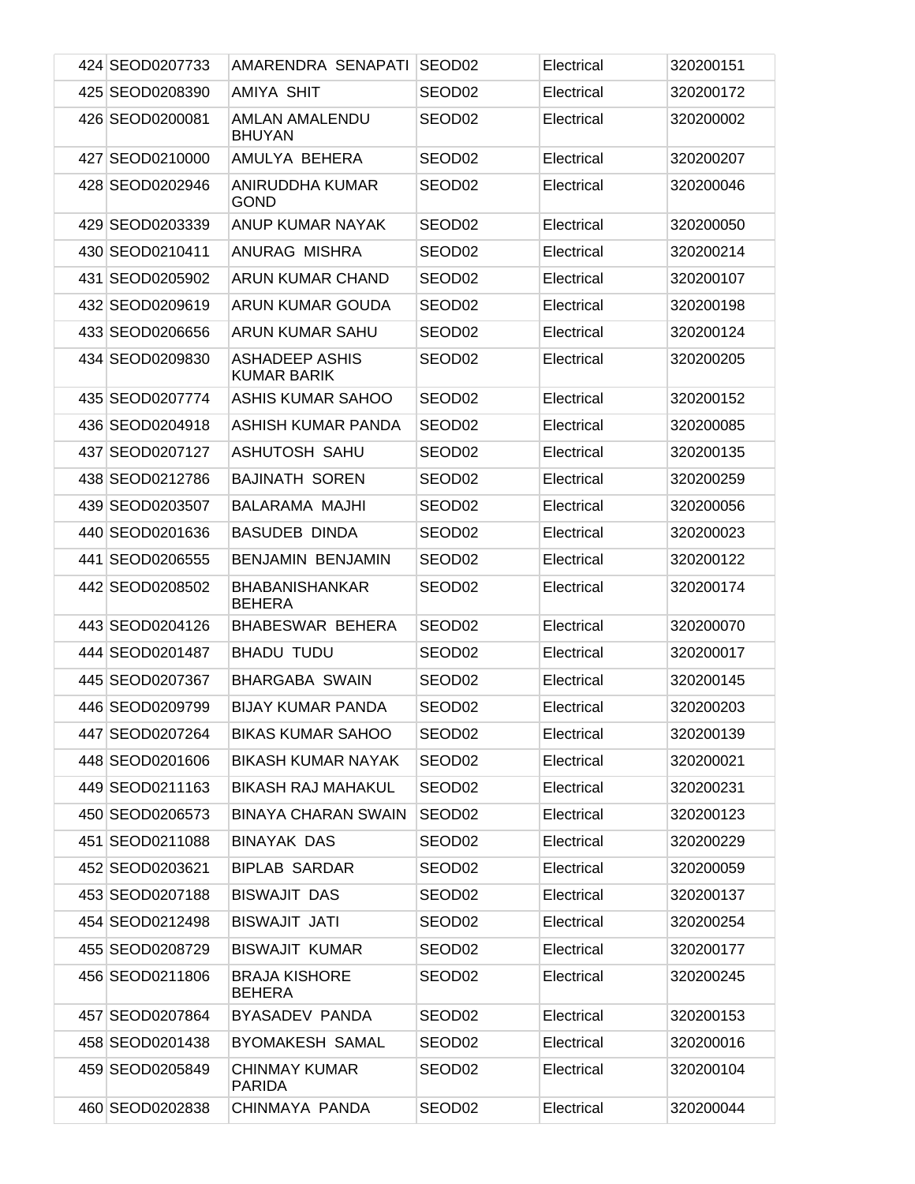| 424 | SEOD0207733 | AMARENDRA SENAPATI | SEOD02 | Electrical | 320200151 |
|---|---|---|---|---|---|
| 425 | SEOD0208390 | AMIYA SHIT | SEOD02 | Electrical | 320200172 |
| 426 | SEOD0200081 | AMLAN AMALENDU BHUYAN | SEOD02 | Electrical | 320200002 |
| 427 | SEOD0210000 | AMULYA BEHERA | SEOD02 | Electrical | 320200207 |
| 428 | SEOD0202946 | ANIRUDDHA KUMAR GOND | SEOD02 | Electrical | 320200046 |
| 429 | SEOD0203339 | ANUP KUMAR NAYAK | SEOD02 | Electrical | 320200050 |
| 430 | SEOD0210411 | ANURAG MISHRA | SEOD02 | Electrical | 320200214 |
| 431 | SEOD0205902 | ARUN KUMAR CHAND | SEOD02 | Electrical | 320200107 |
| 432 | SEOD0209619 | ARUN KUMAR GOUDA | SEOD02 | Electrical | 320200198 |
| 433 | SEOD0206656 | ARUN KUMAR SAHU | SEOD02 | Electrical | 320200124 |
| 434 | SEOD0209830 | ASHADEEP ASHIS KUMAR BARIK | SEOD02 | Electrical | 320200205 |
| 435 | SEOD0207774 | ASHIS KUMAR SAHOO | SEOD02 | Electrical | 320200152 |
| 436 | SEOD0204918 | ASHISH KUMAR PANDA | SEOD02 | Electrical | 320200085 |
| 437 | SEOD0207127 | ASHUTOSH SAHU | SEOD02 | Electrical | 320200135 |
| 438 | SEOD0212786 | BAJINATH SOREN | SEOD02 | Electrical | 320200259 |
| 439 | SEOD0203507 | BALARAMA MAJHI | SEOD02 | Electrical | 320200056 |
| 440 | SEOD0201636 | BASUDEB DINDA | SEOD02 | Electrical | 320200023 |
| 441 | SEOD0206555 | BENJAMIN BENJAMIN | SEOD02 | Electrical | 320200122 |
| 442 | SEOD0208502 | BHABANISHANKAR BEHERA | SEOD02 | Electrical | 320200174 |
| 443 | SEOD0204126 | BHABESWAR BEHERA | SEOD02 | Electrical | 320200070 |
| 444 | SEOD0201487 | BHADU TUDU | SEOD02 | Electrical | 320200017 |
| 445 | SEOD0207367 | BHARGABA SWAIN | SEOD02 | Electrical | 320200145 |
| 446 | SEOD0209799 | BIJAY KUMAR PANDA | SEOD02 | Electrical | 320200203 |
| 447 | SEOD0207264 | BIKAS KUMAR SAHOO | SEOD02 | Electrical | 320200139 |
| 448 | SEOD0201606 | BIKASH KUMAR NAYAK | SEOD02 | Electrical | 320200021 |
| 449 | SEOD0211163 | BIKASH RAJ MAHAKUL | SEOD02 | Electrical | 320200231 |
| 450 | SEOD0206573 | BINAYA CHARAN SWAIN | SEOD02 | Electrical | 320200123 |
| 451 | SEOD0211088 | BINAYAK DAS | SEOD02 | Electrical | 320200229 |
| 452 | SEOD0203621 | BIPLAB SARDAR | SEOD02 | Electrical | 320200059 |
| 453 | SEOD0207188 | BISWAJIT DAS | SEOD02 | Electrical | 320200137 |
| 454 | SEOD0212498 | BISWAJIT JATI | SEOD02 | Electrical | 320200254 |
| 455 | SEOD0208729 | BISWAJIT KUMAR | SEOD02 | Electrical | 320200177 |
| 456 | SEOD0211806 | BRAJA KISHORE BEHERA | SEOD02 | Electrical | 320200245 |
| 457 | SEOD0207864 | BYASADEV PANDA | SEOD02 | Electrical | 320200153 |
| 458 | SEOD0201438 | BYOMAKESH SAMAL | SEOD02 | Electrical | 320200016 |
| 459 | SEOD0205849 | CHINMAY KUMAR PARIDA | SEOD02 | Electrical | 320200104 |
| 460 | SEOD0202838 | CHINMAYA PANDA | SEOD02 | Electrical | 320200044 |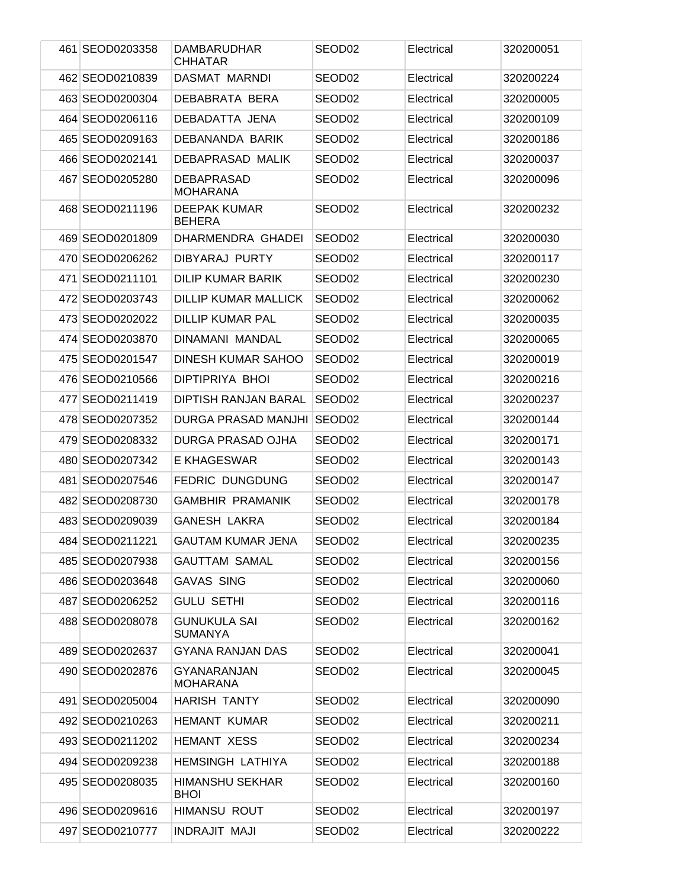| 461 | SEOD0203358 | DAMBARUDHAR CHHATAR | SEOD02 | Electrical | 320200051 |
|---|---|---|---|---|---|
| 462 | SEOD0210839 | DASMAT MARNDI | SEOD02 | Electrical | 320200224 |
| 463 | SEOD0200304 | DEBABRATA BERA | SEOD02 | Electrical | 320200005 |
| 464 | SEOD0206116 | DEBADATTA JENA | SEOD02 | Electrical | 320200109 |
| 465 | SEOD0209163 | DEBANANDA BARIK | SEOD02 | Electrical | 320200186 |
| 466 | SEOD0202141 | DEBAPRASAD MALIK | SEOD02 | Electrical | 320200037 |
| 467 | SEOD0205280 | DEBAPRASAD MOHARANA | SEOD02 | Electrical | 320200096 |
| 468 | SEOD0211196 | DEEPAK KUMAR BEHERA | SEOD02 | Electrical | 320200232 |
| 469 | SEOD0201809 | DHARMENDRA GHADEI | SEOD02 | Electrical | 320200030 |
| 470 | SEOD0206262 | DIBYARAJ PURTY | SEOD02 | Electrical | 320200117 |
| 471 | SEOD0211101 | DILIP KUMAR BARIK | SEOD02 | Electrical | 320200230 |
| 472 | SEOD0203743 | DILLIP KUMAR MALLICK | SEOD02 | Electrical | 320200062 |
| 473 | SEOD0202022 | DILLIP KUMAR PAL | SEOD02 | Electrical | 320200035 |
| 474 | SEOD0203870 | DINAMANI MANDAL | SEOD02 | Electrical | 320200065 |
| 475 | SEOD0201547 | DINESH KUMAR SAHOO | SEOD02 | Electrical | 320200019 |
| 476 | SEOD0210566 | DIPTIPRIYA BHOI | SEOD02 | Electrical | 320200216 |
| 477 | SEOD0211419 | DIPTISH RANJAN BARAL | SEOD02 | Electrical | 320200237 |
| 478 | SEOD0207352 | DURGA PRASAD MANJHI | SEOD02 | Electrical | 320200144 |
| 479 | SEOD0208332 | DURGA PRASAD OJHA | SEOD02 | Electrical | 320200171 |
| 480 | SEOD0207342 | E KHAGESWAR | SEOD02 | Electrical | 320200143 |
| 481 | SEOD0207546 | FEDRIC DUNGDUNG | SEOD02 | Electrical | 320200147 |
| 482 | SEOD0208730 | GAMBHIR PRAMANIK | SEOD02 | Electrical | 320200178 |
| 483 | SEOD0209039 | GANESH LAKRA | SEOD02 | Electrical | 320200184 |
| 484 | SEOD0211221 | GAUTAM KUMAR JENA | SEOD02 | Electrical | 320200235 |
| 485 | SEOD0207938 | GAUTTAM SAMAL | SEOD02 | Electrical | 320200156 |
| 486 | SEOD0203648 | GAVAS SING | SEOD02 | Electrical | 320200060 |
| 487 | SEOD0206252 | GULU SETHI | SEOD02 | Electrical | 320200116 |
| 488 | SEOD0208078 | GUNUKULA SAI SUMANYA | SEOD02 | Electrical | 320200162 |
| 489 | SEOD0202637 | GYANA RANJAN DAS | SEOD02 | Electrical | 320200041 |
| 490 | SEOD0202876 | GYANARANJAN MOHARANA | SEOD02 | Electrical | 320200045 |
| 491 | SEOD0205004 | HARISH TANTY | SEOD02 | Electrical | 320200090 |
| 492 | SEOD0210263 | HEMANT KUMAR | SEOD02 | Electrical | 320200211 |
| 493 | SEOD0211202 | HEMANT XESS | SEOD02 | Electrical | 320200234 |
| 494 | SEOD0209238 | HEMSINGH LATHIYA | SEOD02 | Electrical | 320200188 |
| 495 | SEOD0208035 | HIMANSHU SEKHAR BHOI | SEOD02 | Electrical | 320200160 |
| 496 | SEOD0209616 | HIMANSU ROUT | SEOD02 | Electrical | 320200197 |
| 497 | SEOD0210777 | INDRAJIT MAJI | SEOD02 | Electrical | 320200222 |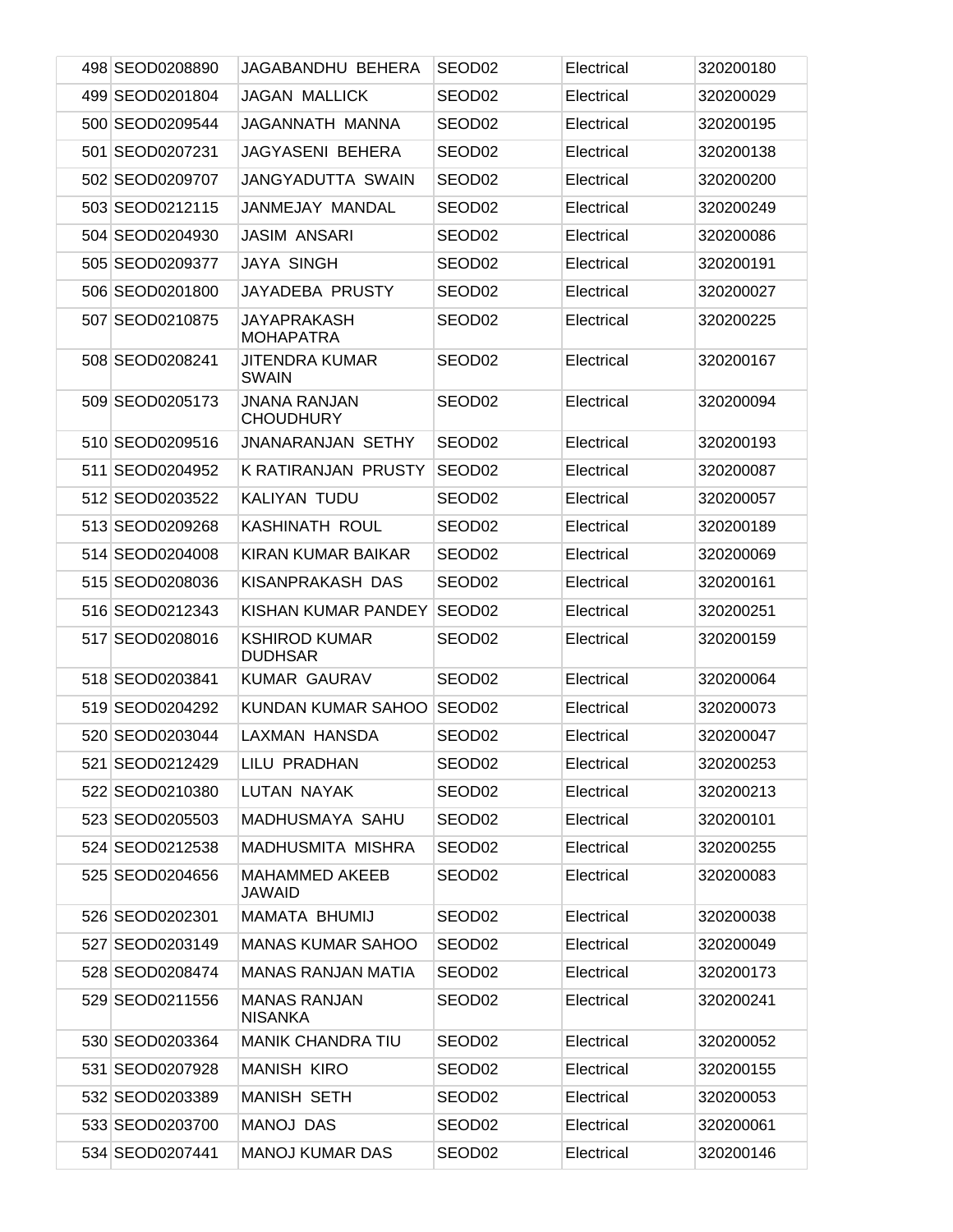| | | | | | |
|---|---|---|---|---|---|
| 498 | SEOD0208890 | JAGABANDHU BEHERA | SEOD02 | Electrical | 320200180 |
| 499 | SEOD0201804 | JAGAN MALLICK | SEOD02 | Electrical | 320200029 |
| 500 | SEOD0209544 | JAGANNATH MANNA | SEOD02 | Electrical | 320200195 |
| 501 | SEOD0207231 | JAGYASENI BEHERA | SEOD02 | Electrical | 320200138 |
| 502 | SEOD0209707 | JANGYADUTTA SWAIN | SEOD02 | Electrical | 320200200 |
| 503 | SEOD0212115 | JANMEJAY MANDAL | SEOD02 | Electrical | 320200249 |
| 504 | SEOD0204930 | JASIM ANSARI | SEOD02 | Electrical | 320200086 |
| 505 | SEOD0209377 | JAYA SINGH | SEOD02 | Electrical | 320200191 |
| 506 | SEOD0201800 | JAYADEBA PRUSTY | SEOD02 | Electrical | 320200027 |
| 507 | SEOD0210875 | JAYAPRAKASH MOHAPATRA | SEOD02 | Electrical | 320200225 |
| 508 | SEOD0208241 | JITENDRA KUMAR SWAIN | SEOD02 | Electrical | 320200167 |
| 509 | SEOD0205173 | JNANA RANJAN CHOUDHURY | SEOD02 | Electrical | 320200094 |
| 510 | SEOD0209516 | JNANARANJAN SETHY | SEOD02 | Electrical | 320200193 |
| 511 | SEOD0204952 | K RATIRANJAN PRUSTY | SEOD02 | Electrical | 320200087 |
| 512 | SEOD0203522 | KALIYAN TUDU | SEOD02 | Electrical | 320200057 |
| 513 | SEOD0209268 | KASHINATH ROUL | SEOD02 | Electrical | 320200189 |
| 514 | SEOD0204008 | KIRAN KUMAR BAIKAR | SEOD02 | Electrical | 320200069 |
| 515 | SEOD0208036 | KISANPRAKASH DAS | SEOD02 | Electrical | 320200161 |
| 516 | SEOD0212343 | KISHAN KUMAR PANDEY | SEOD02 | Electrical | 320200251 |
| 517 | SEOD0208016 | KSHIROD KUMAR DUDHSAR | SEOD02 | Electrical | 320200159 |
| 518 | SEOD0203841 | KUMAR GAURAV | SEOD02 | Electrical | 320200064 |
| 519 | SEOD0204292 | KUNDAN KUMAR SAHOO | SEOD02 | Electrical | 320200073 |
| 520 | SEOD0203044 | LAXMAN HANSDA | SEOD02 | Electrical | 320200047 |
| 521 | SEOD0212429 | LILU PRADHAN | SEOD02 | Electrical | 320200253 |
| 522 | SEOD0210380 | LUTAN NAYAK | SEOD02 | Electrical | 320200213 |
| 523 | SEOD0205503 | MADHUSMAYA SAHU | SEOD02 | Electrical | 320200101 |
| 524 | SEOD0212538 | MADHUSMITA MISHRA | SEOD02 | Electrical | 320200255 |
| 525 | SEOD0204656 | MAHAMMED AKEEB JAWAID | SEOD02 | Electrical | 320200083 |
| 526 | SEOD0202301 | MAMATA BHUMIJ | SEOD02 | Electrical | 320200038 |
| 527 | SEOD0203149 | MANAS KUMAR SAHOO | SEOD02 | Electrical | 320200049 |
| 528 | SEOD0208474 | MANAS RANJAN MATIA | SEOD02 | Electrical | 320200173 |
| 529 | SEOD0211556 | MANAS RANJAN NISANKA | SEOD02 | Electrical | 320200241 |
| 530 | SEOD0203364 | MANIK CHANDRA TIU | SEOD02 | Electrical | 320200052 |
| 531 | SEOD0207928 | MANISH KIRO | SEOD02 | Electrical | 320200155 |
| 532 | SEOD0203389 | MANISH SETH | SEOD02 | Electrical | 320200053 |
| 533 | SEOD0203700 | MANOJ DAS | SEOD02 | Electrical | 320200061 |
| 534 | SEOD0207441 | MANOJ KUMAR DAS | SEOD02 | Electrical | 320200146 |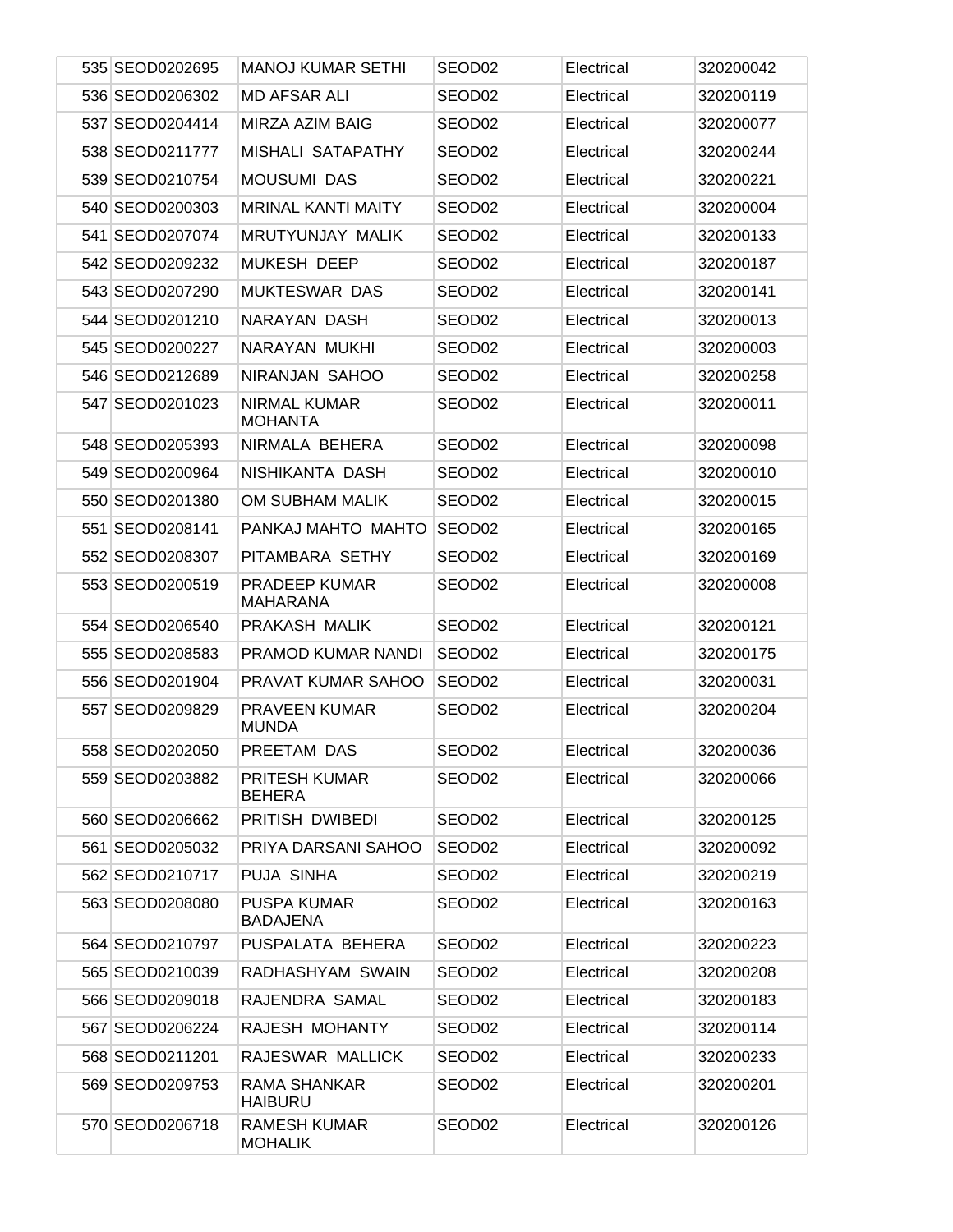| | | | | | |
|---|---|---|---|---|---|
| 535 | SEOD0202695 | MANOJ KUMAR SETHI | SEOD02 | Electrical | 320200042 |
| 536 | SEOD0206302 | MD AFSAR ALI | SEOD02 | Electrical | 320200119 |
| 537 | SEOD0204414 | MIRZA AZIM BAIG | SEOD02 | Electrical | 320200077 |
| 538 | SEOD0211777 | MISHALI SATAPATHY | SEOD02 | Electrical | 320200244 |
| 539 | SEOD0210754 | MOUSUMI DAS | SEOD02 | Electrical | 320200221 |
| 540 | SEOD0200303 | MRINAL KANTI MAITY | SEOD02 | Electrical | 320200004 |
| 541 | SEOD0207074 | MRUTYUNJAY MALIK | SEOD02 | Electrical | 320200133 |
| 542 | SEOD0209232 | MUKESH DEEP | SEOD02 | Electrical | 320200187 |
| 543 | SEOD0207290 | MUKTESWAR DAS | SEOD02 | Electrical | 320200141 |
| 544 | SEOD0201210 | NARAYAN DASH | SEOD02 | Electrical | 320200013 |
| 545 | SEOD0200227 | NARAYAN MUKHI | SEOD02 | Electrical | 320200003 |
| 546 | SEOD0212689 | NIRANJAN SAHOO | SEOD02 | Electrical | 320200258 |
| 547 | SEOD0201023 | NIRMAL KUMAR MOHANTA | SEOD02 | Electrical | 320200011 |
| 548 | SEOD0205393 | NIRMALA BEHERA | SEOD02 | Electrical | 320200098 |
| 549 | SEOD0200964 | NISHIKANTA DASH | SEOD02 | Electrical | 320200010 |
| 550 | SEOD0201380 | OM SUBHAM MALIK | SEOD02 | Electrical | 320200015 |
| 551 | SEOD0208141 | PANKAJ MAHTO MAHTO | SEOD02 | Electrical | 320200165 |
| 552 | SEOD0208307 | PITAMBARA SETHY | SEOD02 | Electrical | 320200169 |
| 553 | SEOD0200519 | PRADEEP KUMAR MAHARANA | SEOD02 | Electrical | 320200008 |
| 554 | SEOD0206540 | PRAKASH MALIK | SEOD02 | Electrical | 320200121 |
| 555 | SEOD0208583 | PRAMOD KUMAR NANDI | SEOD02 | Electrical | 320200175 |
| 556 | SEOD0201904 | PRAVAT KUMAR SAHOO | SEOD02 | Electrical | 320200031 |
| 557 | SEOD0209829 | PRAVEEN KUMAR MUNDA | SEOD02 | Electrical | 320200204 |
| 558 | SEOD0202050 | PREETAM DAS | SEOD02 | Electrical | 320200036 |
| 559 | SEOD0203882 | PRITESH KUMAR BEHERA | SEOD02 | Electrical | 320200066 |
| 560 | SEOD0206662 | PRITISH DWIBEDI | SEOD02 | Electrical | 320200125 |
| 561 | SEOD0205032 | PRIYA DARSANI SAHOO | SEOD02 | Electrical | 320200092 |
| 562 | SEOD0210717 | PUJA SINHA | SEOD02 | Electrical | 320200219 |
| 563 | SEOD0208080 | PUSPA KUMAR BADAJENA | SEOD02 | Electrical | 320200163 |
| 564 | SEOD0210797 | PUSPALATA BEHERA | SEOD02 | Electrical | 320200223 |
| 565 | SEOD0210039 | RADHASHYAM SWAIN | SEOD02 | Electrical | 320200208 |
| 566 | SEOD0209018 | RAJENDRA SAMAL | SEOD02 | Electrical | 320200183 |
| 567 | SEOD0206224 | RAJESH MOHANTY | SEOD02 | Electrical | 320200114 |
| 568 | SEOD0211201 | RAJESWAR MALLICK | SEOD02 | Electrical | 320200233 |
| 569 | SEOD0209753 | RAMA SHANKAR HAIBURU | SEOD02 | Electrical | 320200201 |
| 570 | SEOD0206718 | RAMESH KUMAR MOHALIK | SEOD02 | Electrical | 320200126 |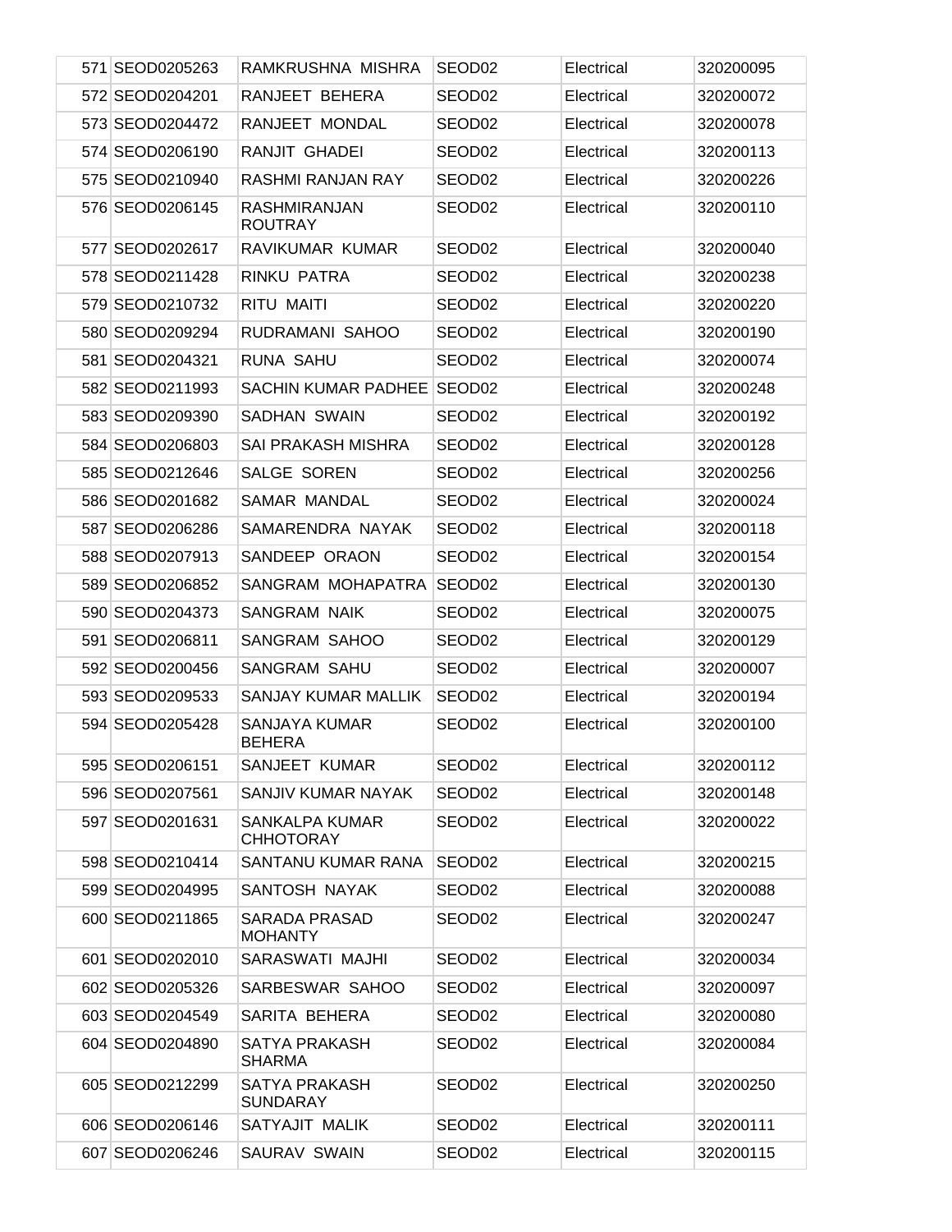| 571 | SEOD0205263 | RAMKRUSHNA MISHRA | SEOD02 | Electrical | 320200095 |
|---|---|---|---|---|---|
| 572 | SEOD0204201 | RANJEET BEHERA | SEOD02 | Electrical | 320200072 |
| 573 | SEOD0204472 | RANJEET MONDAL | SEOD02 | Electrical | 320200078 |
| 574 | SEOD0206190 | RANJIT GHADEI | SEOD02 | Electrical | 320200113 |
| 575 | SEOD0210940 | RASHMI RANJAN RAY | SEOD02 | Electrical | 320200226 |
| 576 | SEOD0206145 | RASHMIRANJAN ROUTRAY | SEOD02 | Electrical | 320200110 |
| 577 | SEOD0202617 | RAVIKUMAR KUMAR | SEOD02 | Electrical | 320200040 |
| 578 | SEOD0211428 | RINKU PATRA | SEOD02 | Electrical | 320200238 |
| 579 | SEOD0210732 | RITU MAITI | SEOD02 | Electrical | 320200220 |
| 580 | SEOD0209294 | RUDRAMANI SAHOO | SEOD02 | Electrical | 320200190 |
| 581 | SEOD0204321 | RUNA SAHU | SEOD02 | Electrical | 320200074 |
| 582 | SEOD0211993 | SACHIN KUMAR PADHEE | SEOD02 | Electrical | 320200248 |
| 583 | SEOD0209390 | SADHAN SWAIN | SEOD02 | Electrical | 320200192 |
| 584 | SEOD0206803 | SAI PRAKASH MISHRA | SEOD02 | Electrical | 320200128 |
| 585 | SEOD0212646 | SALGE SOREN | SEOD02 | Electrical | 320200256 |
| 586 | SEOD0201682 | SAMAR MANDAL | SEOD02 | Electrical | 320200024 |
| 587 | SEOD0206286 | SAMARENDRA NAYAK | SEOD02 | Electrical | 320200118 |
| 588 | SEOD0207913 | SANDEEP ORAON | SEOD02 | Electrical | 320200154 |
| 589 | SEOD0206852 | SANGRAM MOHAPATRA | SEOD02 | Electrical | 320200130 |
| 590 | SEOD0204373 | SANGRAM NAIK | SEOD02 | Electrical | 320200075 |
| 591 | SEOD0206811 | SANGRAM SAHOO | SEOD02 | Electrical | 320200129 |
| 592 | SEOD0200456 | SANGRAM SAHU | SEOD02 | Electrical | 320200007 |
| 593 | SEOD0209533 | SANJAY KUMAR MALLIK | SEOD02 | Electrical | 320200194 |
| 594 | SEOD0205428 | SANJAYA KUMAR BEHERA | SEOD02 | Electrical | 320200100 |
| 595 | SEOD0206151 | SANJEET KUMAR | SEOD02 | Electrical | 320200112 |
| 596 | SEOD0207561 | SANJIV KUMAR NAYAK | SEOD02 | Electrical | 320200148 |
| 597 | SEOD0201631 | SANKALPA KUMAR CHHOTORAY | SEOD02 | Electrical | 320200022 |
| 598 | SEOD0210414 | SANTANU KUMAR RANA | SEOD02 | Electrical | 320200215 |
| 599 | SEOD0204995 | SANTOSH NAYAK | SEOD02 | Electrical | 320200088 |
| 600 | SEOD0211865 | SARADA PRASAD MOHANTY | SEOD02 | Electrical | 320200247 |
| 601 | SEOD0202010 | SARASWATI MAJHI | SEOD02 | Electrical | 320200034 |
| 602 | SEOD0205326 | SARBESWAR SAHOO | SEOD02 | Electrical | 320200097 |
| 603 | SEOD0204549 | SARITA BEHERA | SEOD02 | Electrical | 320200080 |
| 604 | SEOD0204890 | SATYA PRAKASH SHARMA | SEOD02 | Electrical | 320200084 |
| 605 | SEOD0212299 | SATYA PRAKASH SUNDARAY | SEOD02 | Electrical | 320200250 |
| 606 | SEOD0206146 | SATYAJIT MALIK | SEOD02 | Electrical | 320200111 |
| 607 | SEOD0206246 | SAURAV SWAIN | SEOD02 | Electrical | 320200115 |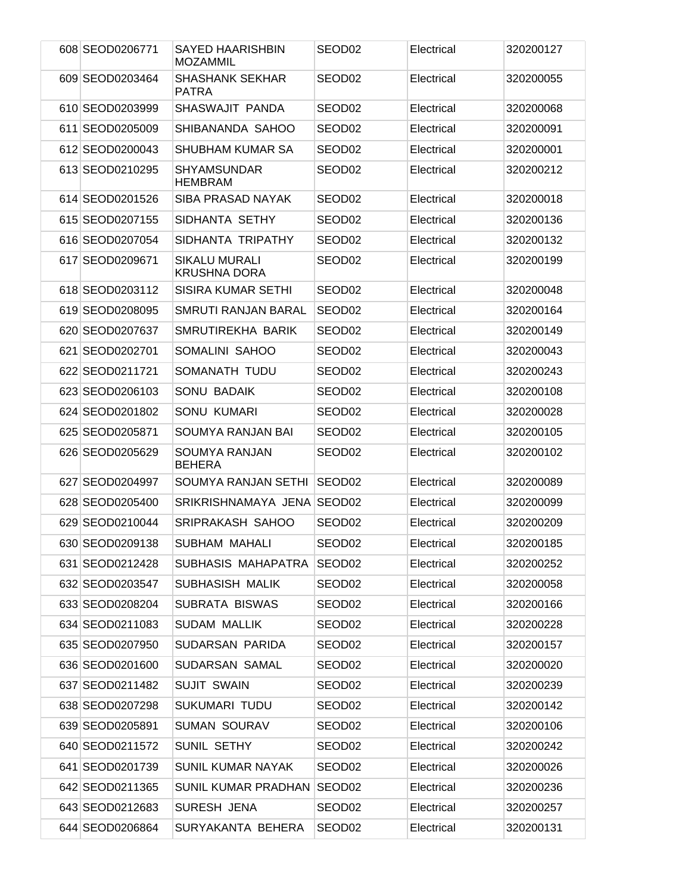| 608 | SEOD0206771 | SAYED HAARISHBIN MOZAMMIL | SEOD02 | Electrical | 320200127 |
|---|---|---|---|---|---|
| 609 | SEOD0203464 | SHASHANK SEKHAR PATRA | SEOD02 | Electrical | 320200055 |
| 610 | SEOD0203999 | SHASWAJIT PANDA | SEOD02 | Electrical | 320200068 |
| 611 | SEOD0205009 | SHIBANANDA SAHOO | SEOD02 | Electrical | 320200091 |
| 612 | SEOD0200043 | SHUBHAM KUMAR SA | SEOD02 | Electrical | 320200001 |
| 613 | SEOD0210295 | SHYAMSUNDAR HEMBRAM | SEOD02 | Electrical | 320200212 |
| 614 | SEOD0201526 | SIBA PRASAD NAYAK | SEOD02 | Electrical | 320200018 |
| 615 | SEOD0207155 | SIDHANTA SETHY | SEOD02 | Electrical | 320200136 |
| 616 | SEOD0207054 | SIDHANTA TRIPATHY | SEOD02 | Electrical | 320200132 |
| 617 | SEOD0209671 | SIKALU MURALI KRUSHNA DORA | SEOD02 | Electrical | 320200199 |
| 618 | SEOD0203112 | SISIRA KUMAR SETHI | SEOD02 | Electrical | 320200048 |
| 619 | SEOD0208095 | SMRUTI RANJAN BARAL | SEOD02 | Electrical | 320200164 |
| 620 | SEOD0207637 | SMRUTIREKHA BARIK | SEOD02 | Electrical | 320200149 |
| 621 | SEOD0202701 | SOMALINI SAHOO | SEOD02 | Electrical | 320200043 |
| 622 | SEOD0211721 | SOMANATH TUDU | SEOD02 | Electrical | 320200243 |
| 623 | SEOD0206103 | SONU BADAIK | SEOD02 | Electrical | 320200108 |
| 624 | SEOD0201802 | SONU KUMARI | SEOD02 | Electrical | 320200028 |
| 625 | SEOD0205871 | SOUMYA RANJAN BAI | SEOD02 | Electrical | 320200105 |
| 626 | SEOD0205629 | SOUMYA RANJAN BEHERA | SEOD02 | Electrical | 320200102 |
| 627 | SEOD0204997 | SOUMYA RANJAN SETHI | SEOD02 | Electrical | 320200089 |
| 628 | SEOD0205400 | SRIKRISHNAMAYA JENA | SEOD02 | Electrical | 320200099 |
| 629 | SEOD0210044 | SRIPRAKASH SAHOO | SEOD02 | Electrical | 320200209 |
| 630 | SEOD0209138 | SUBHAM MAHALI | SEOD02 | Electrical | 320200185 |
| 631 | SEOD0212428 | SUBHASIS MAHAPATRA | SEOD02 | Electrical | 320200252 |
| 632 | SEOD0203547 | SUBHASISH MALIK | SEOD02 | Electrical | 320200058 |
| 633 | SEOD0208204 | SUBRATA BISWAS | SEOD02 | Electrical | 320200166 |
| 634 | SEOD0211083 | SUDAM MALLIK | SEOD02 | Electrical | 320200228 |
| 635 | SEOD0207950 | SUDARSAN PARIDA | SEOD02 | Electrical | 320200157 |
| 636 | SEOD0201600 | SUDARSAN SAMAL | SEOD02 | Electrical | 320200020 |
| 637 | SEOD0211482 | SUJIT SWAIN | SEOD02 | Electrical | 320200239 |
| 638 | SEOD0207298 | SUKUMARI TUDU | SEOD02 | Electrical | 320200142 |
| 639 | SEOD0205891 | SUMAN SOURAV | SEOD02 | Electrical | 320200106 |
| 640 | SEOD0211572 | SUNIL SETHY | SEOD02 | Electrical | 320200242 |
| 641 | SEOD0201739 | SUNIL KUMAR NAYAK | SEOD02 | Electrical | 320200026 |
| 642 | SEOD0211365 | SUNIL KUMAR PRADHAN | SEOD02 | Electrical | 320200236 |
| 643 | SEOD0212683 | SURESH JENA | SEOD02 | Electrical | 320200257 |
| 644 | SEOD0206864 | SURYAKANTA BEHERA | SEOD02 | Electrical | 320200131 |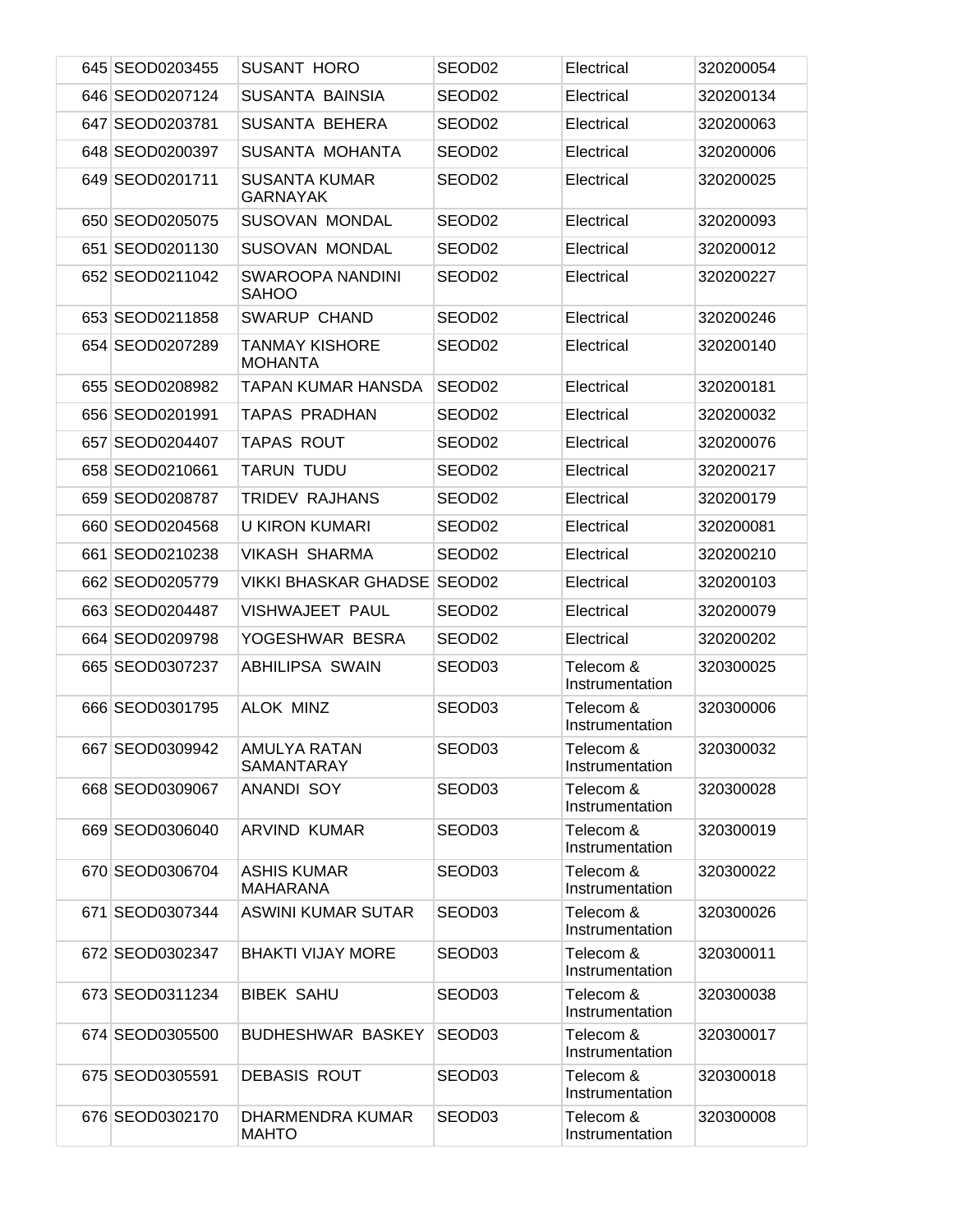| | | | | | |
|---|---|---|---|---|---|
| 645 | SEOD0203455 | SUSANT HORO | SEOD02 | Electrical | 320200054 |
| 646 | SEOD0207124 | SUSANTA BAINSIA | SEOD02 | Electrical | 320200134 |
| 647 | SEOD0203781 | SUSANTA BEHERA | SEOD02 | Electrical | 320200063 |
| 648 | SEOD0200397 | SUSANTA MOHANTA | SEOD02 | Electrical | 320200006 |
| 649 | SEOD0201711 | SUSANTA KUMAR GARNAYAK | SEOD02 | Electrical | 320200025 |
| 650 | SEOD0205075 | SUSOVAN MONDAL | SEOD02 | Electrical | 320200093 |
| 651 | SEOD0201130 | SUSOVAN MONDAL | SEOD02 | Electrical | 320200012 |
| 652 | SEOD0211042 | SWAROOPA NANDINI SAHOO | SEOD02 | Electrical | 320200227 |
| 653 | SEOD0211858 | SWARUP CHAND | SEOD02 | Electrical | 320200246 |
| 654 | SEOD0207289 | TANMAY KISHORE MOHANTA | SEOD02 | Electrical | 320200140 |
| 655 | SEOD0208982 | TAPAN KUMAR HANSDA | SEOD02 | Electrical | 320200181 |
| 656 | SEOD0201991 | TAPAS PRADHAN | SEOD02 | Electrical | 320200032 |
| 657 | SEOD0204407 | TAPAS ROUT | SEOD02 | Electrical | 320200076 |
| 658 | SEOD0210661 | TARUN TUDU | SEOD02 | Electrical | 320200217 |
| 659 | SEOD0208787 | TRIDEV RAJHANS | SEOD02 | Electrical | 320200179 |
| 660 | SEOD0204568 | U KIRON KUMARI | SEOD02 | Electrical | 320200081 |
| 661 | SEOD0210238 | VIKASH SHARMA | SEOD02 | Electrical | 320200210 |
| 662 | SEOD0205779 | VIKKI BHASKAR GHADSE | SEOD02 | Electrical | 320200103 |
| 663 | SEOD0204487 | VISHWAJEET PAUL | SEOD02 | Electrical | 320200079 |
| 664 | SEOD0209798 | YOGESHWAR BESRA | SEOD02 | Electrical | 320200202 |
| 665 | SEOD0307237 | ABHILIPSA SWAIN | SEOD03 | Telecom & Instrumentation | 320300025 |
| 666 | SEOD0301795 | ALOK MINZ | SEOD03 | Telecom & Instrumentation | 320300006 |
| 667 | SEOD0309942 | AMULYA RATAN SAMANTARAY | SEOD03 | Telecom & Instrumentation | 320300032 |
| 668 | SEOD0309067 | ANANDI SOY | SEOD03 | Telecom & Instrumentation | 320300028 |
| 669 | SEOD0306040 | ARVIND KUMAR | SEOD03 | Telecom & Instrumentation | 320300019 |
| 670 | SEOD0306704 | ASHIS KUMAR MAHARANA | SEOD03 | Telecom & Instrumentation | 320300022 |
| 671 | SEOD0307344 | ASWINI KUMAR SUTAR | SEOD03 | Telecom & Instrumentation | 320300026 |
| 672 | SEOD0302347 | BHAKTI VIJAY MORE | SEOD03 | Telecom & Instrumentation | 320300011 |
| 673 | SEOD0311234 | BIBEK SAHU | SEOD03 | Telecom & Instrumentation | 320300038 |
| 674 | SEOD0305500 | BUDHESHWAR BASKEY | SEOD03 | Telecom & Instrumentation | 320300017 |
| 675 | SEOD0305591 | DEBASIS ROUT | SEOD03 | Telecom & Instrumentation | 320300018 |
| 676 | SEOD0302170 | DHARMENDRA KUMAR MAHTO | SEOD03 | Telecom & Instrumentation | 320300008 |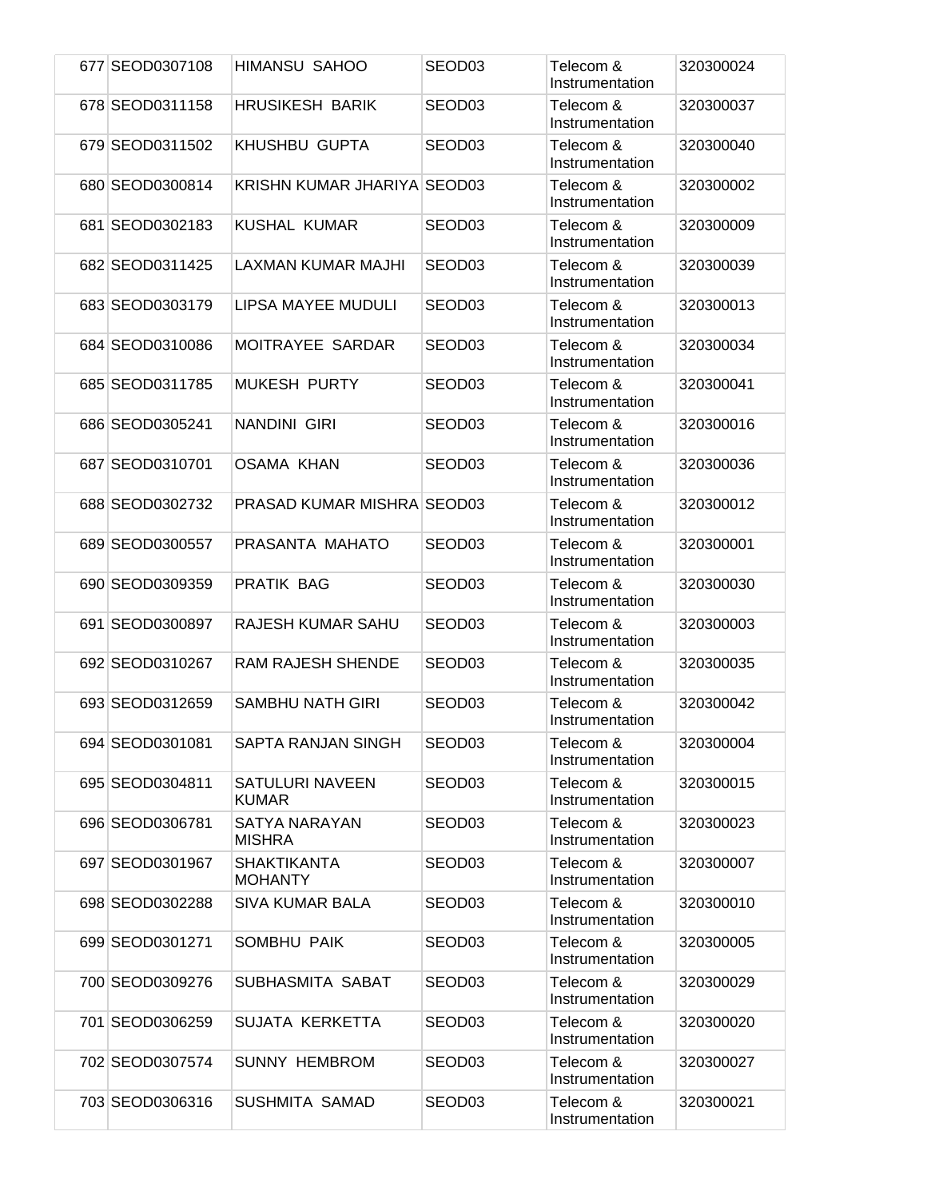| 677 | SEOD0307108 | HIMANSU SAHOO | SEOD03 | Telecom & Instrumentation | 320300024 |
|---|---|---|---|---|---|
| 678 | SEOD0311158 | HRUSIKESH BARIK | SEOD03 | Telecom & Instrumentation | 320300037 |
| 679 | SEOD0311502 | KHUSHBU GUPTA | SEOD03 | Telecom & Instrumentation | 320300040 |
| 680 | SEOD0300814 | KRISHN KUMAR JHARIYA | SEOD03 | Telecom & Instrumentation | 320300002 |
| 681 | SEOD0302183 | KUSHAL KUMAR | SEOD03 | Telecom & Instrumentation | 320300009 |
| 682 | SEOD0311425 | LAXMAN KUMAR MAJHI | SEOD03 | Telecom & Instrumentation | 320300039 |
| 683 | SEOD0303179 | LIPSA MAYEE MUDULI | SEOD03 | Telecom & Instrumentation | 320300013 |
| 684 | SEOD0310086 | MOITRAYEE SARDAR | SEOD03 | Telecom & Instrumentation | 320300034 |
| 685 | SEOD0311785 | MUKESH PURTY | SEOD03 | Telecom & Instrumentation | 320300041 |
| 686 | SEOD0305241 | NANDINI GIRI | SEOD03 | Telecom & Instrumentation | 320300016 |
| 687 | SEOD0310701 | OSAMA KHAN | SEOD03 | Telecom & Instrumentation | 320300036 |
| 688 | SEOD0302732 | PRASAD KUMAR MISHRA | SEOD03 | Telecom & Instrumentation | 320300012 |
| 689 | SEOD0300557 | PRASANTA MAHATO | SEOD03 | Telecom & Instrumentation | 320300001 |
| 690 | SEOD0309359 | PRATIK BAG | SEOD03 | Telecom & Instrumentation | 320300030 |
| 691 | SEOD0300897 | RAJESH KUMAR SAHU | SEOD03 | Telecom & Instrumentation | 320300003 |
| 692 | SEOD0310267 | RAM RAJESH SHENDE | SEOD03 | Telecom & Instrumentation | 320300035 |
| 693 | SEOD0312659 | SAMBHU NATH GIRI | SEOD03 | Telecom & Instrumentation | 320300042 |
| 694 | SEOD0301081 | SAPTA RANJAN SINGH | SEOD03 | Telecom & Instrumentation | 320300004 |
| 695 | SEOD0304811 | SATULURI NAVEEN KUMAR | SEOD03 | Telecom & Instrumentation | 320300015 |
| 696 | SEOD0306781 | SATYA NARAYAN MISHRA | SEOD03 | Telecom & Instrumentation | 320300023 |
| 697 | SEOD0301967 | SHAKTIKANTA MOHANTY | SEOD03 | Telecom & Instrumentation | 320300007 |
| 698 | SEOD0302288 | SIVA KUMAR BALA | SEOD03 | Telecom & Instrumentation | 320300010 |
| 699 | SEOD0301271 | SOMBHU PAIK | SEOD03 | Telecom & Instrumentation | 320300005 |
| 700 | SEOD0309276 | SUBHASMITA SABAT | SEOD03 | Telecom & Instrumentation | 320300029 |
| 701 | SEOD0306259 | SUJATA KERKETTA | SEOD03 | Telecom & Instrumentation | 320300020 |
| 702 | SEOD0307574 | SUNNY HEMBROM | SEOD03 | Telecom & Instrumentation | 320300027 |
| 703 | SEOD0306316 | SUSHMITA SAMAD | SEOD03 | Telecom & Instrumentation | 320300021 |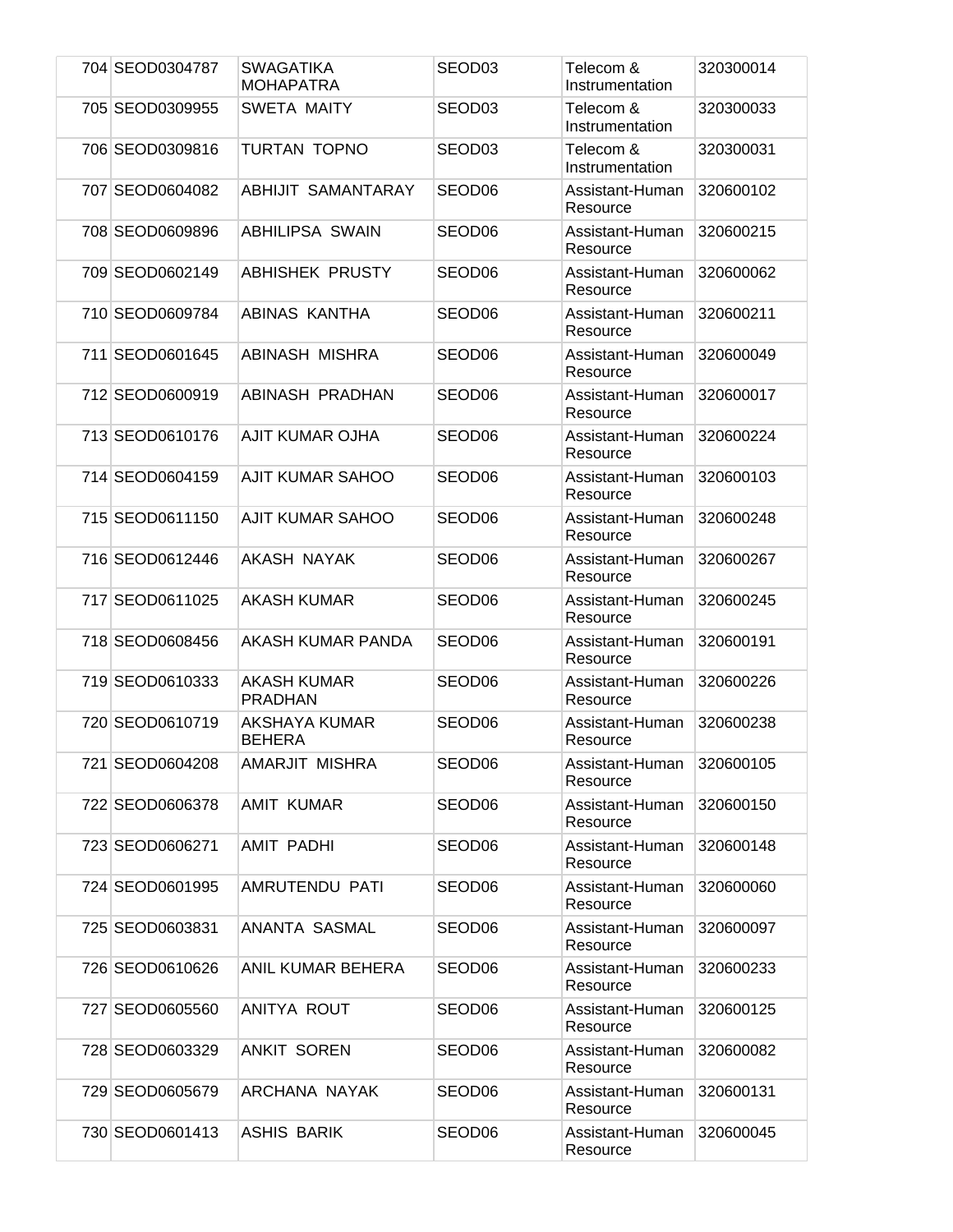| | | | | | |
|---|---|---|---|---|---|
| 704 | SEOD0304787 | SWAGATIKA MOHAPATRA | SEOD03 | Telecom & Instrumentation | 320300014 |
| 705 | SEOD0309955 | SWETA MAITY | SEOD03 | Telecom & Instrumentation | 320300033 |
| 706 | SEOD0309816 | TURTAN TOPNO | SEOD03 | Telecom & Instrumentation | 320300031 |
| 707 | SEOD0604082 | ABHIJIT SAMANTARAY | SEOD06 | Assistant-Human Resource | 320600102 |
| 708 | SEOD0609896 | ABHILIPSA SWAIN | SEOD06 | Assistant-Human Resource | 320600215 |
| 709 | SEOD0602149 | ABHISHEK PRUSTY | SEOD06 | Assistant-Human Resource | 320600062 |
| 710 | SEOD0609784 | ABINAS KANTHA | SEOD06 | Assistant-Human Resource | 320600211 |
| 711 | SEOD0601645 | ABINASH MISHRA | SEOD06 | Assistant-Human Resource | 320600049 |
| 712 | SEOD0600919 | ABINASH PRADHAN | SEOD06 | Assistant-Human Resource | 320600017 |
| 713 | SEOD0610176 | AJIT KUMAR OJHA | SEOD06 | Assistant-Human Resource | 320600224 |
| 714 | SEOD0604159 | AJIT KUMAR SAHOO | SEOD06 | Assistant-Human Resource | 320600103 |
| 715 | SEOD0611150 | AJIT KUMAR SAHOO | SEOD06 | Assistant-Human Resource | 320600248 |
| 716 | SEOD0612446 | AKASH NAYAK | SEOD06 | Assistant-Human Resource | 320600267 |
| 717 | SEOD0611025 | AKASH KUMAR | SEOD06 | Assistant-Human Resource | 320600245 |
| 718 | SEOD0608456 | AKASH KUMAR PANDA | SEOD06 | Assistant-Human Resource | 320600191 |
| 719 | SEOD0610333 | AKASH KUMAR PRADHAN | SEOD06 | Assistant-Human Resource | 320600226 |
| 720 | SEOD0610719 | AKSHAYA KUMAR BEHERA | SEOD06 | Assistant-Human Resource | 320600238 |
| 721 | SEOD0604208 | AMARJIT MISHRA | SEOD06 | Assistant-Human Resource | 320600105 |
| 722 | SEOD0606378 | AMIT KUMAR | SEOD06 | Assistant-Human Resource | 320600150 |
| 723 | SEOD0606271 | AMIT PADHI | SEOD06 | Assistant-Human Resource | 320600148 |
| 724 | SEOD0601995 | AMRUTENDU PATI | SEOD06 | Assistant-Human Resource | 320600060 |
| 725 | SEOD0603831 | ANANTA SASMAL | SEOD06 | Assistant-Human Resource | 320600097 |
| 726 | SEOD0610626 | ANIL KUMAR BEHERA | SEOD06 | Assistant-Human Resource | 320600233 |
| 727 | SEOD0605560 | ANITYA ROUT | SEOD06 | Assistant-Human Resource | 320600125 |
| 728 | SEOD0603329 | ANKIT SOREN | SEOD06 | Assistant-Human Resource | 320600082 |
| 729 | SEOD0605679 | ARCHANA NAYAK | SEOD06 | Assistant-Human Resource | 320600131 |
| 730 | SEOD0601413 | ASHIS BARIK | SEOD06 | Assistant-Human Resource | 320600045 |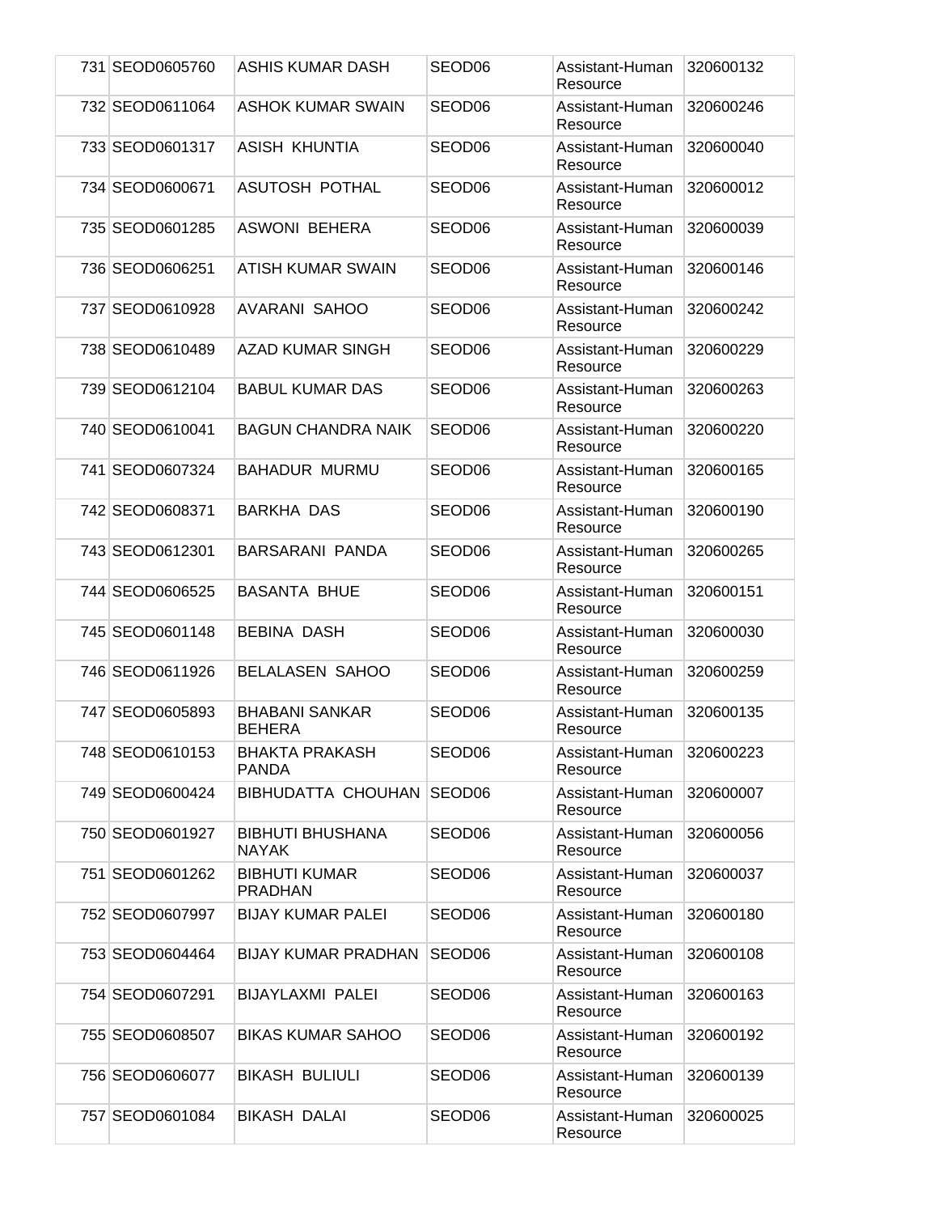| 731 | SEOD0605760 | ASHIS KUMAR DASH | SEOD06 | Assistant-Human Resource | 320600132 |
|---|---|---|---|---|---|
| 732 | SEOD0611064 | ASHOK KUMAR SWAIN | SEOD06 | Assistant-Human Resource | 320600246 |
| 733 | SEOD0601317 | ASISH KHUNTIA | SEOD06 | Assistant-Human Resource | 320600040 |
| 734 | SEOD0600671 | ASUTOSH POTHAL | SEOD06 | Assistant-Human Resource | 320600012 |
| 735 | SEOD0601285 | ASWONI BEHERA | SEOD06 | Assistant-Human Resource | 320600039 |
| 736 | SEOD0606251 | ATISH KUMAR SWAIN | SEOD06 | Assistant-Human Resource | 320600146 |
| 737 | SEOD0610928 | AVARANI SAHOO | SEOD06 | Assistant-Human Resource | 320600242 |
| 738 | SEOD0610489 | AZAD KUMAR SINGH | SEOD06 | Assistant-Human Resource | 320600229 |
| 739 | SEOD0612104 | BABUL KUMAR DAS | SEOD06 | Assistant-Human Resource | 320600263 |
| 740 | SEOD0610041 | BAGUN CHANDRA NAIK | SEOD06 | Assistant-Human Resource | 320600220 |
| 741 | SEOD0607324 | BAHADUR MURMU | SEOD06 | Assistant-Human Resource | 320600165 |
| 742 | SEOD0608371 | BARKHA DAS | SEOD06 | Assistant-Human Resource | 320600190 |
| 743 | SEOD0612301 | BARSARANI PANDA | SEOD06 | Assistant-Human Resource | 320600265 |
| 744 | SEOD0606525 | BASANTA BHUE | SEOD06 | Assistant-Human Resource | 320600151 |
| 745 | SEOD0601148 | BEBINA DASH | SEOD06 | Assistant-Human Resource | 320600030 |
| 746 | SEOD0611926 | BELALASEN SAHOO | SEOD06 | Assistant-Human Resource | 320600259 |
| 747 | SEOD0605893 | BHABANI SANKAR BEHERA | SEOD06 | Assistant-Human Resource | 320600135 |
| 748 | SEOD0610153 | BHAKTA PRAKASH PANDA | SEOD06 | Assistant-Human Resource | 320600223 |
| 749 | SEOD0600424 | BIBHUDATTA CHOUHAN | SEOD06 | Assistant-Human Resource | 320600007 |
| 750 | SEOD0601927 | BIBHUTI BHUSHANA NAYAK | SEOD06 | Assistant-Human Resource | 320600056 |
| 751 | SEOD0601262 | BIBHUTI KUMAR PRADHAN | SEOD06 | Assistant-Human Resource | 320600037 |
| 752 | SEOD0607997 | BIJAY KUMAR PALEI | SEOD06 | Assistant-Human Resource | 320600180 |
| 753 | SEOD0604464 | BIJAY KUMAR PRADHAN | SEOD06 | Assistant-Human Resource | 320600108 |
| 754 | SEOD0607291 | BIJAYLAXMI PALEI | SEOD06 | Assistant-Human Resource | 320600163 |
| 755 | SEOD0608507 | BIKAS KUMAR SAHOO | SEOD06 | Assistant-Human Resource | 320600192 |
| 756 | SEOD0606077 | BIKASH BULIULI | SEOD06 | Assistant-Human Resource | 320600139 |
| 757 | SEOD0601084 | BIKASH DALAI | SEOD06 | Assistant-Human Resource | 320600025 |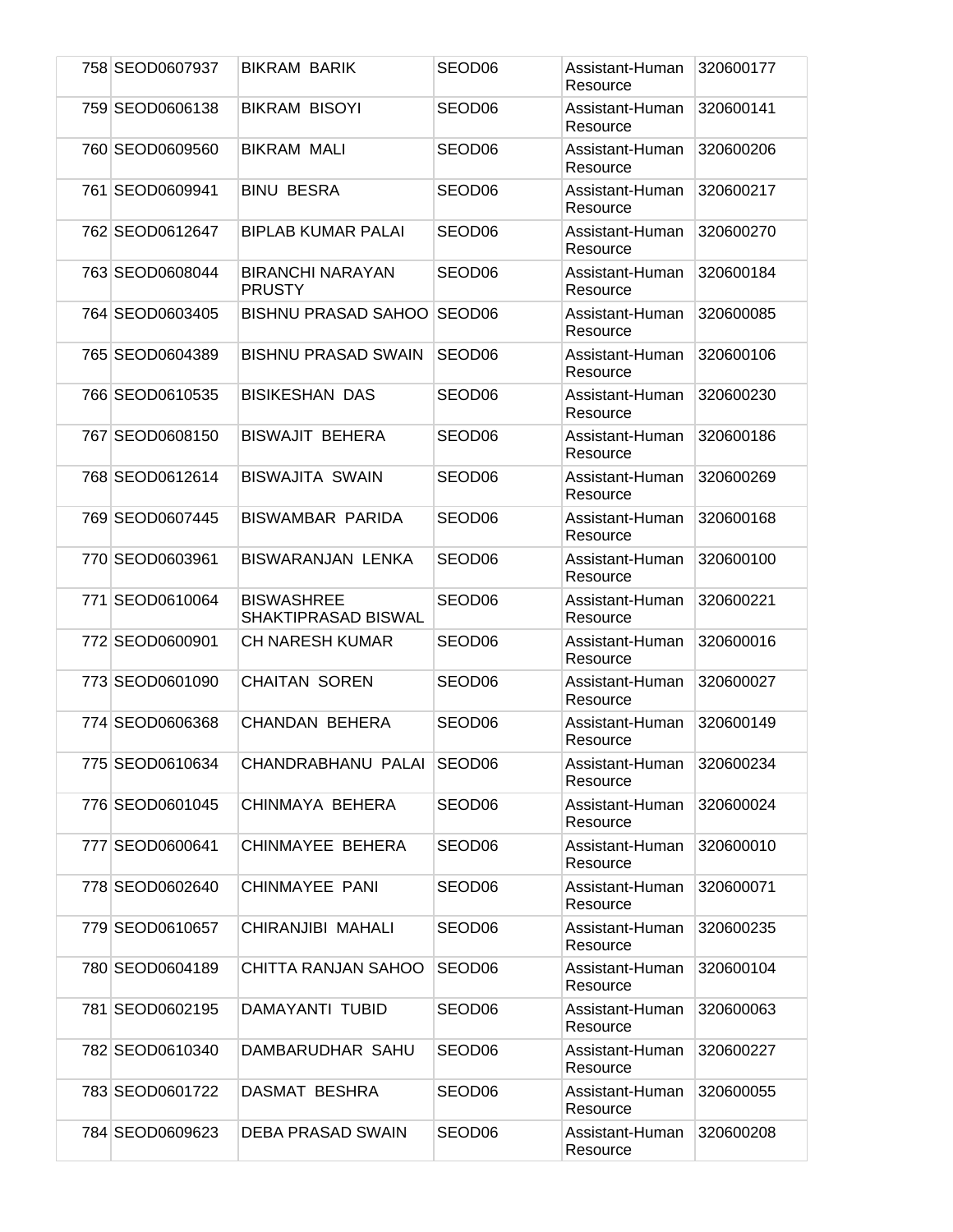| | | | | | |
|---|---|---|---|---|---|
| 758 | SEOD0607937 | BIKRAM BARIK | SEOD06 | Assistant-Human Resource | 320600177 |
| 759 | SEOD0606138 | BIKRAM BISOYI | SEOD06 | Assistant-Human Resource | 320600141 |
| 760 | SEOD0609560 | BIKRAM MALI | SEOD06 | Assistant-Human Resource | 320600206 |
| 761 | SEOD0609941 | BINU BESRA | SEOD06 | Assistant-Human Resource | 320600217 |
| 762 | SEOD0612647 | BIPLAB KUMAR PALAI | SEOD06 | Assistant-Human Resource | 320600270 |
| 763 | SEOD0608044 | BIRANCHI NARAYAN PRUSTY | SEOD06 | Assistant-Human Resource | 320600184 |
| 764 | SEOD0603405 | BISHNU PRASAD SAHOO | SEOD06 | Assistant-Human Resource | 320600085 |
| 765 | SEOD0604389 | BISHNU PRASAD SWAIN | SEOD06 | Assistant-Human Resource | 320600106 |
| 766 | SEOD0610535 | BISIKESHAN DAS | SEOD06 | Assistant-Human Resource | 320600230 |
| 767 | SEOD0608150 | BISWAJIT BEHERA | SEOD06 | Assistant-Human Resource | 320600186 |
| 768 | SEOD0612614 | BISWAJITA SWAIN | SEOD06 | Assistant-Human Resource | 320600269 |
| 769 | SEOD0607445 | BISWAMBAR PARIDA | SEOD06 | Assistant-Human Resource | 320600168 |
| 770 | SEOD0603961 | BISWARANJAN LENKA | SEOD06 | Assistant-Human Resource | 320600100 |
| 771 | SEOD0610064 | BISWASHREE SHAKTIPRASAD BISWAL | SEOD06 | Assistant-Human Resource | 320600221 |
| 772 | SEOD0600901 | CH NARESH KUMAR | SEOD06 | Assistant-Human Resource | 320600016 |
| 773 | SEOD0601090 | CHAITAN SOREN | SEOD06 | Assistant-Human Resource | 320600027 |
| 774 | SEOD0606368 | CHANDAN BEHERA | SEOD06 | Assistant-Human Resource | 320600149 |
| 775 | SEOD0610634 | CHANDRABHANU PALAI | SEOD06 | Assistant-Human Resource | 320600234 |
| 776 | SEOD0601045 | CHINMAYA BEHERA | SEOD06 | Assistant-Human Resource | 320600024 |
| 777 | SEOD0600641 | CHINMAYEE BEHERA | SEOD06 | Assistant-Human Resource | 320600010 |
| 778 | SEOD0602640 | CHINMAYEE PANI | SEOD06 | Assistant-Human Resource | 320600071 |
| 779 | SEOD0610657 | CHIRANJIBI MAHALI | SEOD06 | Assistant-Human Resource | 320600235 |
| 780 | SEOD0604189 | CHITTA RANJAN SAHOO | SEOD06 | Assistant-Human Resource | 320600104 |
| 781 | SEOD0602195 | DAMAYANTI TUBID | SEOD06 | Assistant-Human Resource | 320600063 |
| 782 | SEOD0610340 | DAMBARUDHAR SAHU | SEOD06 | Assistant-Human Resource | 320600227 |
| 783 | SEOD0601722 | DASMAT BESHRA | SEOD06 | Assistant-Human Resource | 320600055 |
| 784 | SEOD0609623 | DEBA PRASAD SWAIN | SEOD06 | Assistant-Human Resource | 320600208 |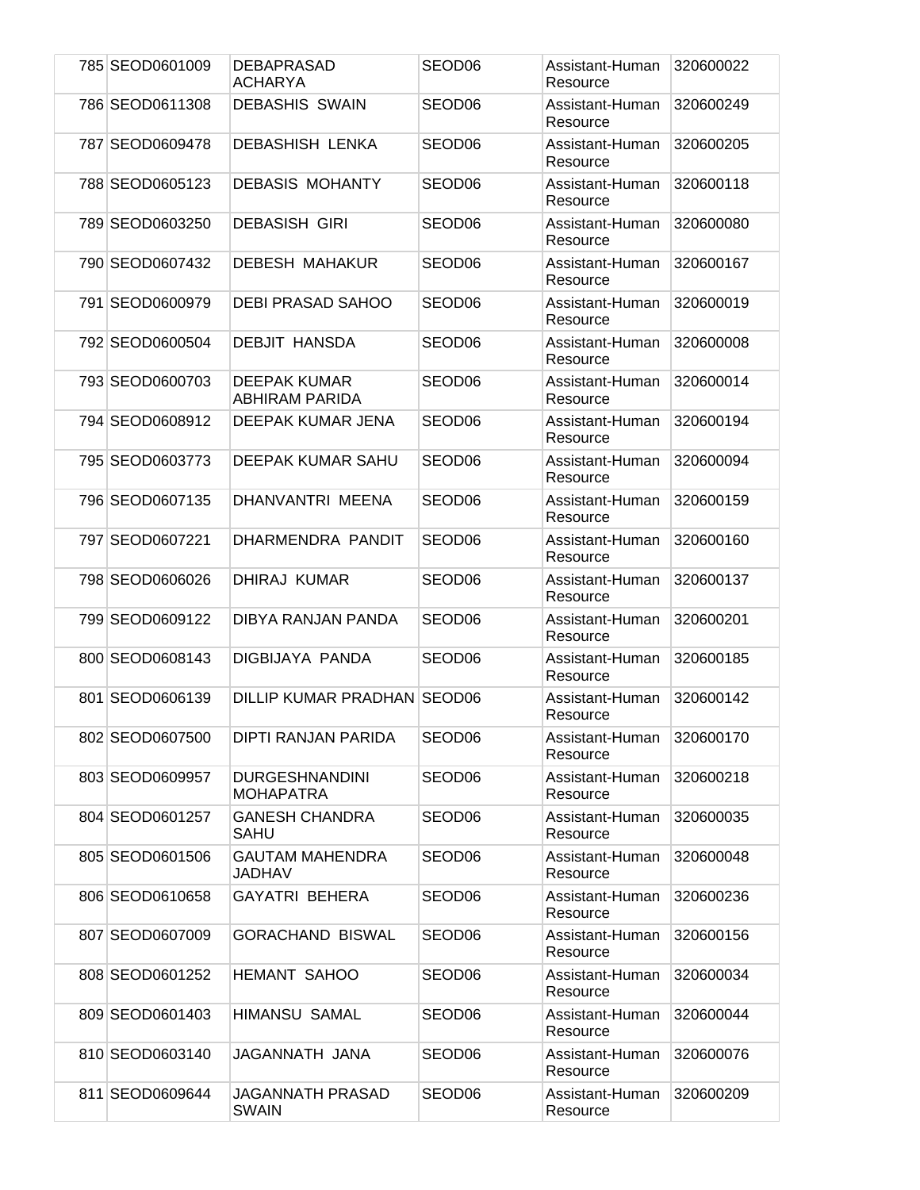| | | | | | |
|---|---|---|---|---|---|
| 785 | SEOD0601009 | DEBAPRASAD ACHARYA | SEOD06 | Assistant-Human Resource | 320600022 |
| 786 | SEOD0611308 | DEBASHIS SWAIN | SEOD06 | Assistant-Human Resource | 320600249 |
| 787 | SEOD0609478 | DEBASHISH LENKA | SEOD06 | Assistant-Human Resource | 320600205 |
| 788 | SEOD0605123 | DEBASIS MOHANTY | SEOD06 | Assistant-Human Resource | 320600118 |
| 789 | SEOD0603250 | DEBASISH GIRI | SEOD06 | Assistant-Human Resource | 320600080 |
| 790 | SEOD0607432 | DEBESH MAHAKUR | SEOD06 | Assistant-Human Resource | 320600167 |
| 791 | SEOD0600979 | DEBI PRASAD SAHOO | SEOD06 | Assistant-Human Resource | 320600019 |
| 792 | SEOD0600504 | DEBJIT HANSDA | SEOD06 | Assistant-Human Resource | 320600008 |
| 793 | SEOD0600703 | DEEPAK KUMAR ABHIRAM PARIDA | SEOD06 | Assistant-Human Resource | 320600014 |
| 794 | SEOD0608912 | DEEPAK KUMAR JENA | SEOD06 | Assistant-Human Resource | 320600194 |
| 795 | SEOD0603773 | DEEPAK KUMAR SAHU | SEOD06 | Assistant-Human Resource | 320600094 |
| 796 | SEOD0607135 | DHANVANTRI MEENA | SEOD06 | Assistant-Human Resource | 320600159 |
| 797 | SEOD0607221 | DHARMENDRA PANDIT | SEOD06 | Assistant-Human Resource | 320600160 |
| 798 | SEOD0606026 | DHIRAJ KUMAR | SEOD06 | Assistant-Human Resource | 320600137 |
| 799 | SEOD0609122 | DIBYA RANJAN PANDA | SEOD06 | Assistant-Human Resource | 320600201 |
| 800 | SEOD0608143 | DIGBIJAYA PANDA | SEOD06 | Assistant-Human Resource | 320600185 |
| 801 | SEOD0606139 | DILLIP KUMAR PRADHAN | SEOD06 | Assistant-Human Resource | 320600142 |
| 802 | SEOD0607500 | DIPTI RANJAN PARIDA | SEOD06 | Assistant-Human Resource | 320600170 |
| 803 | SEOD0609957 | DURGESHNANDINI MOHAPATRA | SEOD06 | Assistant-Human Resource | 320600218 |
| 804 | SEOD0601257 | GANESH CHANDRA SAHU | SEOD06 | Assistant-Human Resource | 320600035 |
| 805 | SEOD0601506 | GAUTAM MAHENDRA JADHAV | SEOD06 | Assistant-Human Resource | 320600048 |
| 806 | SEOD0610658 | GAYATRI BEHERA | SEOD06 | Assistant-Human Resource | 320600236 |
| 807 | SEOD0607009 | GORACHAND BISWAL | SEOD06 | Assistant-Human Resource | 320600156 |
| 808 | SEOD0601252 | HEMANT SAHOO | SEOD06 | Assistant-Human Resource | 320600034 |
| 809 | SEOD0601403 | HIMANSU SAMAL | SEOD06 | Assistant-Human Resource | 320600044 |
| 810 | SEOD0603140 | JAGANNATH JANA | SEOD06 | Assistant-Human Resource | 320600076 |
| 811 | SEOD0609644 | JAGANNATH PRASAD SWAIN | SEOD06 | Assistant-Human Resource | 320600209 |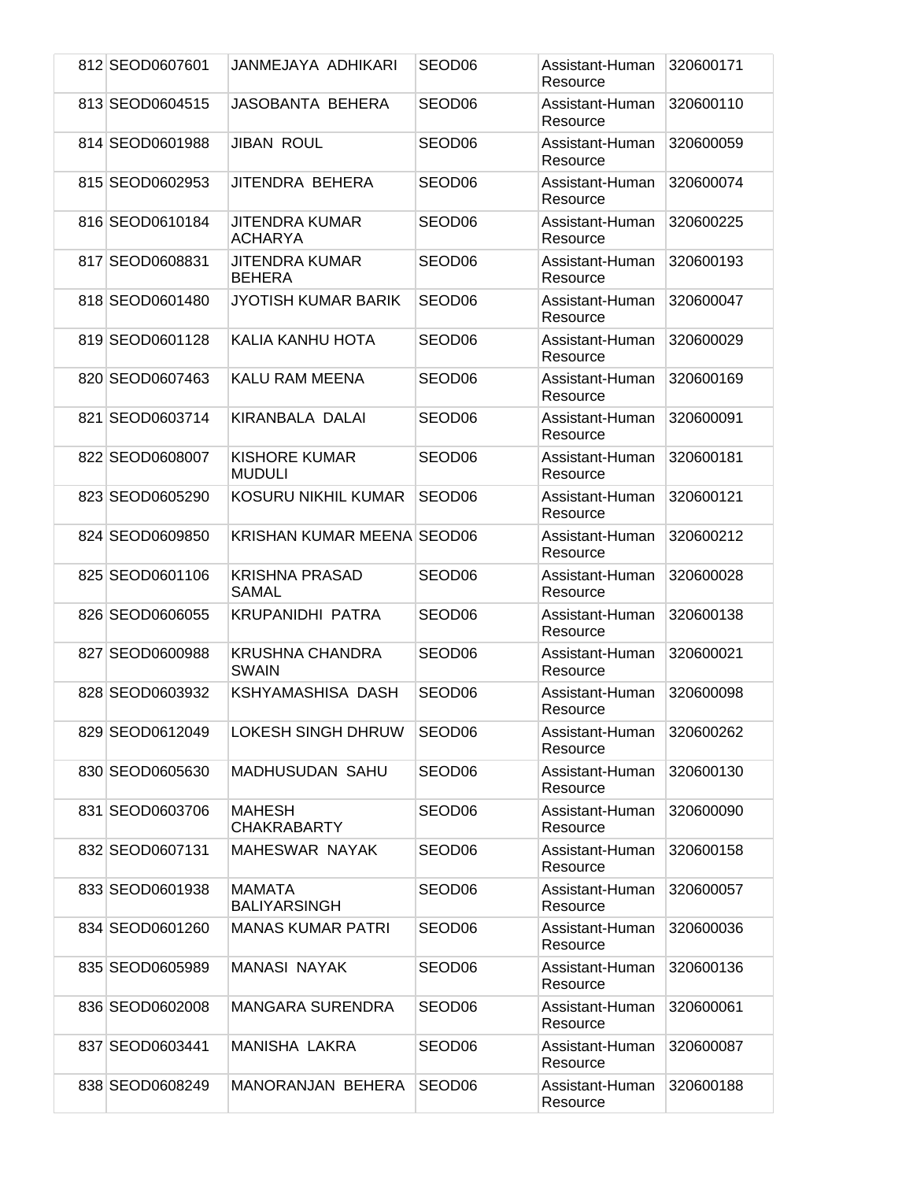| | | | | | |
|---|---|---|---|---|---|
| 812 | SEOD0607601 | JANMEJAYA ADHIKARI | SEOD06 | Assistant-Human Resource | 320600171 |
| 813 | SEOD0604515 | JASOBANTA BEHERA | SEOD06 | Assistant-Human Resource | 320600110 |
| 814 | SEOD0601988 | JIBAN ROUL | SEOD06 | Assistant-Human Resource | 320600059 |
| 815 | SEOD0602953 | JITENDRA BEHERA | SEOD06 | Assistant-Human Resource | 320600074 |
| 816 | SEOD0610184 | JITENDRA KUMAR ACHARYA | SEOD06 | Assistant-Human Resource | 320600225 |
| 817 | SEOD0608831 | JITENDRA KUMAR BEHERA | SEOD06 | Assistant-Human Resource | 320600193 |
| 818 | SEOD0601480 | JYOTISH KUMAR BARIK | SEOD06 | Assistant-Human Resource | 320600047 |
| 819 | SEOD0601128 | KALIA KANHU HOTA | SEOD06 | Assistant-Human Resource | 320600029 |
| 820 | SEOD0607463 | KALU RAM MEENA | SEOD06 | Assistant-Human Resource | 320600169 |
| 821 | SEOD0603714 | KIRANBALA DALAI | SEOD06 | Assistant-Human Resource | 320600091 |
| 822 | SEOD0608007 | KISHORE KUMAR MUDULI | SEOD06 | Assistant-Human Resource | 320600181 |
| 823 | SEOD0605290 | KOSURU NIKHIL KUMAR | SEOD06 | Assistant-Human Resource | 320600121 |
| 824 | SEOD0609850 | KRISHAN KUMAR MEENA | SEOD06 | Assistant-Human Resource | 320600212 |
| 825 | SEOD0601106 | KRISHNA PRASAD SAMAL | SEOD06 | Assistant-Human Resource | 320600028 |
| 826 | SEOD0606055 | KRUPANIDHI PATRA | SEOD06 | Assistant-Human Resource | 320600138 |
| 827 | SEOD0600988 | KRUSHNA CHANDRA SWAIN | SEOD06 | Assistant-Human Resource | 320600021 |
| 828 | SEOD0603932 | KSHYAMASHISA DASH | SEOD06 | Assistant-Human Resource | 320600098 |
| 829 | SEOD0612049 | LOKESH SINGH DHRUW | SEOD06 | Assistant-Human Resource | 320600262 |
| 830 | SEOD0605630 | MADHUSUDAN SAHU | SEOD06 | Assistant-Human Resource | 320600130 |
| 831 | SEOD0603706 | MAHESH CHAKRABARTY | SEOD06 | Assistant-Human Resource | 320600090 |
| 832 | SEOD0607131 | MAHESWAR NAYAK | SEOD06 | Assistant-Human Resource | 320600158 |
| 833 | SEOD0601938 | MAMATA BALIYARSINGH | SEOD06 | Assistant-Human Resource | 320600057 |
| 834 | SEOD0601260 | MANAS KUMAR PATRI | SEOD06 | Assistant-Human Resource | 320600036 |
| 835 | SEOD0605989 | MANASI NAYAK | SEOD06 | Assistant-Human Resource | 320600136 |
| 836 | SEOD0602008 | MANGARA SURENDRA | SEOD06 | Assistant-Human Resource | 320600061 |
| 837 | SEOD0603441 | MANISHA LAKRA | SEOD06 | Assistant-Human Resource | 320600087 |
| 838 | SEOD0608249 | MANORANJAN BEHERA | SEOD06 | Assistant-Human Resource | 320600188 |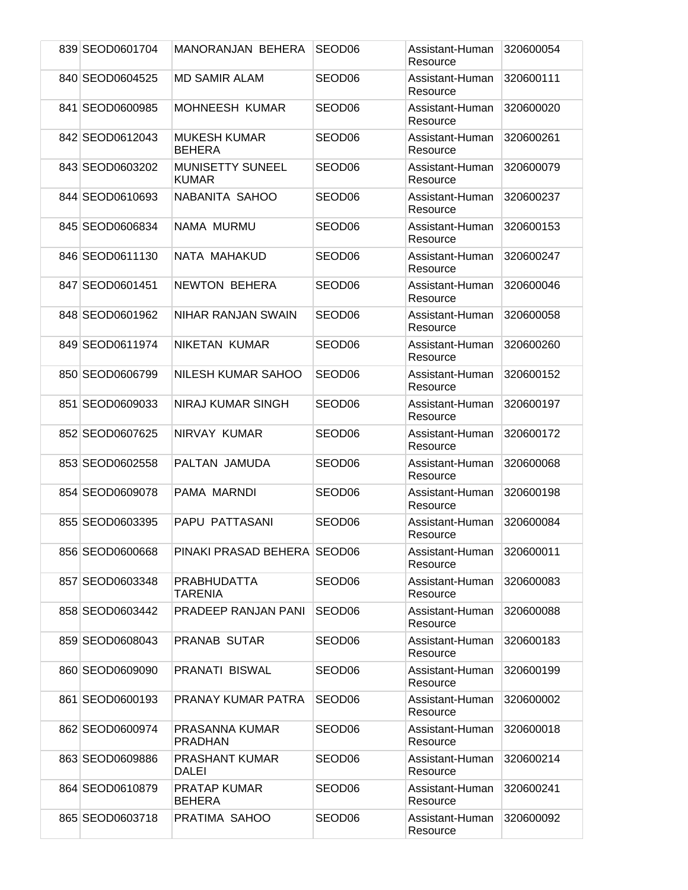| | | | | | |
|---|---|---|---|---|---|
| 839 | SEOD0601704 | MANORANJAN BEHERA | SEOD06 | Assistant-Human Resource | 320600054 |
| 840 | SEOD0604525 | MD SAMIR ALAM | SEOD06 | Assistant-Human Resource | 320600111 |
| 841 | SEOD0600985 | MOHNEESH KUMAR | SEOD06 | Assistant-Human Resource | 320600020 |
| 842 | SEOD0612043 | MUKESH KUMAR BEHERA | SEOD06 | Assistant-Human Resource | 320600261 |
| 843 | SEOD0603202 | MUNISETTY SUNEEL KUMAR | SEOD06 | Assistant-Human Resource | 320600079 |
| 844 | SEOD0610693 | NABANITA SAHOO | SEOD06 | Assistant-Human Resource | 320600237 |
| 845 | SEOD0606834 | NAMA MURMU | SEOD06 | Assistant-Human Resource | 320600153 |
| 846 | SEOD0611130 | NATA MAHAKUD | SEOD06 | Assistant-Human Resource | 320600247 |
| 847 | SEOD0601451 | NEWTON BEHERA | SEOD06 | Assistant-Human Resource | 320600046 |
| 848 | SEOD0601962 | NIHAR RANJAN SWAIN | SEOD06 | Assistant-Human Resource | 320600058 |
| 849 | SEOD0611974 | NIKETAN KUMAR | SEOD06 | Assistant-Human Resource | 320600260 |
| 850 | SEOD0606799 | NILESH KUMAR SAHOO | SEOD06 | Assistant-Human Resource | 320600152 |
| 851 | SEOD0609033 | NIRAJ KUMAR SINGH | SEOD06 | Assistant-Human Resource | 320600197 |
| 852 | SEOD0607625 | NIRVAY KUMAR | SEOD06 | Assistant-Human Resource | 320600172 |
| 853 | SEOD0602558 | PALTAN JAMUDA | SEOD06 | Assistant-Human Resource | 320600068 |
| 854 | SEOD0609078 | PAMA MARNDI | SEOD06 | Assistant-Human Resource | 320600198 |
| 855 | SEOD0603395 | PAPU PATTASANI | SEOD06 | Assistant-Human Resource | 320600084 |
| 856 | SEOD0600668 | PINAKI PRASAD BEHERA | SEOD06 | Assistant-Human Resource | 320600011 |
| 857 | SEOD0603348 | PRABHUDATTA TARENIA | SEOD06 | Assistant-Human Resource | 320600083 |
| 858 | SEOD0603442 | PRADEEP RANJAN PANI | SEOD06 | Assistant-Human Resource | 320600088 |
| 859 | SEOD0608043 | PRANAB SUTAR | SEOD06 | Assistant-Human Resource | 320600183 |
| 860 | SEOD0609090 | PRANATI BISWAL | SEOD06 | Assistant-Human Resource | 320600199 |
| 861 | SEOD0600193 | PRANAY KUMAR PATRA | SEOD06 | Assistant-Human Resource | 320600002 |
| 862 | SEOD0600974 | PRASANNA KUMAR PRADHAN | SEOD06 | Assistant-Human Resource | 320600018 |
| 863 | SEOD0609886 | PRASHANT KUMAR DALEI | SEOD06 | Assistant-Human Resource | 320600214 |
| 864 | SEOD0610879 | PRATAP KUMAR BEHERA | SEOD06 | Assistant-Human Resource | 320600241 |
| 865 | SEOD0603718 | PRATIMA SAHOO | SEOD06 | Assistant-Human Resource | 320600092 |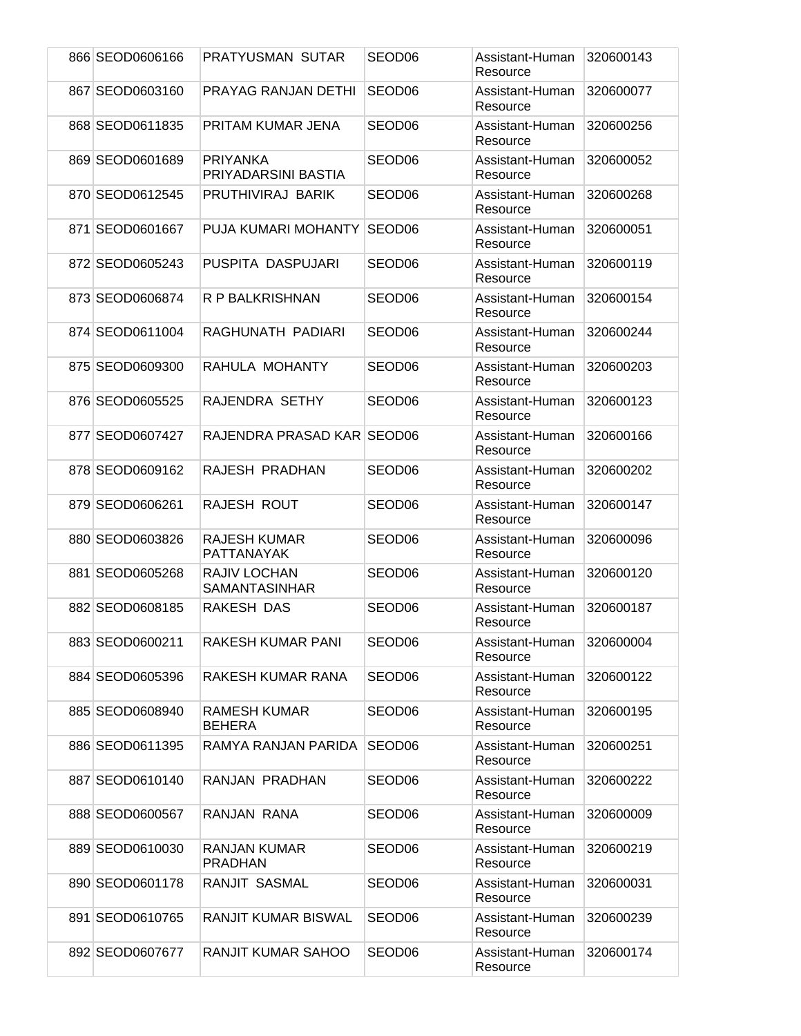| 866 | SEOD0606166 | PRATYUSMAN SUTAR | SEOD06 | Assistant-Human Resource | 320600143 |
|---|---|---|---|---|---|
| 867 | SEOD0603160 | PRAYAG RANJAN DETHI | SEOD06 | Assistant-Human Resource | 320600077 |
| 868 | SEOD0611835 | PRITAM KUMAR JENA | SEOD06 | Assistant-Human Resource | 320600256 |
| 869 | SEOD0601689 | PRIYANKA PRIYADARSINI BASTIA | SEOD06 | Assistant-Human Resource | 320600052 |
| 870 | SEOD0612545 | PRUTHIVIRAJ BARIK | SEOD06 | Assistant-Human Resource | 320600268 |
| 871 | SEOD0601667 | PUJA KUMARI MOHANTY | SEOD06 | Assistant-Human Resource | 320600051 |
| 872 | SEOD0605243 | PUSPITA DASPUJARI | SEOD06 | Assistant-Human Resource | 320600119 |
| 873 | SEOD0606874 | R P BALKRISHNAN | SEOD06 | Assistant-Human Resource | 320600154 |
| 874 | SEOD0611004 | RAGHUNATH PADIARI | SEOD06 | Assistant-Human Resource | 320600244 |
| 875 | SEOD0609300 | RAHULA MOHANTY | SEOD06 | Assistant-Human Resource | 320600203 |
| 876 | SEOD0605525 | RAJENDRA SETHY | SEOD06 | Assistant-Human Resource | 320600123 |
| 877 | SEOD0607427 | RAJENDRA PRASAD KAR | SEOD06 | Assistant-Human Resource | 320600166 |
| 878 | SEOD0609162 | RAJESH PRADHAN | SEOD06 | Assistant-Human Resource | 320600202 |
| 879 | SEOD0606261 | RAJESH ROUT | SEOD06 | Assistant-Human Resource | 320600147 |
| 880 | SEOD0603826 | RAJESH KUMAR PATTANAYAK | SEOD06 | Assistant-Human Resource | 320600096 |
| 881 | SEOD0605268 | RAJIV LOCHAN SAMANTASINHAR | SEOD06 | Assistant-Human Resource | 320600120 |
| 882 | SEOD0608185 | RAKESH DAS | SEOD06 | Assistant-Human Resource | 320600187 |
| 883 | SEOD0600211 | RAKESH KUMAR PANI | SEOD06 | Assistant-Human Resource | 320600004 |
| 884 | SEOD0605396 | RAKESH KUMAR RANA | SEOD06 | Assistant-Human Resource | 320600122 |
| 885 | SEOD0608940 | RAMESH KUMAR BEHERA | SEOD06 | Assistant-Human Resource | 320600195 |
| 886 | SEOD0611395 | RAMYA RANJAN PARIDA | SEOD06 | Assistant-Human Resource | 320600251 |
| 887 | SEOD0610140 | RANJAN PRADHAN | SEOD06 | Assistant-Human Resource | 320600222 |
| 888 | SEOD0600567 | RANJAN RANA | SEOD06 | Assistant-Human Resource | 320600009 |
| 889 | SEOD0610030 | RANJAN KUMAR PRADHAN | SEOD06 | Assistant-Human Resource | 320600219 |
| 890 | SEOD0601178 | RANJIT SASMAL | SEOD06 | Assistant-Human Resource | 320600031 |
| 891 | SEOD0610765 | RANJIT KUMAR BISWAL | SEOD06 | Assistant-Human Resource | 320600239 |
| 892 | SEOD0607677 | RANJIT KUMAR SAHOO | SEOD06 | Assistant-Human Resource | 320600174 |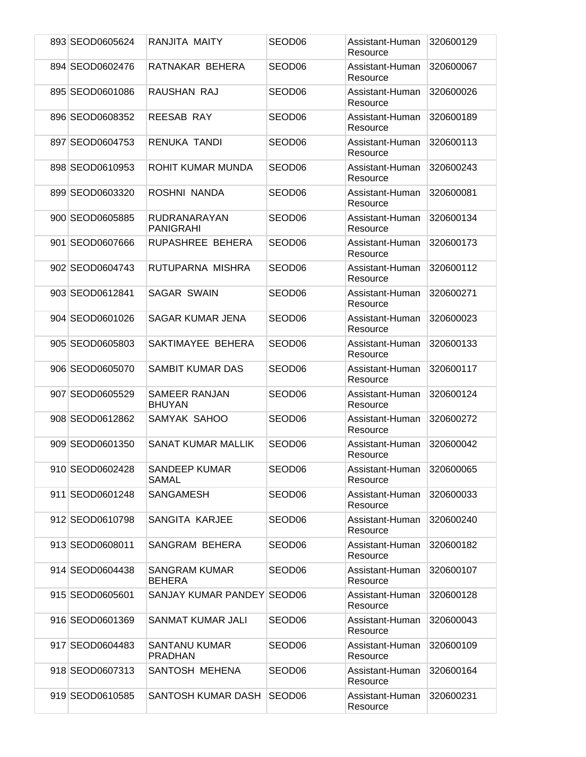| | | | | | |
|---|---|---|---|---|---|
| 893 | SEOD0605624 | RANJITA MAITY | SEOD06 | Assistant-Human Resource | 320600129 |
| 894 | SEOD0602476 | RATNAKAR BEHERA | SEOD06 | Assistant-Human Resource | 320600067 |
| 895 | SEOD0601086 | RAUSHAN RAJ | SEOD06 | Assistant-Human Resource | 320600026 |
| 896 | SEOD0608352 | REESAB RAY | SEOD06 | Assistant-Human Resource | 320600189 |
| 897 | SEOD0604753 | RENUKA TANDI | SEOD06 | Assistant-Human Resource | 320600113 |
| 898 | SEOD0610953 | ROHIT KUMAR MUNDA | SEOD06 | Assistant-Human Resource | 320600243 |
| 899 | SEOD0603320 | ROSHNI NANDA | SEOD06 | Assistant-Human Resource | 320600081 |
| 900 | SEOD0605885 | RUDRANARAYAN PANIGRAHI | SEOD06 | Assistant-Human Resource | 320600134 |
| 901 | SEOD0607666 | RUPASHREE BEHERA | SEOD06 | Assistant-Human Resource | 320600173 |
| 902 | SEOD0604743 | RUTUPARNA MISHRA | SEOD06 | Assistant-Human Resource | 320600112 |
| 903 | SEOD0612841 | SAGAR SWAIN | SEOD06 | Assistant-Human Resource | 320600271 |
| 904 | SEOD0601026 | SAGAR KUMAR JENA | SEOD06 | Assistant-Human Resource | 320600023 |
| 905 | SEOD0605803 | SAKTIMAYEE BEHERA | SEOD06 | Assistant-Human Resource | 320600133 |
| 906 | SEOD0605070 | SAMBIT KUMAR DAS | SEOD06 | Assistant-Human Resource | 320600117 |
| 907 | SEOD0605529 | SAMEER RANJAN BHUYAN | SEOD06 | Assistant-Human Resource | 320600124 |
| 908 | SEOD0612862 | SAMYAK SAHOO | SEOD06 | Assistant-Human Resource | 320600272 |
| 909 | SEOD0601350 | SANAT KUMAR MALLIK | SEOD06 | Assistant-Human Resource | 320600042 |
| 910 | SEOD0602428 | SANDEEP KUMAR SAMAL | SEOD06 | Assistant-Human Resource | 320600065 |
| 911 | SEOD0601248 | SANGAMESH | SEOD06 | Assistant-Human Resource | 320600033 |
| 912 | SEOD0610798 | SANGITA KARJEE | SEOD06 | Assistant-Human Resource | 320600240 |
| 913 | SEOD0608011 | SANGRAM BEHERA | SEOD06 | Assistant-Human Resource | 320600182 |
| 914 | SEOD0604438 | SANGRAM KUMAR BEHERA | SEOD06 | Assistant-Human Resource | 320600107 |
| 915 | SEOD0605601 | SANJAY KUMAR PANDEY | SEOD06 | Assistant-Human Resource | 320600128 |
| 916 | SEOD0601369 | SANMAT KUMAR JALI | SEOD06 | Assistant-Human Resource | 320600043 |
| 917 | SEOD0604483 | SANTANU KUMAR PRADHAN | SEOD06 | Assistant-Human Resource | 320600109 |
| 918 | SEOD0607313 | SANTOSH MEHENA | SEOD06 | Assistant-Human Resource | 320600164 |
| 919 | SEOD0610585 | SANTOSH KUMAR DASH | SEOD06 | Assistant-Human Resource | 320600231 |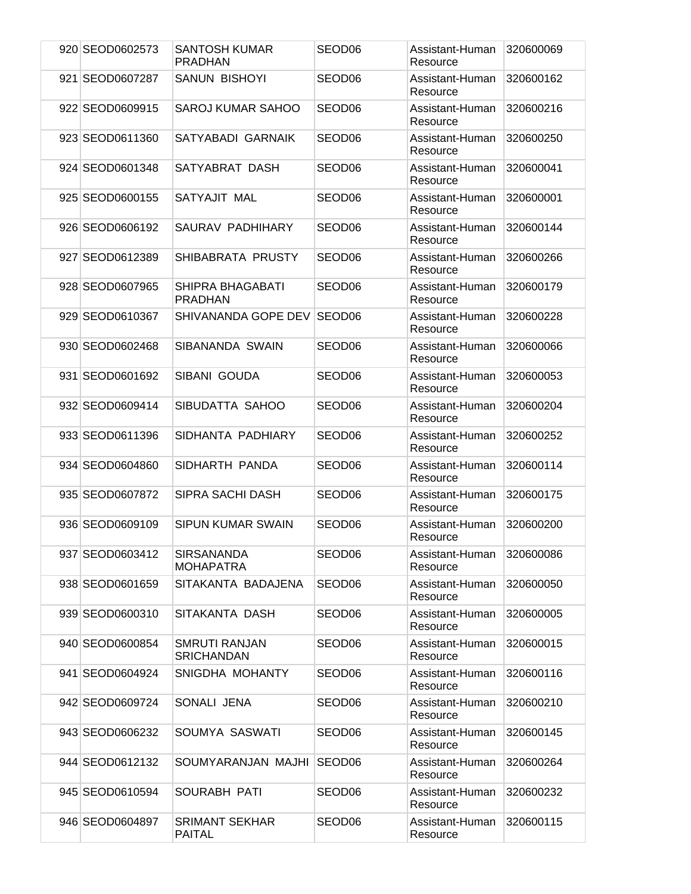| | | | | | |
|---|---|---|---|---|---|
| 920 | SEOD0602573 | SANTOSH KUMAR PRADHAN | SEOD06 | Assistant-Human Resource | 320600069 |
| 921 | SEOD0607287 | SANUN BISHOYI | SEOD06 | Assistant-Human Resource | 320600162 |
| 922 | SEOD0609915 | SAROJ KUMAR SAHOO | SEOD06 | Assistant-Human Resource | 320600216 |
| 923 | SEOD0611360 | SATYABADI GARNAIK | SEOD06 | Assistant-Human Resource | 320600250 |
| 924 | SEOD0601348 | SATYABRAT DASH | SEOD06 | Assistant-Human Resource | 320600041 |
| 925 | SEOD0600155 | SATYAJIT MAL | SEOD06 | Assistant-Human Resource | 320600001 |
| 926 | SEOD0606192 | SAURAV PADHIHARY | SEOD06 | Assistant-Human Resource | 320600144 |
| 927 | SEOD0612389 | SHIBABRATA PRUSTY | SEOD06 | Assistant-Human Resource | 320600266 |
| 928 | SEOD0607965 | SHIPRA BHAGABATI PRADHAN | SEOD06 | Assistant-Human Resource | 320600179 |
| 929 | SEOD0610367 | SHIVANANDA GOPE DEV | SEOD06 | Assistant-Human Resource | 320600228 |
| 930 | SEOD0602468 | SIBANANDA SWAIN | SEOD06 | Assistant-Human Resource | 320600066 |
| 931 | SEOD0601692 | SIBANI GOUDA | SEOD06 | Assistant-Human Resource | 320600053 |
| 932 | SEOD0609414 | SIBUDATTA SAHOO | SEOD06 | Assistant-Human Resource | 320600204 |
| 933 | SEOD0611396 | SIDHANTA PADHIARY | SEOD06 | Assistant-Human Resource | 320600252 |
| 934 | SEOD0604860 | SIDHARTH PANDA | SEOD06 | Assistant-Human Resource | 320600114 |
| 935 | SEOD0607872 | SIPRA SACHI DASH | SEOD06 | Assistant-Human Resource | 320600175 |
| 936 | SEOD0609109 | SIPUN KUMAR SWAIN | SEOD06 | Assistant-Human Resource | 320600200 |
| 937 | SEOD0603412 | SIRSANANDA MOHAPATRA | SEOD06 | Assistant-Human Resource | 320600086 |
| 938 | SEOD0601659 | SITAKANTA BADAJENA | SEOD06 | Assistant-Human Resource | 320600050 |
| 939 | SEOD0600310 | SITAKANTA DASH | SEOD06 | Assistant-Human Resource | 320600005 |
| 940 | SEOD0600854 | SMRUTI RANJAN SRICHANDAN | SEOD06 | Assistant-Human Resource | 320600015 |
| 941 | SEOD0604924 | SNIGDHA MOHANTY | SEOD06 | Assistant-Human Resource | 320600116 |
| 942 | SEOD0609724 | SONALI JENA | SEOD06 | Assistant-Human Resource | 320600210 |
| 943 | SEOD0606232 | SOUMYA SASWATI | SEOD06 | Assistant-Human Resource | 320600145 |
| 944 | SEOD0612132 | SOUMYARANJAN MAJHI | SEOD06 | Assistant-Human Resource | 320600264 |
| 945 | SEOD0610594 | SOURABH PATI | SEOD06 | Assistant-Human Resource | 320600232 |
| 946 | SEOD0604897 | SRIMANT SEKHAR PAITAL | SEOD06 | Assistant-Human Resource | 320600115 |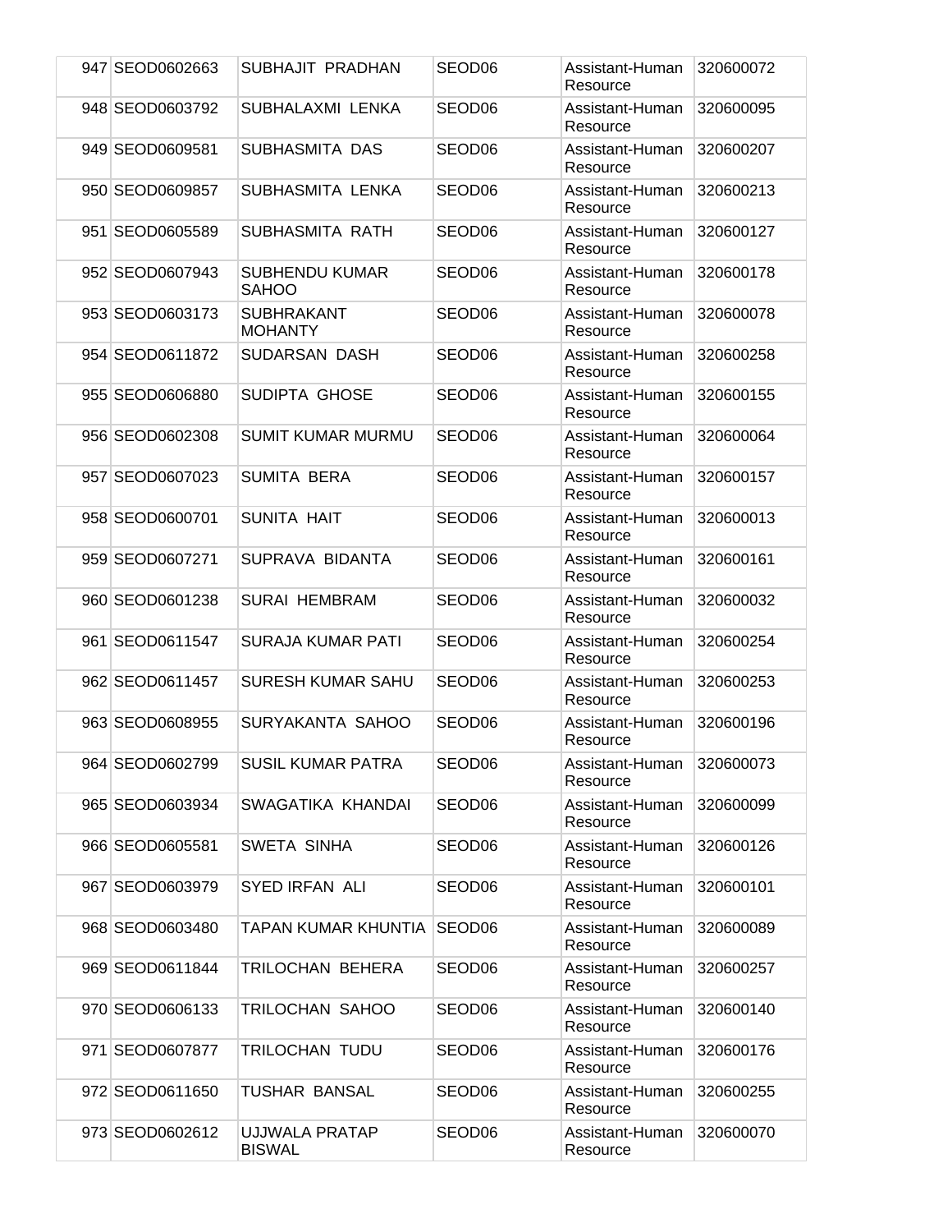| 947 | SEOD0602663 | SUBHAJIT PRADHAN | SEOD06 | Assistant-Human Resource | 320600072 |
|---|---|---|---|---|---|
| 948 | SEOD0603792 | SUBHALAXMI LENKA | SEOD06 | Assistant-Human Resource | 320600095 |
| 949 | SEOD0609581 | SUBHASMITA DAS | SEOD06 | Assistant-Human Resource | 320600207 |
| 950 | SEOD0609857 | SUBHASMITA LENKA | SEOD06 | Assistant-Human Resource | 320600213 |
| 951 | SEOD0605589 | SUBHASMITA RATH | SEOD06 | Assistant-Human Resource | 320600127 |
| 952 | SEOD0607943 | SUBHENDU KUMAR SAHOO | SEOD06 | Assistant-Human Resource | 320600178 |
| 953 | SEOD0603173 | SUBHRAKANT MOHANTY | SEOD06 | Assistant-Human Resource | 320600078 |
| 954 | SEOD0611872 | SUDARSAN DASH | SEOD06 | Assistant-Human Resource | 320600258 |
| 955 | SEOD0606880 | SUDIPTA GHOSE | SEOD06 | Assistant-Human Resource | 320600155 |
| 956 | SEOD0602308 | SUMIT KUMAR MURMU | SEOD06 | Assistant-Human Resource | 320600064 |
| 957 | SEOD0607023 | SUMITA BERA | SEOD06 | Assistant-Human Resource | 320600157 |
| 958 | SEOD0600701 | SUNITA HAIT | SEOD06 | Assistant-Human Resource | 320600013 |
| 959 | SEOD0607271 | SUPRAVA BIDANTA | SEOD06 | Assistant-Human Resource | 320600161 |
| 960 | SEOD0601238 | SURAI HEMBRAM | SEOD06 | Assistant-Human Resource | 320600032 |
| 961 | SEOD0611547 | SURAJA KUMAR PATI | SEOD06 | Assistant-Human Resource | 320600254 |
| 962 | SEOD0611457 | SURESH KUMAR SAHU | SEOD06 | Assistant-Human Resource | 320600253 |
| 963 | SEOD0608955 | SURYAKANTA SAHOO | SEOD06 | Assistant-Human Resource | 320600196 |
| 964 | SEOD0602799 | SUSIL KUMAR PATRA | SEOD06 | Assistant-Human Resource | 320600073 |
| 965 | SEOD0603934 | SWAGATIKA KHANDAI | SEOD06 | Assistant-Human Resource | 320600099 |
| 966 | SEOD0605581 | SWETA SINHA | SEOD06 | Assistant-Human Resource | 320600126 |
| 967 | SEOD0603979 | SYED IRFAN ALI | SEOD06 | Assistant-Human Resource | 320600101 |
| 968 | SEOD0603480 | TAPAN KUMAR KHUNTIA | SEOD06 | Assistant-Human Resource | 320600089 |
| 969 | SEOD0611844 | TRILOCHAN BEHERA | SEOD06 | Assistant-Human Resource | 320600257 |
| 970 | SEOD0606133 | TRILOCHAN SAHOO | SEOD06 | Assistant-Human Resource | 320600140 |
| 971 | SEOD0607877 | TRILOCHAN TUDU | SEOD06 | Assistant-Human Resource | 320600176 |
| 972 | SEOD0611650 | TUSHAR BANSAL | SEOD06 | Assistant-Human Resource | 320600255 |
| 973 | SEOD0602612 | UJJWALA PRATAP BISWAL | SEOD06 | Assistant-Human Resource | 320600070 |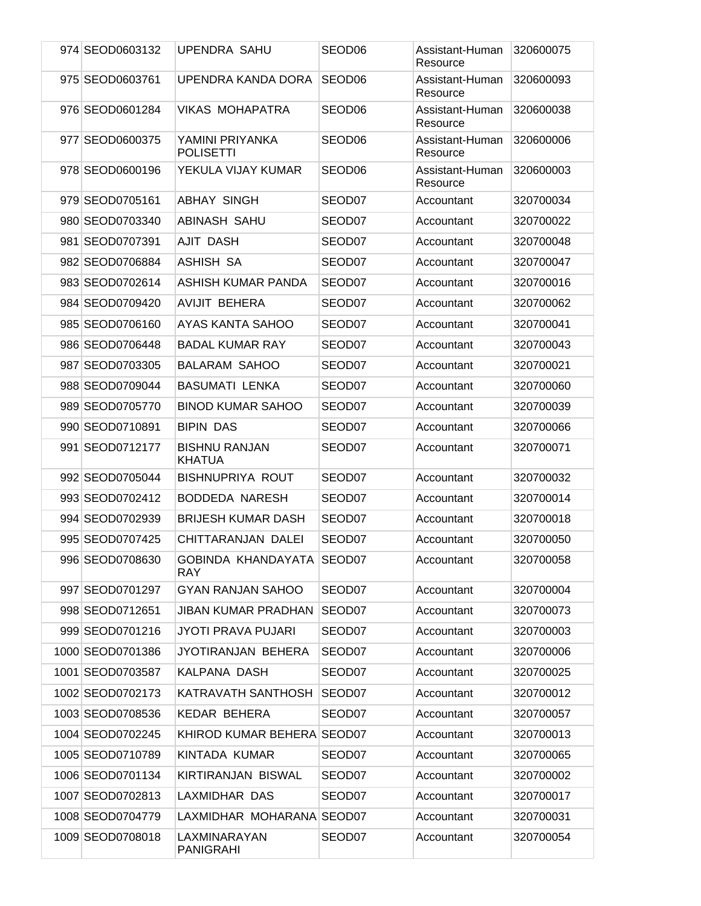| | | | | | |
|---|---|---|---|---|---|
| 974 | SEOD0603132 | UPENDRA SAHU | SEOD06 | Assistant-Human Resource | 320600075 |
| 975 | SEOD0603761 | UPENDRA KANDA DORA | SEOD06 | Assistant-Human Resource | 320600093 |
| 976 | SEOD0601284 | VIKAS MOHAPATRA | SEOD06 | Assistant-Human Resource | 320600038 |
| 977 | SEOD0600375 | YAMINI PRIYANKA POLISETTI | SEOD06 | Assistant-Human Resource | 320600006 |
| 978 | SEOD0600196 | YEKULA VIJAY KUMAR | SEOD06 | Assistant-Human Resource | 320600003 |
| 979 | SEOD0705161 | ABHAY SINGH | SEOD07 | Accountant | 320700034 |
| 980 | SEOD0703340 | ABINASH SAHU | SEOD07 | Accountant | 320700022 |
| 981 | SEOD0707391 | AJIT DASH | SEOD07 | Accountant | 320700048 |
| 982 | SEOD0706884 | ASHISH SA | SEOD07 | Accountant | 320700047 |
| 983 | SEOD0702614 | ASHISH KUMAR PANDA | SEOD07 | Accountant | 320700016 |
| 984 | SEOD0709420 | AVIJIT BEHERA | SEOD07 | Accountant | 320700062 |
| 985 | SEOD0706160 | AYAS KANTA SAHOO | SEOD07 | Accountant | 320700041 |
| 986 | SEOD0706448 | BADAL KUMAR RAY | SEOD07 | Accountant | 320700043 |
| 987 | SEOD0703305 | BALARAM SAHOO | SEOD07 | Accountant | 320700021 |
| 988 | SEOD0709044 | BASUMATI LENKA | SEOD07 | Accountant | 320700060 |
| 989 | SEOD0705770 | BINOD KUMAR SAHOO | SEOD07 | Accountant | 320700039 |
| 990 | SEOD0710891 | BIPIN DAS | SEOD07 | Accountant | 320700066 |
| 991 | SEOD0712177 | BISHNU RANJAN KHATUA | SEOD07 | Accountant | 320700071 |
| 992 | SEOD0705044 | BISHNUPRIYA ROUT | SEOD07 | Accountant | 320700032 |
| 993 | SEOD0702412 | BODDEDA NARESH | SEOD07 | Accountant | 320700014 |
| 994 | SEOD0702939 | BRIJESH KUMAR DASH | SEOD07 | Accountant | 320700018 |
| 995 | SEOD0707425 | CHITTARANJAN DALEI | SEOD07 | Accountant | 320700050 |
| 996 | SEOD0708630 | GOBINDA KHANDAYATA RAY | SEOD07 | Accountant | 320700058 |
| 997 | SEOD0701297 | GYAN RANJAN SAHOO | SEOD07 | Accountant | 320700004 |
| 998 | SEOD0712651 | JIBAN KUMAR PRADHAN | SEOD07 | Accountant | 320700073 |
| 999 | SEOD0701216 | JYOTI PRAVA PUJARI | SEOD07 | Accountant | 320700003 |
| 1000 | SEOD0701386 | JYOTIRANJAN BEHERA | SEOD07 | Accountant | 320700006 |
| 1001 | SEOD0703587 | KALPANA DASH | SEOD07 | Accountant | 320700025 |
| 1002 | SEOD0702173 | KATRAVATH SANTHOSH | SEOD07 | Accountant | 320700012 |
| 1003 | SEOD0708536 | KEDAR BEHERA | SEOD07 | Accountant | 320700057 |
| 1004 | SEOD0702245 | KHIROD KUMAR BEHERA | SEOD07 | Accountant | 320700013 |
| 1005 | SEOD0710789 | KINTADA KUMAR | SEOD07 | Accountant | 320700065 |
| 1006 | SEOD0701134 | KIRTIRANJAN BISWAL | SEOD07 | Accountant | 320700002 |
| 1007 | SEOD0702813 | LAXMIDHAR DAS | SEOD07 | Accountant | 320700017 |
| 1008 | SEOD0704779 | LAXMIDHAR MOHARANA | SEOD07 | Accountant | 320700031 |
| 1009 | SEOD0708018 | LAXMINARAYAN PANIGRAHI | SEOD07 | Accountant | 320700054 |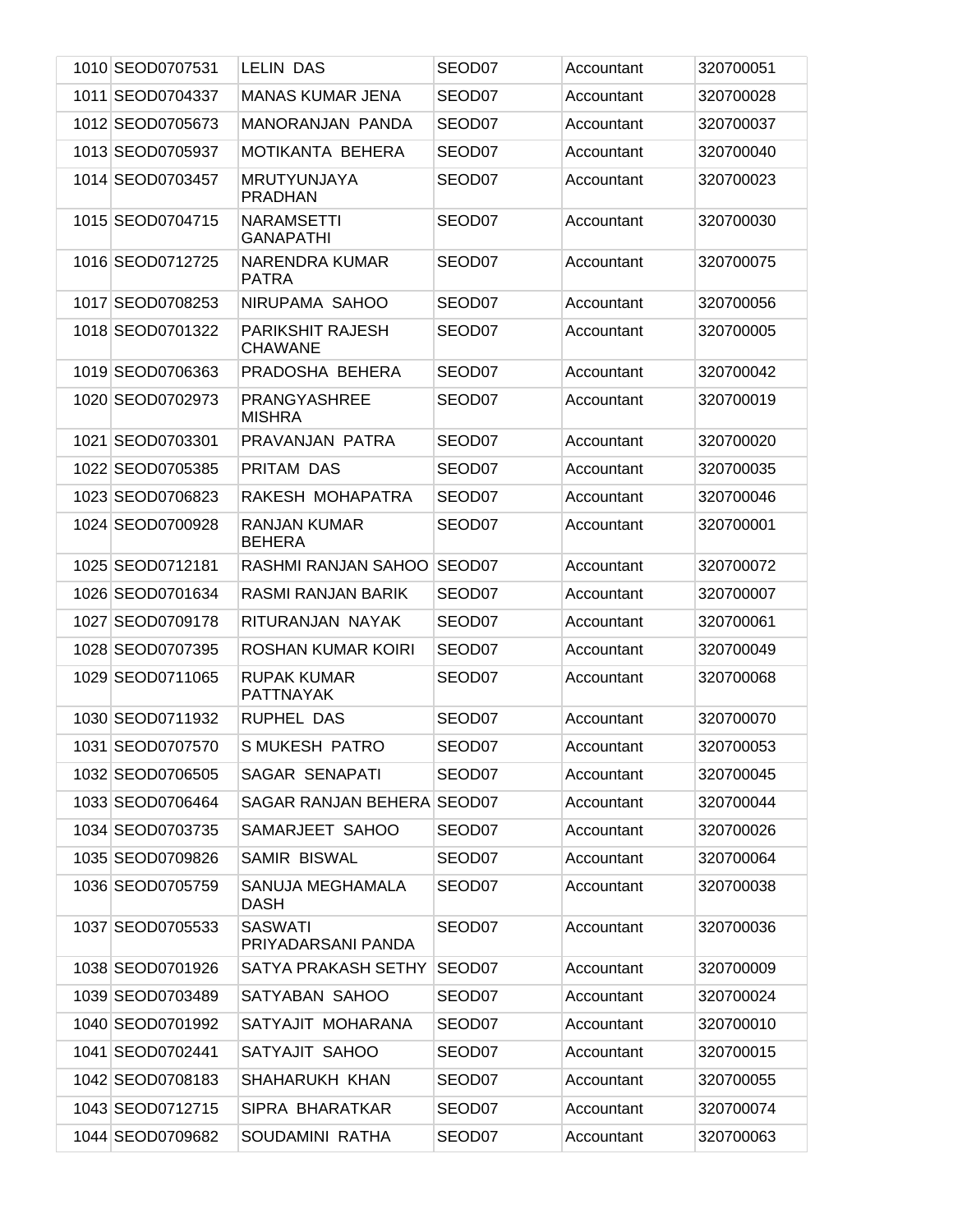| 1010 | SEOD0707531 | LELIN DAS | SEOD07 | Accountant | 320700051 |
|---|---|---|---|---|---|
| 1011 | SEOD0704337 | MANAS KUMAR JENA | SEOD07 | Accountant | 320700028 |
| 1012 | SEOD0705673 | MANORANJAN PANDA | SEOD07 | Accountant | 320700037 |
| 1013 | SEOD0705937 | MOTIKANTA BEHERA | SEOD07 | Accountant | 320700040 |
| 1014 | SEOD0703457 | MRUTYUNJAYA PRADHAN | SEOD07 | Accountant | 320700023 |
| 1015 | SEOD0704715 | NARAMSETTI GANAPATHI | SEOD07 | Accountant | 320700030 |
| 1016 | SEOD0712725 | NARENDRA KUMAR PATRA | SEOD07 | Accountant | 320700075 |
| 1017 | SEOD0708253 | NIRUPAMA SAHOO | SEOD07 | Accountant | 320700056 |
| 1018 | SEOD0701322 | PARIKSHIT RAJESH CHAWANE | SEOD07 | Accountant | 320700005 |
| 1019 | SEOD0706363 | PRADOSHA BEHERA | SEOD07 | Accountant | 320700042 |
| 1020 | SEOD0702973 | PRANGYASHREE MISHRA | SEOD07 | Accountant | 320700019 |
| 1021 | SEOD0703301 | PRAVANJAN PATRA | SEOD07 | Accountant | 320700020 |
| 1022 | SEOD0705385 | PRITAM DAS | SEOD07 | Accountant | 320700035 |
| 1023 | SEOD0706823 | RAKESH MOHAPATRA | SEOD07 | Accountant | 320700046 |
| 1024 | SEOD0700928 | RANJAN KUMAR BEHERA | SEOD07 | Accountant | 320700001 |
| 1025 | SEOD0712181 | RASHMI RANJAN SAHOO | SEOD07 | Accountant | 320700072 |
| 1026 | SEOD0701634 | RASMI RANJAN BARIK | SEOD07 | Accountant | 320700007 |
| 1027 | SEOD0709178 | RITURANJAN NAYAK | SEOD07 | Accountant | 320700061 |
| 1028 | SEOD0707395 | ROSHAN KUMAR KOIRI | SEOD07 | Accountant | 320700049 |
| 1029 | SEOD0711065 | RUPAK KUMAR PATTNAYAK | SEOD07 | Accountant | 320700068 |
| 1030 | SEOD0711932 | RUPHEL DAS | SEOD07 | Accountant | 320700070 |
| 1031 | SEOD0707570 | S MUKESH PATRO | SEOD07 | Accountant | 320700053 |
| 1032 | SEOD0706505 | SAGAR SENAPATI | SEOD07 | Accountant | 320700045 |
| 1033 | SEOD0706464 | SAGAR RANJAN BEHERA | SEOD07 | Accountant | 320700044 |
| 1034 | SEOD0703735 | SAMARJEET SAHOO | SEOD07 | Accountant | 320700026 |
| 1035 | SEOD0709826 | SAMIR BISWAL | SEOD07 | Accountant | 320700064 |
| 1036 | SEOD0705759 | SANUJA MEGHAMALA DASH | SEOD07 | Accountant | 320700038 |
| 1037 | SEOD0705533 | SASWATI PRIYADARSANI PANDA | SEOD07 | Accountant | 320700036 |
| 1038 | SEOD0701926 | SATYA PRAKASH SETHY | SEOD07 | Accountant | 320700009 |
| 1039 | SEOD0703489 | SATYABAN SAHOO | SEOD07 | Accountant | 320700024 |
| 1040 | SEOD0701992 | SATYAJIT MOHARANA | SEOD07 | Accountant | 320700010 |
| 1041 | SEOD0702441 | SATYAJIT SAHOO | SEOD07 | Accountant | 320700015 |
| 1042 | SEOD0708183 | SHAHARUKH KHAN | SEOD07 | Accountant | 320700055 |
| 1043 | SEOD0712715 | SIPRA BHARATKAR | SEOD07 | Accountant | 320700074 |
| 1044 | SEOD0709682 | SOUDAMINI RATHA | SEOD07 | Accountant | 320700063 |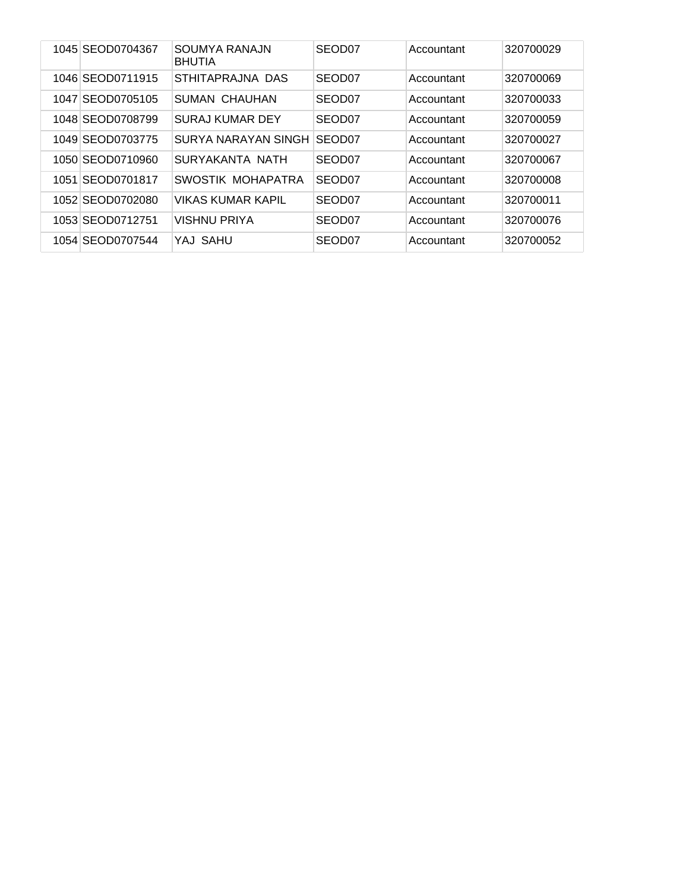| | | | | | |
|---|---|---|---|---|---|
| 1045 | SEOD0704367 | SOUMYA RANAJN BHUTIA | SEOD07 | Accountant | 320700029 |
| 1046 | SEOD0711915 | STHITAPRAJNA DAS | SEOD07 | Accountant | 320700069 |
| 1047 | SEOD0705105 | SUMAN CHAUHAN | SEOD07 | Accountant | 320700033 |
| 1048 | SEOD0708799 | SURAJ KUMAR DEY | SEOD07 | Accountant | 320700059 |
| 1049 | SEOD0703775 | SURYA NARAYAN SINGH | SEOD07 | Accountant | 320700027 |
| 1050 | SEOD0710960 | SURYAKANTA NATH | SEOD07 | Accountant | 320700067 |
| 1051 | SEOD0701817 | SWOSTIK MOHAPATRA | SEOD07 | Accountant | 320700008 |
| 1052 | SEOD0702080 | VIKAS KUMAR KAPIL | SEOD07 | Accountant | 320700011 |
| 1053 | SEOD0712751 | VISHNU PRIYA | SEOD07 | Accountant | 320700076 |
| 1054 | SEOD0707544 | YAJ SAHU | SEOD07 | Accountant | 320700052 |